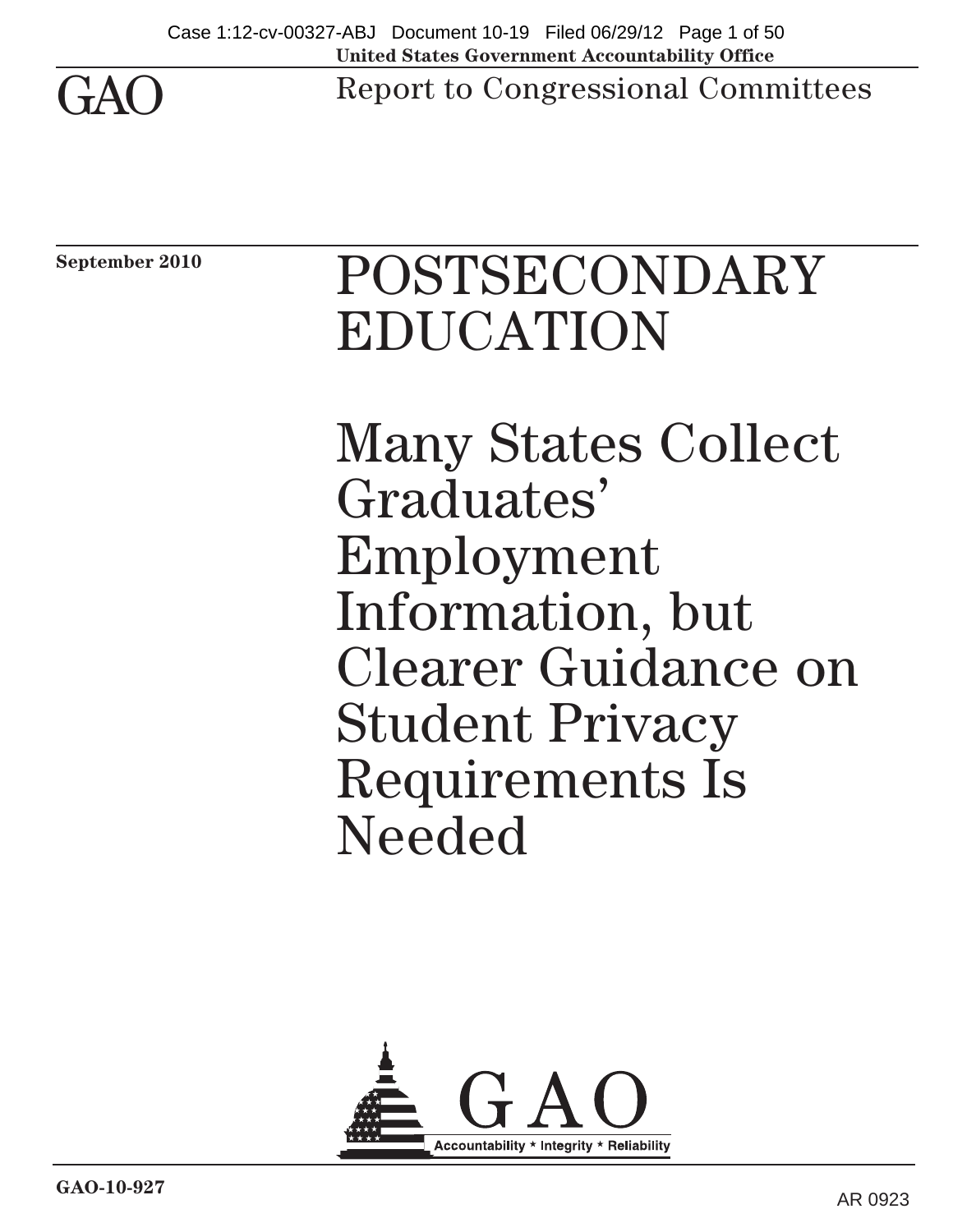United States Government Accountability Office

GAO

Report to Congressional Committees

September 2010

# POSTSECONDARY EDUCATION

# Many States Collect Graduates' Employment Information, but Clearer Guidance on Student Privacy Requirements Is Needed

GAO

Accountability * Integrity * Reliability

GAO-10-927

AR 0923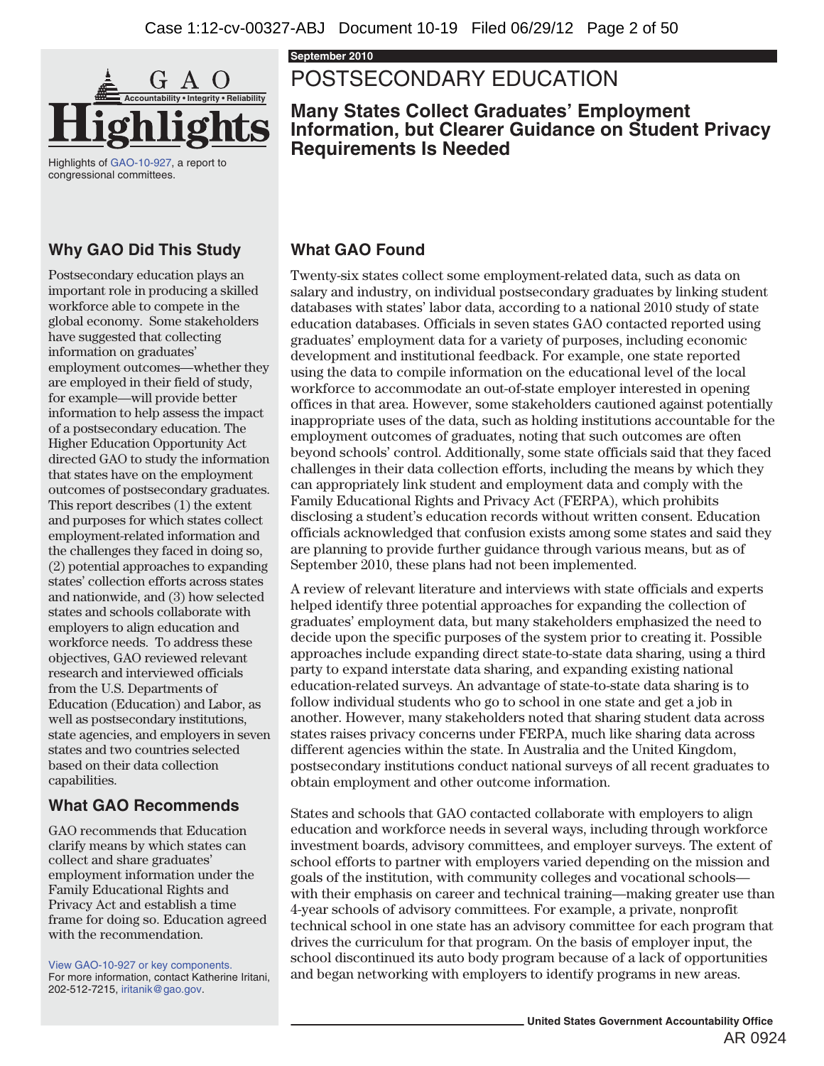# GAO Highlights

Highlights of GAO-10-927, a report to congressional committees.

September 2010

# POSTSECONDARY EDUCATION

## Many States Collect Graduates' Employment Information, but Clearer Guidance on Student Privacy Requirements Is Needed

### Why GAO Did This Study

Postsecondary education plays an important role in producing a skilled workforce able to compete in the global economy. Some stakeholders have suggested that collecting information on graduates' employment outcomes—whether they are employed in their field of study, for example—will provide better information to help assess the impact of a postsecondary education. The Higher Education Opportunity Act directed GAO to study the information that states have on the employment outcomes of postsecondary graduates. This report describes (1) the extent and purposes for which states collect employment-related information and the challenges they faced in doing so, (2) potential approaches to expanding states' collection efforts across states and nationwide, and (3) how selected states and schools collaborate with employers to align education and workforce needs. To address these objectives, GAO reviewed relevant research and interviewed officials from the U.S. Departments of Education (Education) and Labor, as well as postsecondary institutions, state agencies, and employers in seven states and two countries selected based on their data collection capabilities.

### What GAO Recommends

GAO recommends that Education clarify means by which states can collect and share graduates' employment information under the Family Educational Rights and Privacy Act and establish a time frame for doing so. Education agreed with the recommendation.

View GAO-10-927 or key components.
For more information, contact Katherine Iritani, 202-512-7215, iritanik@gao.gov.

### What GAO Found

Twenty-six states collect some employment-related data, such as data on salary and industry, on individual postsecondary graduates by linking student databases with states' labor data, according to a national 2010 study of state education databases. Officials in seven states GAO contacted reported using graduates' employment data for a variety of purposes, including economic development and institutional feedback. For example, one state reported using the data to compile information on the educational level of the local workforce to accommodate an out-of-state employer interested in opening offices in that area. However, some stakeholders cautioned against potentially inappropriate uses of the data, such as holding institutions accountable for the employment outcomes of graduates, noting that such outcomes are often beyond schools' control. Additionally, some state officials said that they faced challenges in their data collection efforts, including the means by which they can appropriately link student and employment data and comply with the Family Educational Rights and Privacy Act (FERPA), which prohibits disclosing a student's education records without written consent. Education officials acknowledged that confusion exists among some states and said they are planning to provide further guidance through various means, but as of September 2010, these plans had not been implemented.

A review of relevant literature and interviews with state officials and experts helped identify three potential approaches for expanding the collection of graduates' employment data, but many stakeholders emphasized the need to decide upon the specific purposes of the system prior to creating it. Possible approaches include expanding direct state-to-state data sharing, using a third party to expand interstate data sharing, and expanding existing national education-related surveys. An advantage of state-to-state data sharing is to follow individual students who go to school in one state and get a job in another. However, many stakeholders noted that sharing student data across states raises privacy concerns under FERPA, much like sharing data across different agencies within the state. In Australia and the United Kingdom, postsecondary institutions conduct national surveys of all recent graduates to obtain employment and other outcome information.

States and schools that GAO contacted collaborate with employers to align education and workforce needs in several ways, including through workforce investment boards, advisory committees, and employer surveys. The extent of school efforts to partner with employers varied depending on the mission and goals of the institution, with community colleges and vocational schools—with their emphasis on career and technical training—making greater use than 4-year schools of advisory committees. For example, a private, nonprofit technical school in one state has an advisory committee for each program that drives the curriculum for that program. On the basis of employer input, the school discontinued its auto body program because of a lack of opportunities and began networking with employers to identify programs in new areas.

United States Government Accountability Office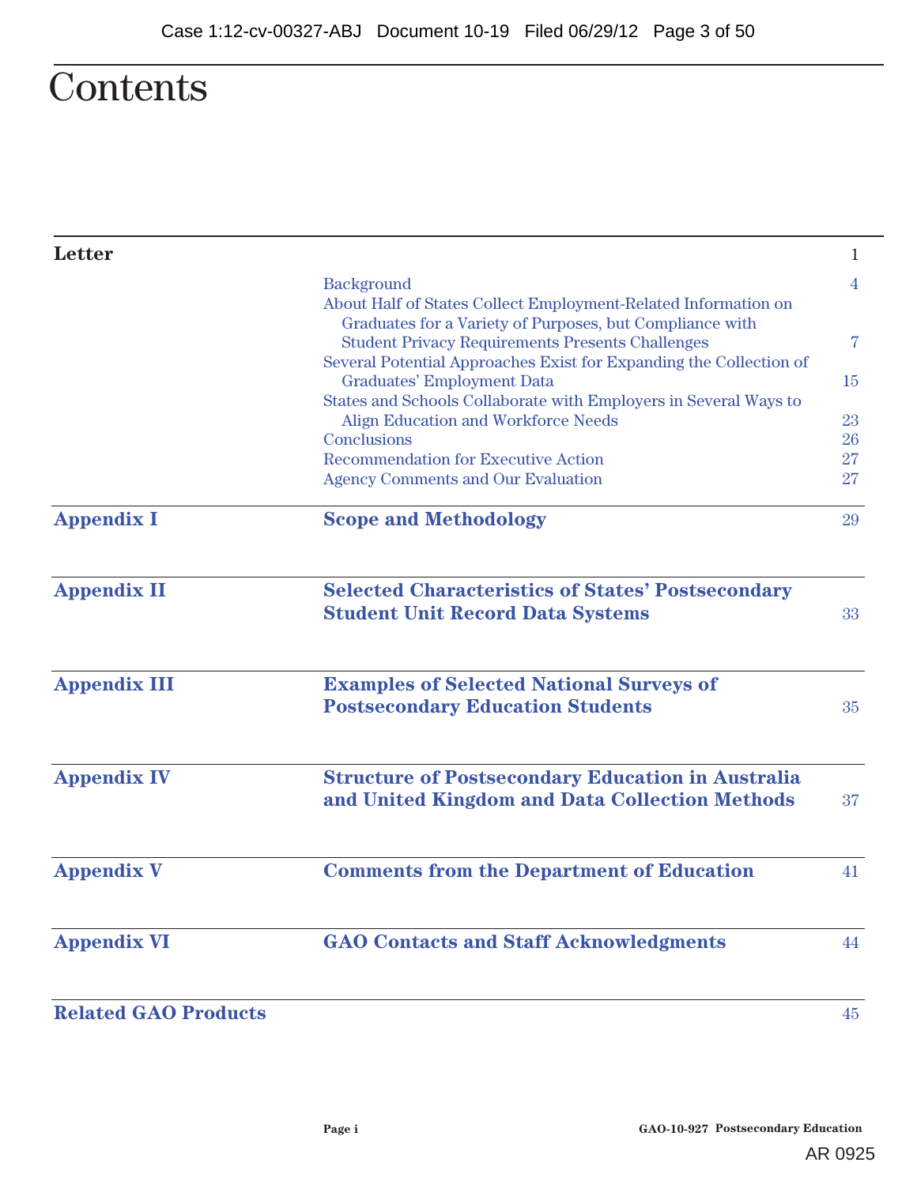# Contents

| | | |
|---|---|---|
| **Letter** | | 1 |
| | Background | 4 |
| | About Half of States Collect Employment-Related Information on Graduates for a Variety of Purposes, but Compliance with Student Privacy Requirements Presents Challenges | 7 |
| | Several Potential Approaches Exist for Expanding the Collection of Graduates' Employment Data | 15 |
| | States and Schools Collaborate with Employers in Several Ways to Align Education and Workforce Needs | 23 |
| | Conclusions | 26 |
| | Recommendation for Executive Action | 27 |
| | Agency Comments and Our Evaluation | 27 |
| **Appendix I** | **Scope and Methodology** | 29 |
| **Appendix II** | **Selected Characteristics of States' Postsecondary Student Unit Record Data Systems** | 33 |
| **Appendix III** | **Examples of Selected National Surveys of Postsecondary Education Students** | 35 |
| **Appendix IV** | **Structure of Postsecondary Education in Australia and United Kingdom and Data Collection Methods** | 37 |
| **Appendix V** | **Comments from the Department of Education** | 41 |
| **Appendix VI** | **GAO Contacts and Staff Acknowledgments** | 44 |
| **Related GAO Products** | | 45 |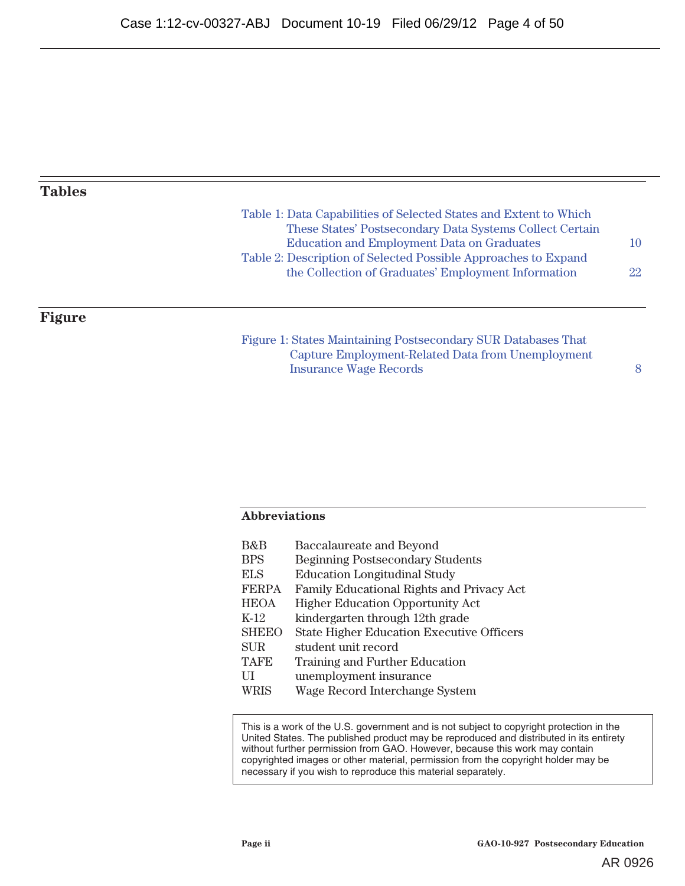## Tables

Table 1: Data Capabilities of Selected States and Extent to Which These States' Postsecondary Data Systems Collect Certain Education and Employment Data on Graduates 10

Table 2: Description of Selected Possible Approaches to Expand the Collection of Graduates' Employment Information 22

## Figure

Figure 1: States Maintaining Postsecondary SUR Databases That Capture Employment-Related Data from Unemployment Insurance Wage Records 8

### Abbreviations

| | |
|---|---|
| B&B | Baccalaureate and Beyond |
| BPS | Beginning Postsecondary Students |
| ELS | Education Longitudinal Study |
| FERPA | Family Educational Rights and Privacy Act |
| HEOA | Higher Education Opportunity Act |
| K-12 | kindergarten through 12th grade |
| SHEEO | State Higher Education Executive Officers |
| SUR | student unit record |
| TAFE | Training and Further Education |
| UI | unemployment insurance |
| WRIS | Wage Record Interchange System |

This is a work of the U.S. government and is not subject to copyright protection in the United States. The published product may be reproduced and distributed in its entirety without further permission from GAO. However, because this work may contain copyrighted images or other material, permission from the copyright holder may be necessary if you wish to reproduce this material separately.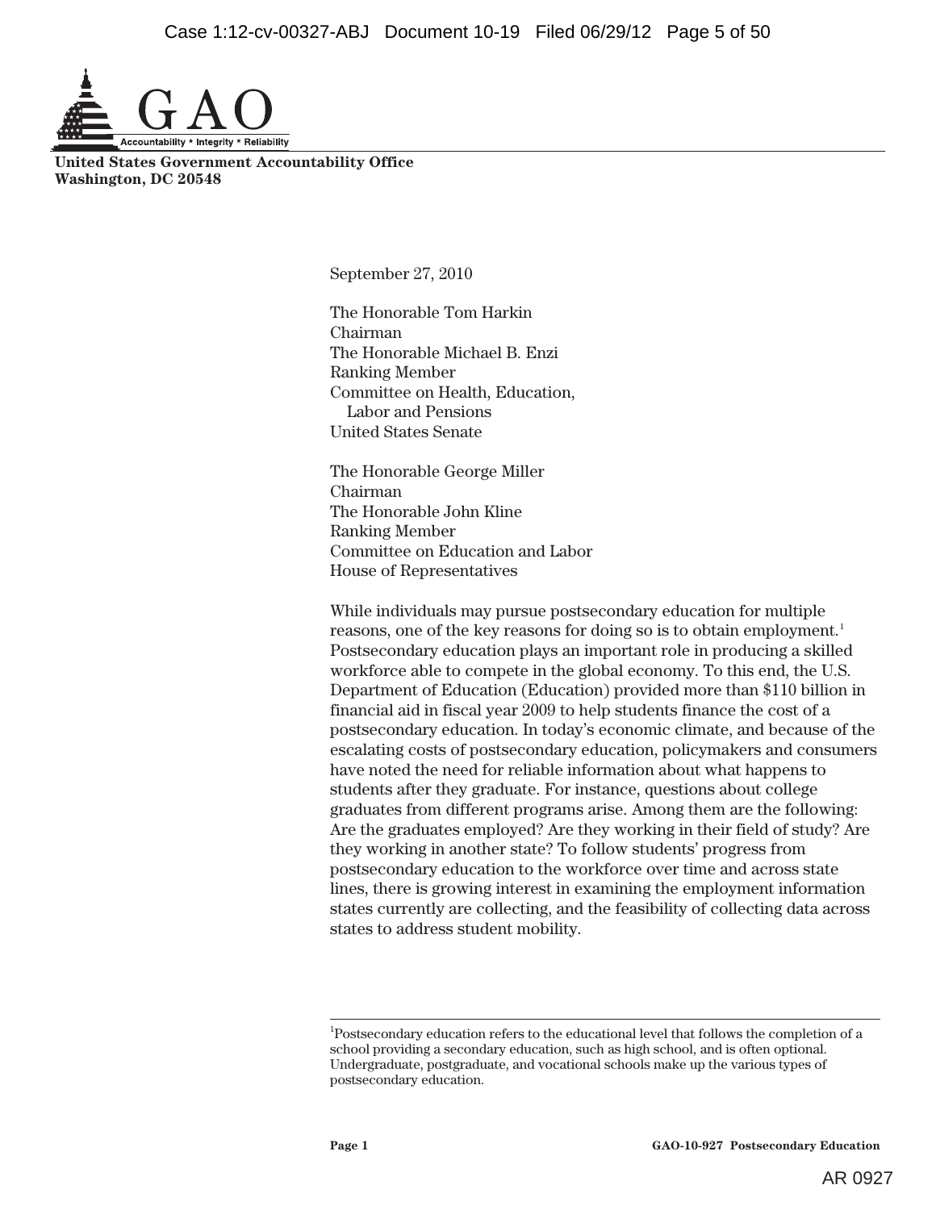**United States Government Accountability Office**
**Washington, DC 20548**

September 27, 2010

The Honorable Tom Harkin
Chairman
The Honorable Michael B. Enzi
Ranking Member
Committee on Health, Education, Labor and Pensions
United States Senate

The Honorable George Miller
Chairman
The Honorable John Kline
Ranking Member
Committee on Education and Labor
House of Representatives

While individuals may pursue postsecondary education for multiple reasons, one of the key reasons for doing so is to obtain employment.[1] Postsecondary education plays an important role in producing a skilled workforce able to compete in the global economy. To this end, the U.S. Department of Education (Education) provided more than $110 billion in financial aid in fiscal year 2009 to help students finance the cost of a postsecondary education. In today's economic climate, and because of the escalating costs of postsecondary education, policymakers and consumers have noted the need for reliable information about what happens to students after they graduate. For instance, questions about college graduates from different programs arise. Among them are the following: Are the graduates employed? Are they working in their field of study? Are they working in another state? To follow students' progress from postsecondary education to the workforce over time and across state lines, there is growing interest in examining the employment information states currently are collecting, and the feasibility of collecting data across states to address student mobility.

---

[1] Postsecondary education refers to the educational level that follows the completion of a school providing a secondary education, such as high school, and is often optional. Undergraduate, postgraduate, and vocational schools make up the various types of postsecondary education.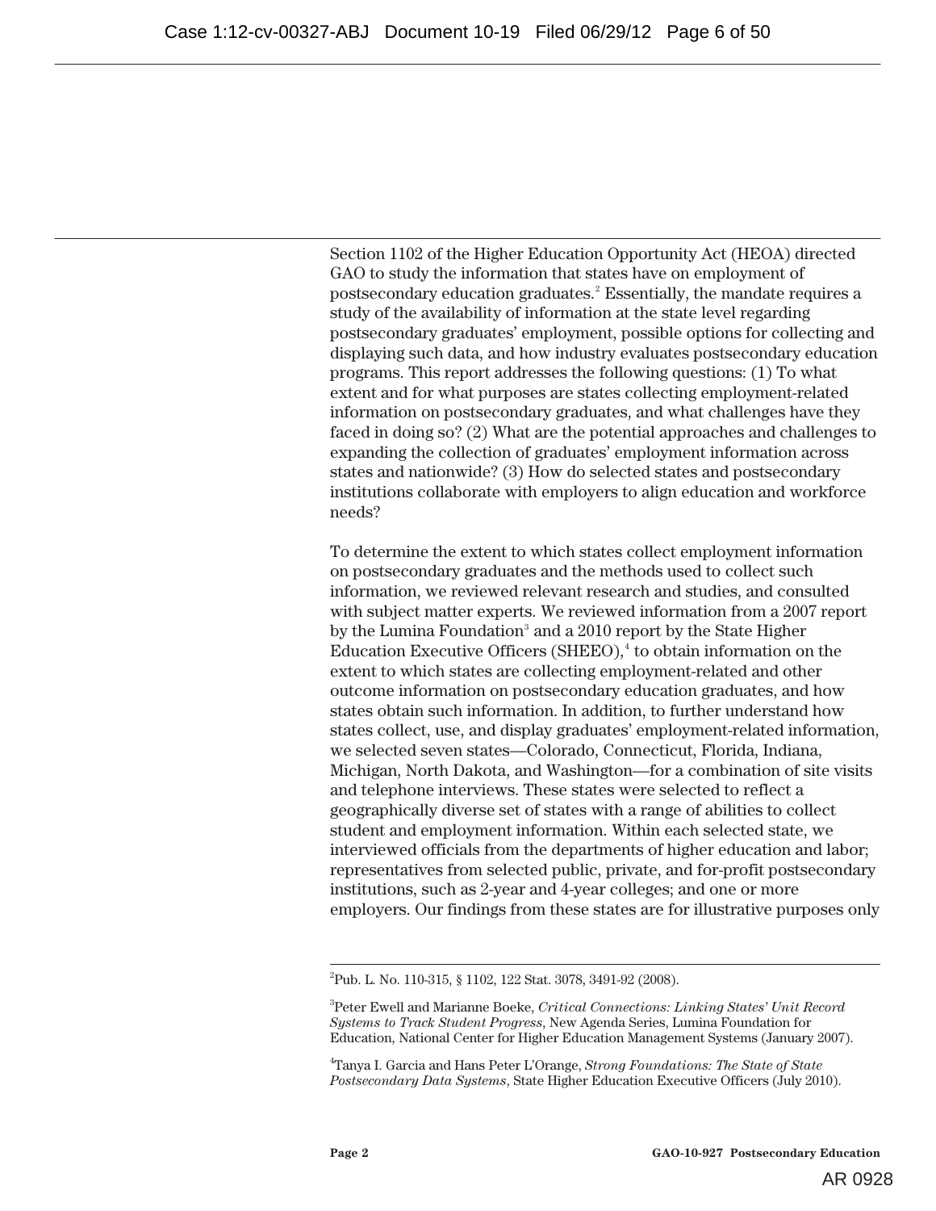Section 1102 of the Higher Education Opportunity Act (HEOA) directed GAO to study the information that states have on employment of postsecondary education graduates.[2] Essentially, the mandate requires a study of the availability of information at the state level regarding postsecondary graduates' employment, possible options for collecting and displaying such data, and how industry evaluates postsecondary education programs. This report addresses the following questions: (1) To what extent and for what purposes are states collecting employment-related information on postsecondary graduates, and what challenges have they faced in doing so? (2) What are the potential approaches and challenges to expanding the collection of graduates' employment information across states and nationwide? (3) How do selected states and postsecondary institutions collaborate with employers to align education and workforce needs?

To determine the extent to which states collect employment information on postsecondary graduates and the methods used to collect such information, we reviewed relevant research and studies, and consulted with subject matter experts. We reviewed information from a 2007 report by the Lumina Foundation[3] and a 2010 report by the State Higher Education Executive Officers (SHEEO),[4] to obtain information on the extent to which states are collecting employment-related and other outcome information on postsecondary education graduates, and how states obtain such information. In addition, to further understand how states collect, use, and display graduates' employment-related information, we selected seven states—Colorado, Connecticut, Florida, Indiana, Michigan, North Dakota, and Washington—for a combination of site visits and telephone interviews. These states were selected to reflect a geographically diverse set of states with a range of abilities to collect student and employment information. Within each selected state, we interviewed officials from the departments of higher education and labor; representatives from selected public, private, and for-profit postsecondary institutions, such as 2-year and 4-year colleges; and one or more employers. Our findings from these states are for illustrative purposes only

---

[2] Pub. L. No. 110-315, § 1102, 122 Stat. 3078, 3491-92 (2008).

[3] Peter Ewell and Marianne Boeke, *Critical Connections: Linking States' Unit Record Systems to Track Student Progress*, New Agenda Series, Lumina Foundation for Education, National Center for Higher Education Management Systems (January 2007).

[4] Tanya I. Garcia and Hans Peter L'Orange, *Strong Foundations: The State of State Postsecondary Data Systems*, State Higher Education Executive Officers (July 2010).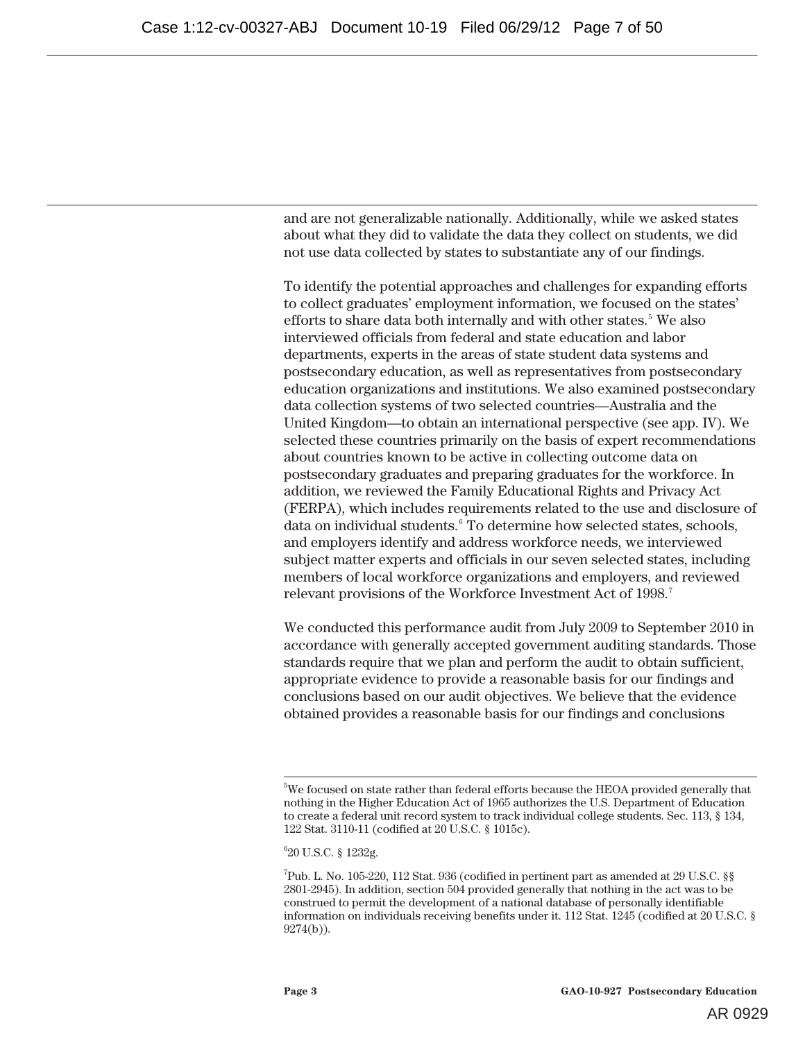and are not generalizable nationally. Additionally, while we asked states about what they did to validate the data they collect on students, we did not use data collected by states to substantiate any of our findings.

To identify the potential approaches and challenges for expanding efforts to collect graduates' employment information, we focused on the states' efforts to share data both internally and with other states.[5] We also interviewed officials from federal and state education and labor departments, experts in the areas of state student data systems and postsecondary education, as well as representatives from postsecondary education organizations and institutions. We also examined postsecondary data collection systems of two selected countries—Australia and the United Kingdom—to obtain an international perspective (see app. IV). We selected these countries primarily on the basis of expert recommendations about countries known to be active in collecting outcome data on postsecondary graduates and preparing graduates for the workforce. In addition, we reviewed the Family Educational Rights and Privacy Act (FERPA), which includes requirements related to the use and disclosure of data on individual students.[6] To determine how selected states, schools, and employers identify and address workforce needs, we interviewed subject matter experts and officials in our seven selected states, including members of local workforce organizations and employers, and reviewed relevant provisions of the Workforce Investment Act of 1998.[7]

We conducted this performance audit from July 2009 to September 2010 in accordance with generally accepted government auditing standards. Those standards require that we plan and perform the audit to obtain sufficient, appropriate evidence to provide a reasonable basis for our findings and conclusions based on our audit objectives. We believe that the evidence obtained provides a reasonable basis for our findings and conclusions

---

[5]We focused on state rather than federal efforts because the HEOA provided generally that nothing in the Higher Education Act of 1965 authorizes the U.S. Department of Education to create a federal unit record system to track individual college students. Sec. 113, § 134, 122 Stat. 3110-11 (codified at 20 U.S.C. § 1015c).

[6]20 U.S.C. § 1232g.

[7]Pub. L. No. 105-220, 112 Stat. 936 (codified in pertinent part as amended at 29 U.S.C. §§ 2801-2945). In addition, section 504 provided generally that nothing in the act was to be construed to permit the development of a national database of personally identifiable information on individuals receiving benefits under it. 112 Stat. 1245 (codified at 20 U.S.C. § 9274(b)).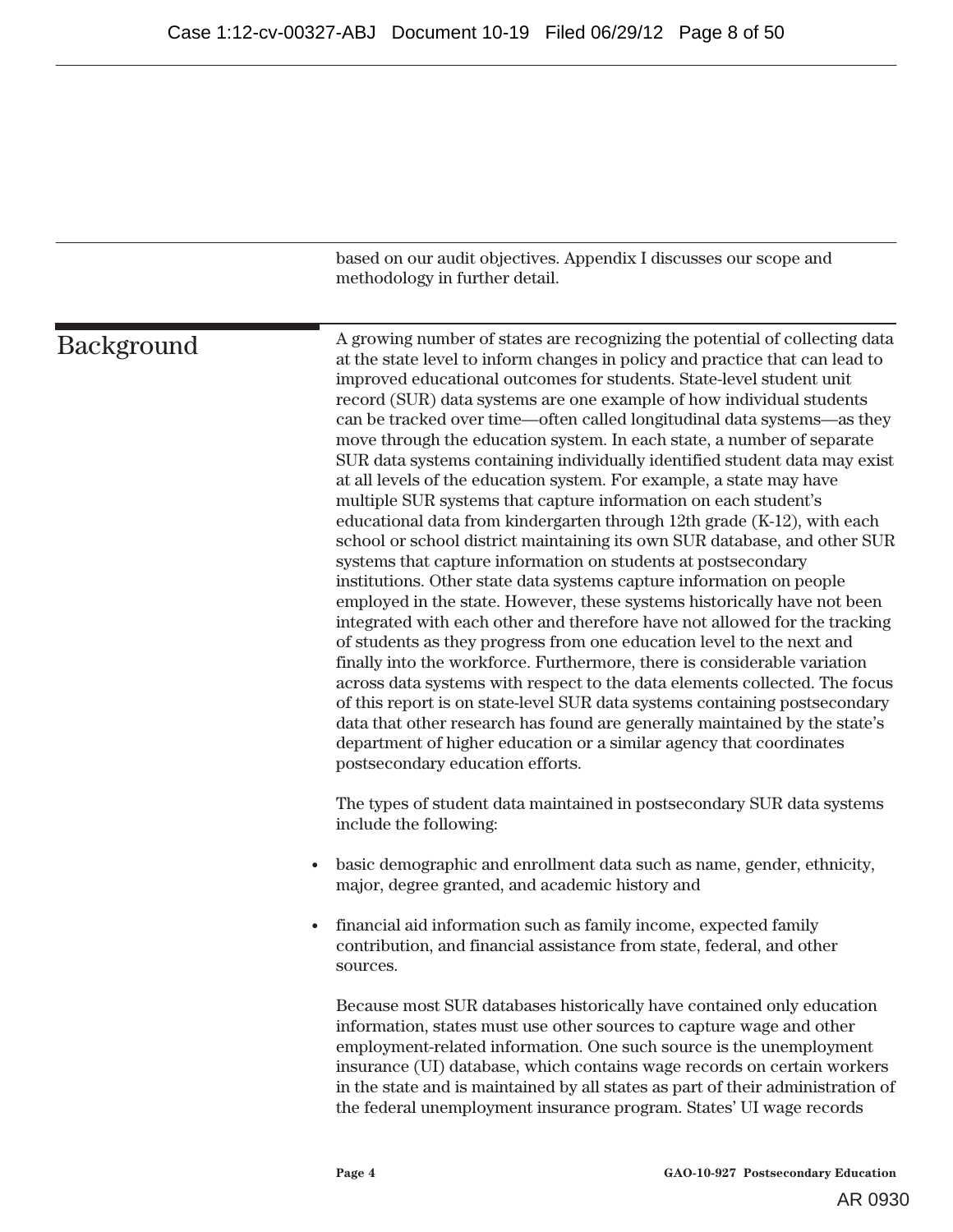based on our audit objectives. Appendix I discusses our scope and methodology in further detail.

## Background

A growing number of states are recognizing the potential of collecting data at the state level to inform changes in policy and practice that can lead to improved educational outcomes for students. State-level student unit record (SUR) data systems are one example of how individual students can be tracked over time—often called longitudinal data systems—as they move through the education system. In each state, a number of separate SUR data systems containing individually identified student data may exist at all levels of the education system. For example, a state may have multiple SUR systems that capture information on each student's educational data from kindergarten through 12th grade (K-12), with each school or school district maintaining its own SUR database, and other SUR systems that capture information on students at postsecondary institutions. Other state data systems capture information on people employed in the state. However, these systems historically have not been integrated with each other and therefore have not allowed for the tracking of students as they progress from one education level to the next and finally into the workforce. Furthermore, there is considerable variation across data systems with respect to the data elements collected. The focus of this report is on state-level SUR data systems containing postsecondary data that other research has found are generally maintained by the state's department of higher education or a similar agency that coordinates postsecondary education efforts.

The types of student data maintained in postsecondary SUR data systems include the following:

- basic demographic and enrollment data such as name, gender, ethnicity, major, degree granted, and academic history and
- financial aid information such as family income, expected family contribution, and financial assistance from state, federal, and other sources.

Because most SUR databases historically have contained only education information, states must use other sources to capture wage and other employment-related information. One such source is the unemployment insurance (UI) database, which contains wage records on certain workers in the state and is maintained by all states as part of their administration of the federal unemployment insurance program. States' UI wage records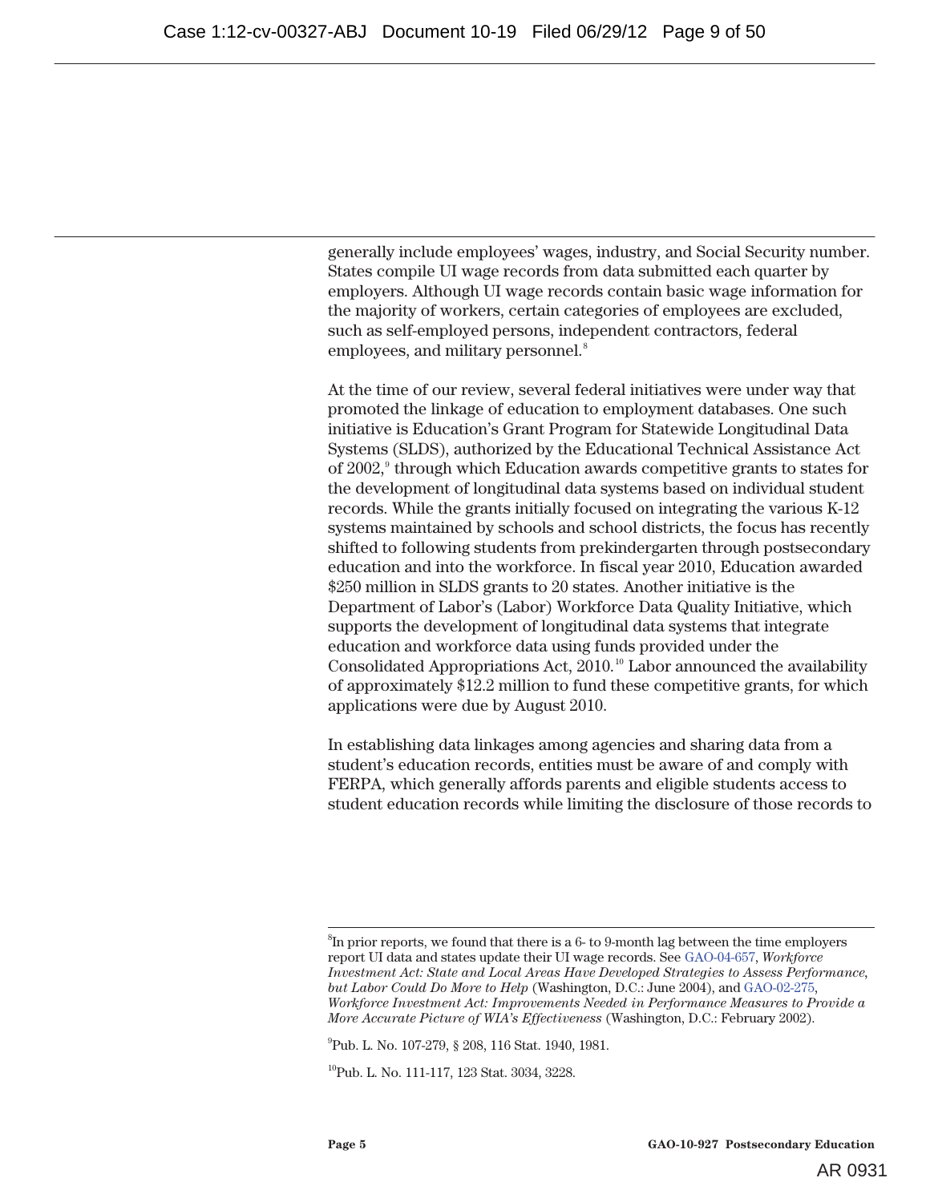generally include employees' wages, industry, and Social Security number. States compile UI wage records from data submitted each quarter by employers. Although UI wage records contain basic wage information for the majority of workers, certain categories of employees are excluded, such as self-employed persons, independent contractors, federal employees, and military personnel.[8]

At the time of our review, several federal initiatives were under way that promoted the linkage of education to employment databases. One such initiative is Education's Grant Program for Statewide Longitudinal Data Systems (SLDS), authorized by the Educational Technical Assistance Act of 2002,[9] through which Education awards competitive grants to states for the development of longitudinal data systems based on individual student records. While the grants initially focused on integrating the various K-12 systems maintained by schools and school districts, the focus has recently shifted to following students from prekindergarten through postsecondary education and into the workforce. In fiscal year 2010, Education awarded $250 million in SLDS grants to 20 states. Another initiative is the Department of Labor's (Labor) Workforce Data Quality Initiative, which supports the development of longitudinal data systems that integrate education and workforce data using funds provided under the Consolidated Appropriations Act, 2010.[10] Labor announced the availability of approximately $12.2 million to fund these competitive grants, for which applications were due by August 2010.

In establishing data linkages among agencies and sharing data from a student's education records, entities must be aware of and comply with FERPA, which generally affords parents and eligible students access to student education records while limiting the disclosure of those records to

---

[8]In prior reports, we found that there is a 6- to 9-month lag between the time employers report UI data and states update their UI wage records. See GAO-04-657, *Workforce Investment Act: State and Local Areas Have Developed Strategies to Assess Performance, but Labor Could Do More to Help* (Washington, D.C.: June 2004), and GAO-02-275, *Workforce Investment Act: Improvements Needed in Performance Measures to Provide a More Accurate Picture of WIA's Effectiveness* (Washington, D.C.: February 2002).

[9]Pub. L. No. 107-279, § 208, 116 Stat. 1940, 1981.

[10]Pub. L. No. 111-117, 123 Stat. 3034, 3228.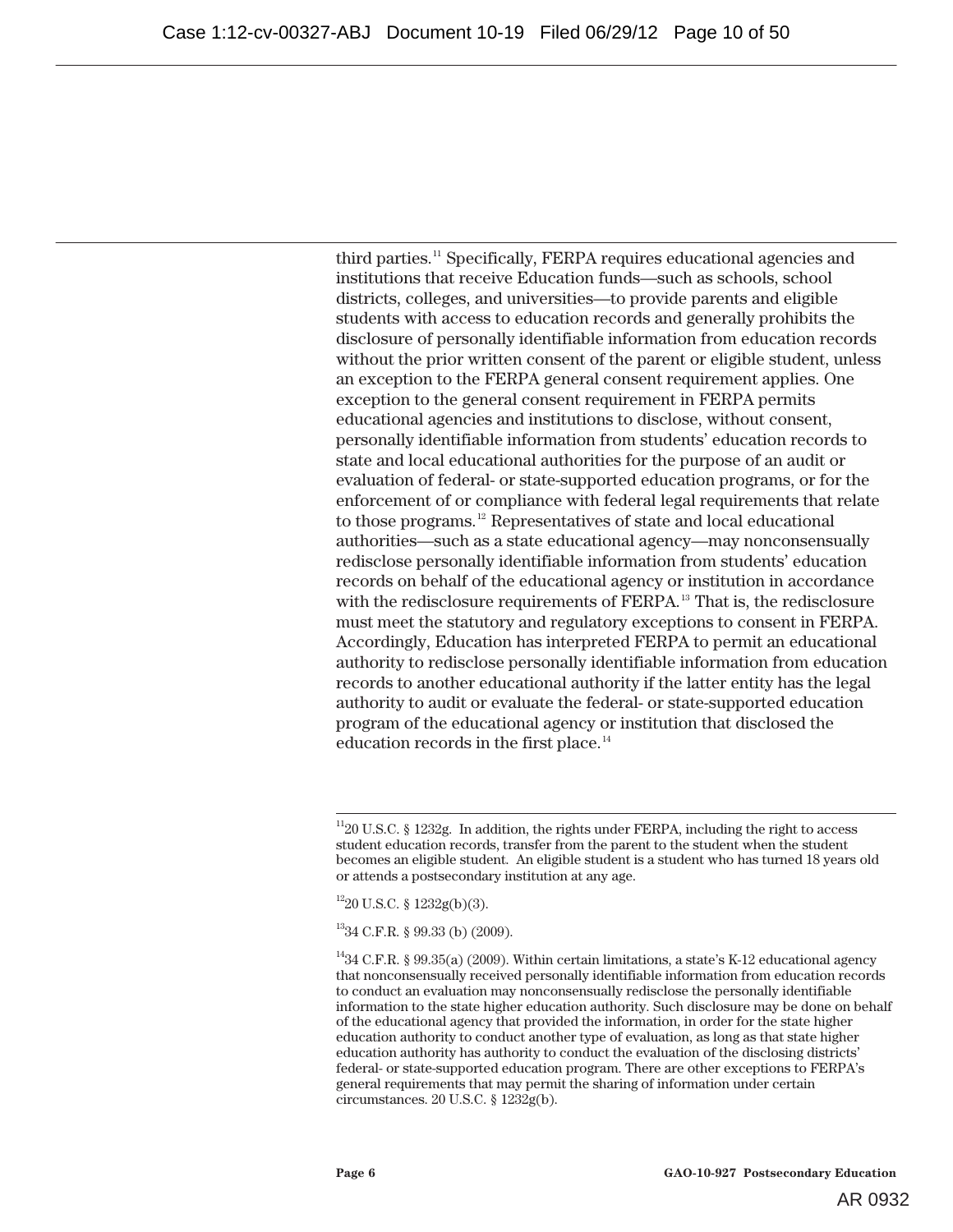third parties.[11] Specifically, FERPA requires educational agencies and institutions that receive Education funds—such as schools, school districts, colleges, and universities—to provide parents and eligible students with access to education records and generally prohibits the disclosure of personally identifiable information from education records without the prior written consent of the parent or eligible student, unless an exception to the FERPA general consent requirement applies. One exception to the general consent requirement in FERPA permits educational agencies and institutions to disclose, without consent, personally identifiable information from students' education records to state and local educational authorities for the purpose of an audit or evaluation of federal- or state-supported education programs, or for the enforcement of or compliance with federal legal requirements that relate to those programs.[12] Representatives of state and local educational authorities—such as a state educational agency—may nonconsensually redisclose personally identifiable information from students' education records on behalf of the educational agency or institution in accordance with the redisclosure requirements of FERPA.[13] That is, the redisclosure must meet the statutory and regulatory exceptions to consent in FERPA. Accordingly, Education has interpreted FERPA to permit an educational authority to redisclose personally identifiable information from education records to another educational authority if the latter entity has the legal authority to audit or evaluate the federal- or state-supported education program of the educational agency or institution that disclosed the education records in the first place.[14]

---

[11] 20 U.S.C. § 1232g. In addition, the rights under FERPA, including the right to access student education records, transfer from the parent to the student when the student becomes an eligible student. An eligible student is a student who has turned 18 years old or attends a postsecondary institution at any age.

[12] 20 U.S.C. § 1232g(b)(3).

[13] 34 C.F.R. § 99.33 (b) (2009).

[14] 34 C.F.R. § 99.35(a) (2009). Within certain limitations, a state's K-12 educational agency that nonconsensually received personally identifiable information from education records to conduct an evaluation may nonconsensually redisclose the personally identifiable information to the state higher education authority. Such disclosure may be done on behalf of the educational agency that provided the information, in order for the state higher education authority to conduct another type of evaluation, as long as that state higher education authority has authority to conduct the evaluation of the disclosing districts' federal- or state-supported education program. There are other exceptions to FERPA's general requirements that may permit the sharing of information under certain circumstances. 20 U.S.C. § 1232g(b).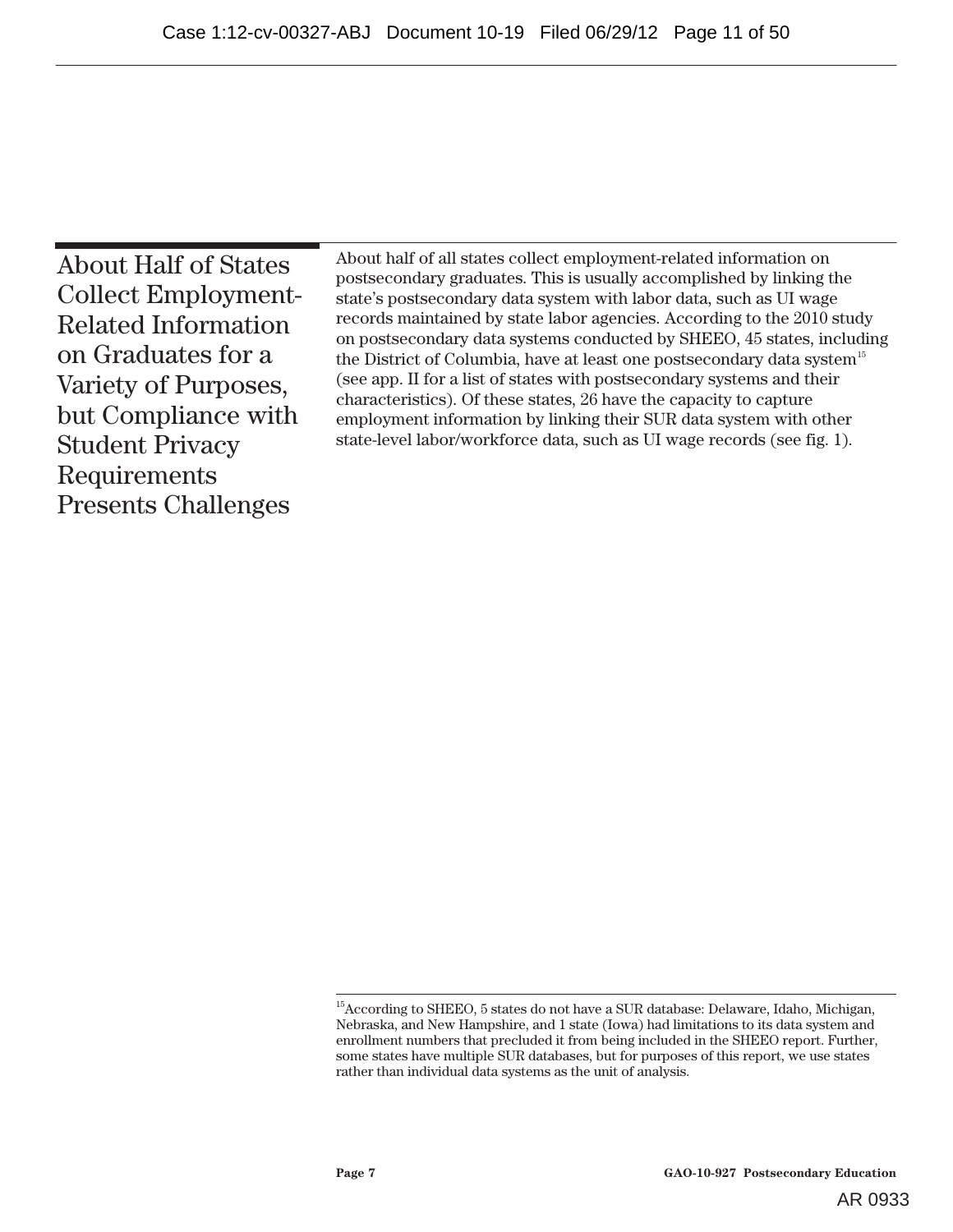## About Half of States Collect Employment-Related Information on Graduates for a Variety of Purposes, but Compliance with Student Privacy Requirements Presents Challenges

About half of all states collect employment-related information on postsecondary graduates. This is usually accomplished by linking the state's postsecondary data system with labor data, such as UI wage records maintained by state labor agencies. According to the 2010 study on postsecondary data systems conducted by SHEEO, 45 states, including the District of Columbia, have at least one postsecondary data system[15] (see app. II for a list of states with postsecondary systems and their characteristics). Of these states, 26 have the capacity to capture employment information by linking their SUR data system with other state-level labor/workforce data, such as UI wage records (see fig. 1).

[15]According to SHEEO, 5 states do not have a SUR database: Delaware, Idaho, Michigan, Nebraska, and New Hampshire, and 1 state (Iowa) had limitations to its data system and enrollment numbers that precluded it from being included in the SHEEO report. Further, some states have multiple SUR databases, but for purposes of this report, we use states rather than individual data systems as the unit of analysis.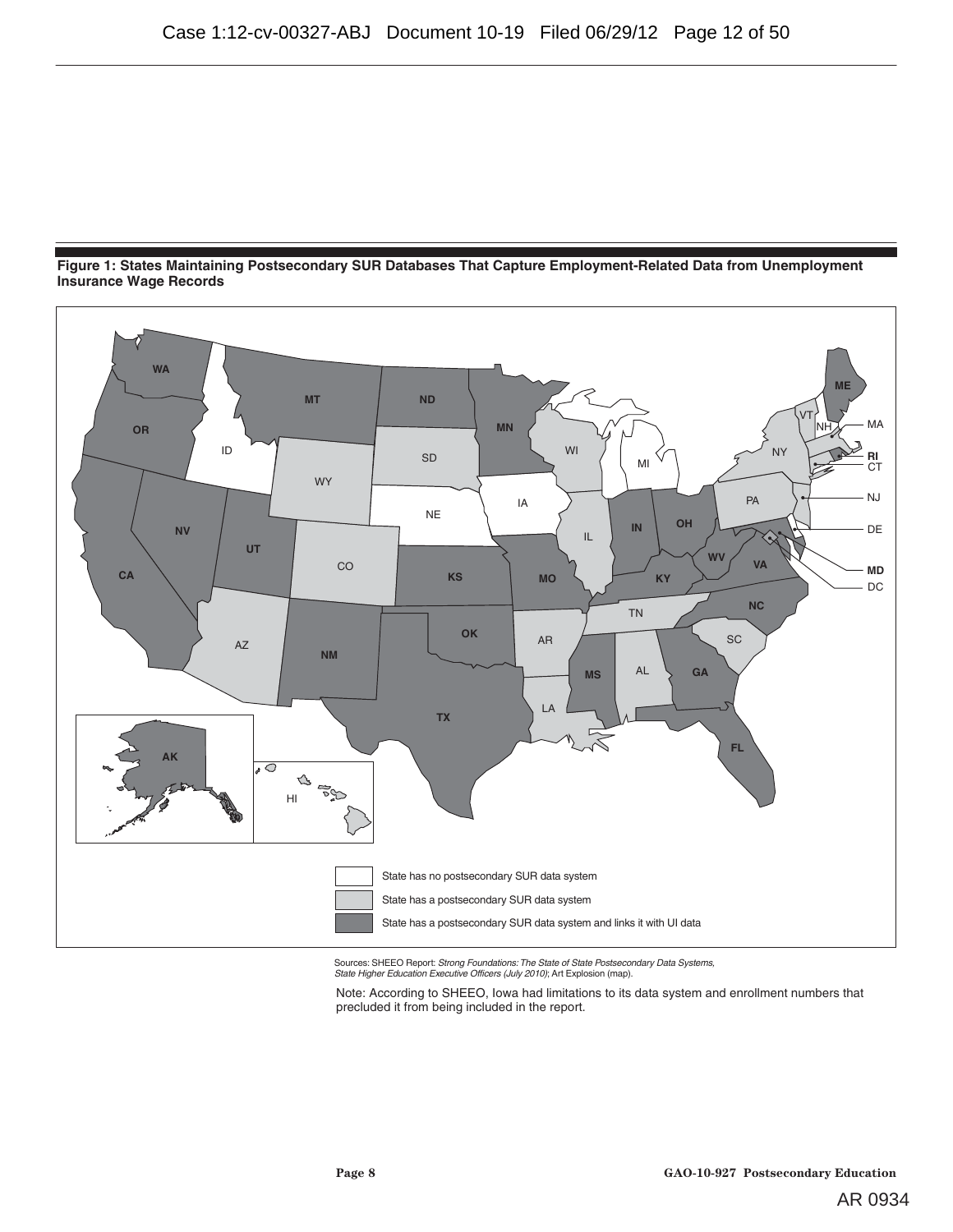**Figure 1: States Maintaining Postsecondary SUR Databases That Capture Employment-Related Data from Unemployment Insurance Wage Records**

State has no postsecondary SUR data system

State has a postsecondary SUR data system

State has a postsecondary SUR data system and links it with UI data

Sources: SHEEO Report: *Strong Foundations: The State of State Postsecondary Data Systems, State Higher Education Executive Officers (July 2010)*; Art Explosion (map).

Note: According to SHEEO, Iowa had limitations to its data system and enrollment numbers that precluded it from being included in the report.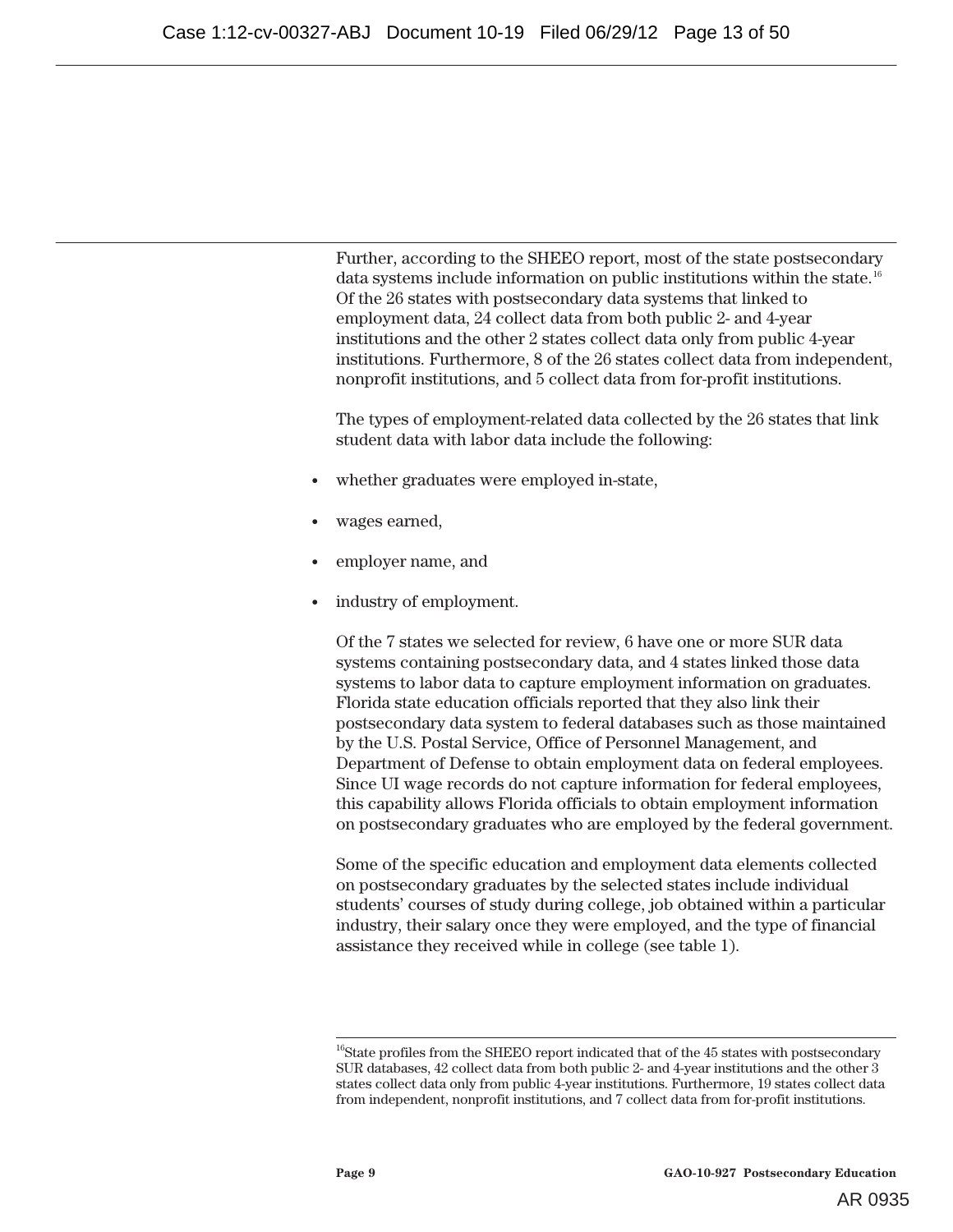Further, according to the SHEEO report, most of the state postsecondary data systems include information on public institutions within the state.[16] Of the 26 states with postsecondary data systems that linked to employment data, 24 collect data from both public 2- and 4-year institutions and the other 2 states collect data only from public 4-year institutions. Furthermore, 8 of the 26 states collect data from independent, nonprofit institutions, and 5 collect data from for-profit institutions.

The types of employment-related data collected by the 26 states that link student data with labor data include the following:

- whether graduates were employed in-state,
- wages earned,
- employer name, and
- industry of employment.

Of the 7 states we selected for review, 6 have one or more SUR data systems containing postsecondary data, and 4 states linked those data systems to labor data to capture employment information on graduates. Florida state education officials reported that they also link their postsecondary data system to federal databases such as those maintained by the U.S. Postal Service, Office of Personnel Management, and Department of Defense to obtain employment data on federal employees. Since UI wage records do not capture information for federal employees, this capability allows Florida officials to obtain employment information on postsecondary graduates who are employed by the federal government.

Some of the specific education and employment data elements collected on postsecondary graduates by the selected states include individual students' courses of study during college, job obtained within a particular industry, their salary once they were employed, and the type of financial assistance they received while in college (see table 1).

---

[16] State profiles from the SHEEO report indicated that of the 45 states with postsecondary SUR databases, 42 collect data from both public 2- and 4-year institutions and the other 3 states collect data only from public 4-year institutions. Furthermore, 19 states collect data from independent, nonprofit institutions, and 7 collect data from for-profit institutions.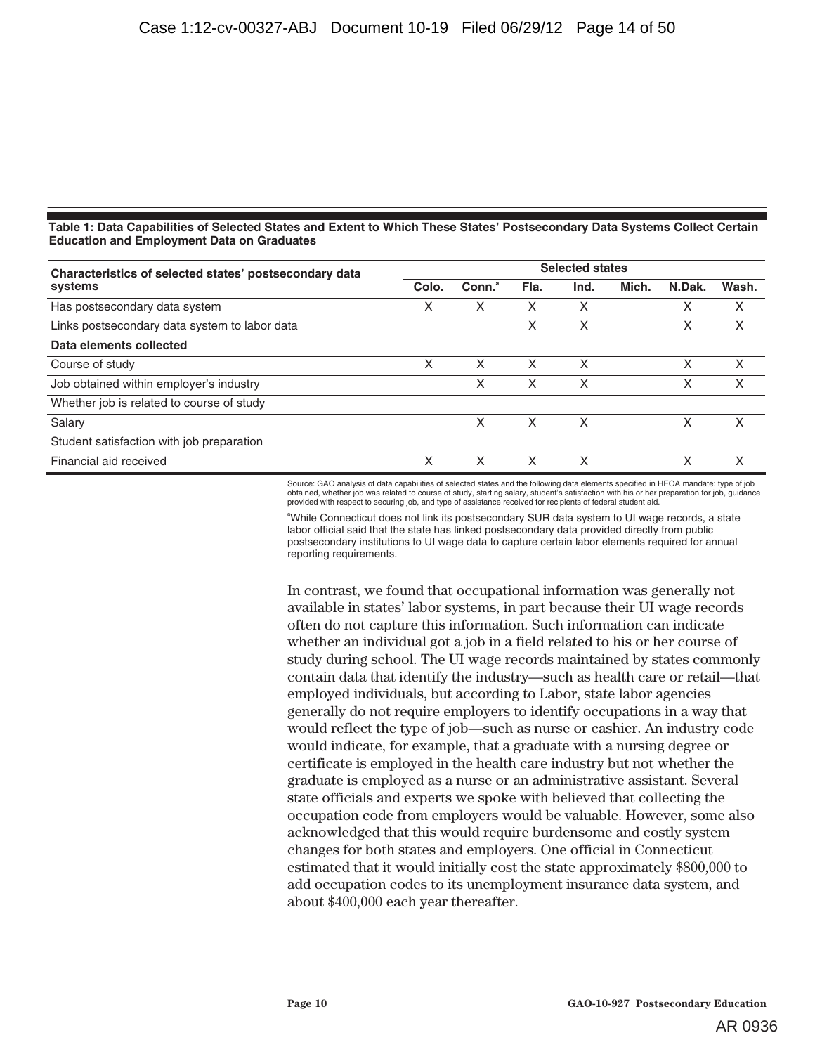**Table 1: Data Capabilities of Selected States and Extent to Which These States' Postsecondary Data Systems Collect Certain Education and Employment Data on Graduates**

| Characteristics of selected states' postsecondary data systems | Selected states | | | | | | |
|---|---|---|---|---|---|---|---|
| | Colo. | Conn.[a] | Fla. | Ind. | Mich. | N.Dak. | Wash. |
| Has postsecondary data system | X | X | X | X | | X | X |
| Links postsecondary data system to labor data | | | X | X | | X | X |
| **Data elements collected** | | | | | | | |
| Course of study | X | X | X | X | | X | X |
| Job obtained within employer's industry | | X | X | X | | X | X |
| Whether job is related to course of study | | | | | | | |
| Salary | | X | X | X | | X | X |
| Student satisfaction with job preparation | | | | | | | |
| Financial aid received | X | X | X | X | | X | X |

Source: GAO analysis of data capabilities of selected states and the following data elements specified in HEOA mandate: type of job obtained, whether job was related to course of study, starting salary, student's satisfaction with his or her preparation for job, guidance provided with respect to securing job, and type of assistance received for recipients of federal student aid.

[a]While Connecticut does not link its postsecondary SUR data system to UI wage records, a state labor official said that the state has linked postsecondary data provided directly from public postsecondary institutions to UI wage data to capture certain labor elements required for annual reporting requirements.

In contrast, we found that occupational information was generally not available in states' labor systems, in part because their UI wage records often do not capture this information. Such information can indicate whether an individual got a job in a field related to his or her course of study during school. The UI wage records maintained by states commonly contain data that identify the industry—such as health care or retail—that employed individuals, but according to Labor, state labor agencies generally do not require employers to identify occupations in a way that would reflect the type of job—such as nurse or cashier. An industry code would indicate, for example, that a graduate with a nursing degree or certificate is employed in the health care industry but not whether the graduate is employed as a nurse or an administrative assistant. Several state officials and experts we spoke with believed that collecting the occupation code from employers would be valuable. However, some also acknowledged that this would require burdensome and costly system changes for both states and employers. One official in Connecticut estimated that it would initially cost the state approximately $800,000 to add occupation codes to its unemployment insurance data system, and about $400,000 each year thereafter.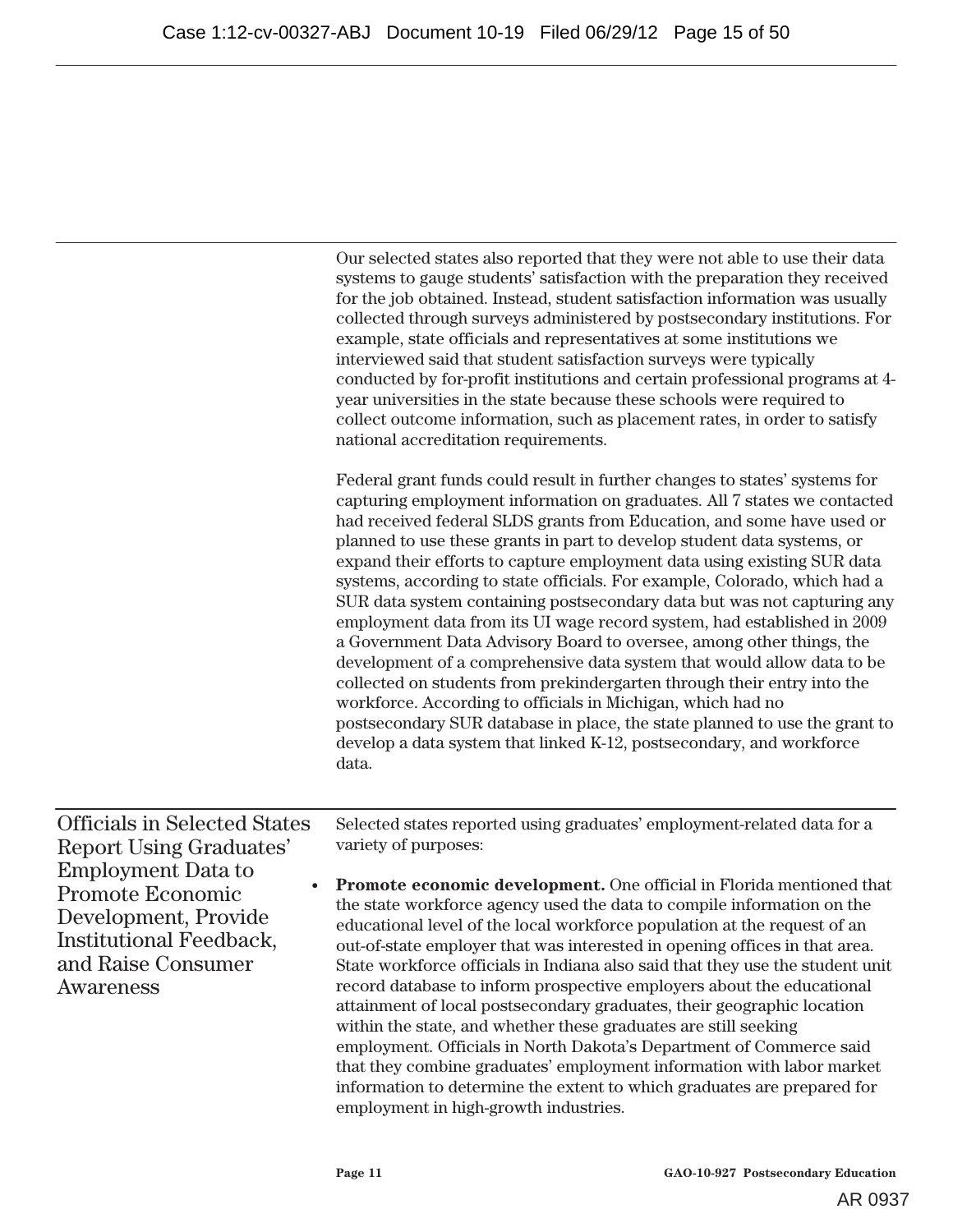Our selected states also reported that they were not able to use their data systems to gauge students' satisfaction with the preparation they received for the job obtained. Instead, student satisfaction information was usually collected through surveys administered by postsecondary institutions. For example, state officials and representatives at some institutions we interviewed said that student satisfaction surveys were typically conducted by for-profit institutions and certain professional programs at 4-year universities in the state because these schools were required to collect outcome information, such as placement rates, in order to satisfy national accreditation requirements.

Federal grant funds could result in further changes to states' systems for capturing employment information on graduates. All 7 states we contacted had received federal SLDS grants from Education, and some have used or planned to use these grants in part to develop student data systems, or expand their efforts to capture employment data using existing SUR data systems, according to state officials. For example, Colorado, which had a SUR data system containing postsecondary data but was not capturing any employment data from its UI wage record system, had established in 2009 a Government Data Advisory Board to oversee, among other things, the development of a comprehensive data system that would allow data to be collected on students from prekindergarten through their entry into the workforce. According to officials in Michigan, which had no postsecondary SUR database in place, the state planned to use the grant to develop a data system that linked K-12, postsecondary, and workforce data.

## Officials in Selected States Report Using Graduates' Employment Data to Promote Economic Development, Provide Institutional Feedback, and Raise Consumer Awareness

Selected states reported using graduates' employment-related data for a variety of purposes:

- **Promote economic development.** One official in Florida mentioned that the state workforce agency used the data to compile information on the educational level of the local workforce population at the request of an out-of-state employer that was interested in opening offices in that area. State workforce officials in Indiana also said that they use the student unit record database to inform prospective employers about the educational attainment of local postsecondary graduates, their geographic location within the state, and whether these graduates are still seeking employment. Officials in North Dakota's Department of Commerce said that they combine graduates' employment information with labor market information to determine the extent to which graduates are prepared for employment in high-growth industries.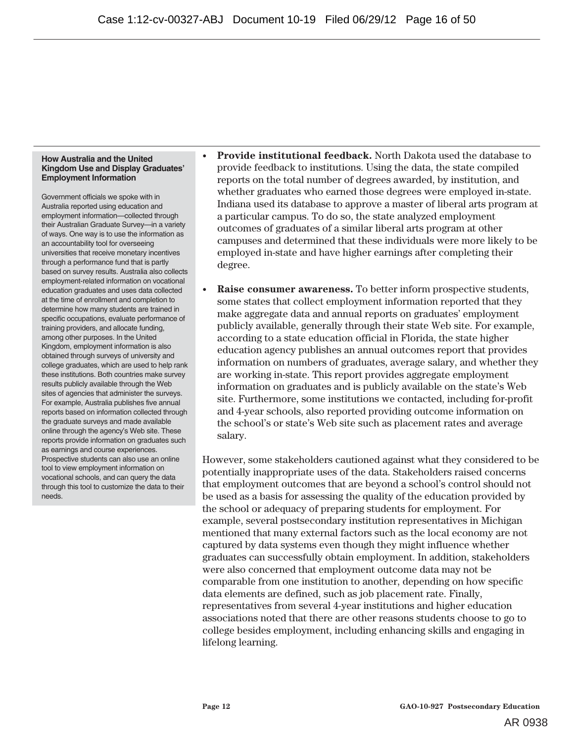**How Australia and the United Kingdom Use and Display Graduates' Employment Information**

Government officials we spoke with in Australia reported using education and employment information—collected through their Australian Graduate Survey—in a variety of ways. One way is to use the information as an accountability tool for overseeing universities that receive monetary incentives through a performance fund that is partly based on survey results. Australia also collects employment-related information on vocational education graduates and uses data collected at the time of enrollment and completion to determine how many students are trained in specific occupations, evaluate performance of training providers, and allocate funding, among other purposes. In the United Kingdom, employment information is also obtained through surveys of university and college graduates, which are used to help rank these institutions. Both countries make survey results publicly available through the Web sites of agencies that administer the surveys. For example, Australia publishes five annual reports based on information collected through the graduate surveys and made available online through the agency's Web site. These reports provide information on graduates such as earnings and course experiences. Prospective students can also use an online tool to view employment information on vocational schools, and can query the data through this tool to customize the data to their needs.

- **Provide institutional feedback.** North Dakota used the database to provide feedback to institutions. Using the data, the state compiled reports on the total number of degrees awarded, by institution, and whether graduates who earned those degrees were employed in-state. Indiana used its database to approve a master of liberal arts program at a particular campus. To do so, the state analyzed employment outcomes of graduates of a similar liberal arts program at other campuses and determined that these individuals were more likely to be employed in-state and have higher earnings after completing their degree.
- **Raise consumer awareness.** To better inform prospective students, some states that collect employment information reported that they make aggregate data and annual reports on graduates' employment publicly available, generally through their state Web site. For example, according to a state education official in Florida, the state higher education agency publishes an annual outcomes report that provides information on numbers of graduates, average salary, and whether they are working in-state. This report provides aggregate employment information on graduates and is publicly available on the state's Web site. Furthermore, some institutions we contacted, including for-profit and 4-year schools, also reported providing outcome information on the school's or state's Web site such as placement rates and average salary.

However, some stakeholders cautioned against what they considered to be potentially inappropriate uses of the data. Stakeholders raised concerns that employment outcomes that are beyond a school's control should not be used as a basis for assessing the quality of the education provided by the school or adequacy of preparing students for employment. For example, several postsecondary institution representatives in Michigan mentioned that many external factors such as the local economy are not captured by data systems even though they might influence whether graduates can successfully obtain employment. In addition, stakeholders were also concerned that employment outcome data may not be comparable from one institution to another, depending on how specific data elements are defined, such as job placement rate. Finally, representatives from several 4-year institutions and higher education associations noted that there are other reasons students choose to go to college besides employment, including enhancing skills and engaging in lifelong learning.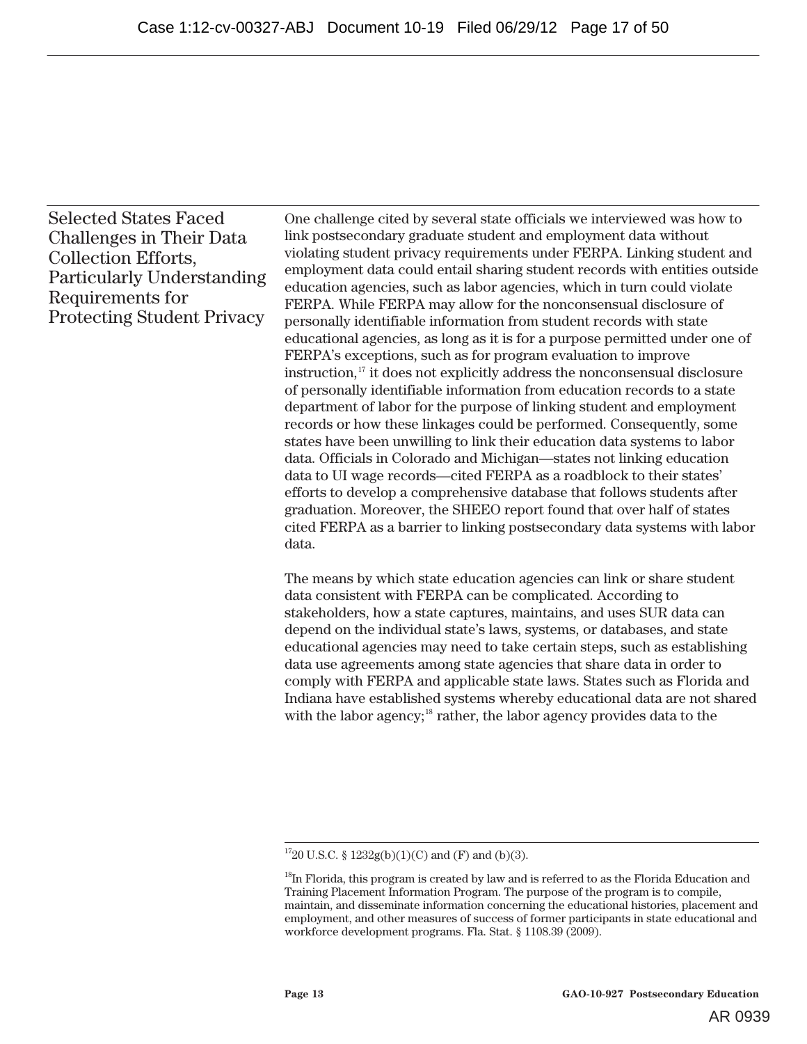## Selected States Faced Challenges in Their Data Collection Efforts, Particularly Understanding Requirements for Protecting Student Privacy

One challenge cited by several state officials we interviewed was how to link postsecondary graduate student and employment data without violating student privacy requirements under FERPA. Linking student and employment data could entail sharing student records with entities outside education agencies, such as labor agencies, which in turn could violate FERPA. While FERPA may allow for the nonconsensual disclosure of personally identifiable information from student records with state educational agencies, as long as it is for a purpose permitted under one of FERPA's exceptions, such as for program evaluation to improve instruction,[17] it does not explicitly address the nonconsensual disclosure of personally identifiable information from education records to a state department of labor for the purpose of linking student and employment records or how these linkages could be performed. Consequently, some states have been unwilling to link their education data systems to labor data. Officials in Colorado and Michigan—states not linking education data to UI wage records—cited FERPA as a roadblock to their states' efforts to develop a comprehensive database that follows students after graduation. Moreover, the SHEEO report found that over half of states cited FERPA as a barrier to linking postsecondary data systems with labor data.

The means by which state education agencies can link or share student data consistent with FERPA can be complicated. According to stakeholders, how a state captures, maintains, and uses SUR data can depend on the individual state's laws, systems, or databases, and state educational agencies may need to take certain steps, such as establishing data use agreements among state agencies that share data in order to comply with FERPA and applicable state laws. States such as Florida and Indiana have established systems whereby educational data are not shared with the labor agency;[18] rather, the labor agency provides data to the

---

[17] 20 U.S.C. § 1232g(b)(1)(C) and (F) and (b)(3).

[18] In Florida, this program is created by law and is referred to as the Florida Education and Training Placement Information Program. The purpose of the program is to compile, maintain, and disseminate information concerning the educational histories, placement and employment, and other measures of success of former participants in state educational and workforce development programs. Fla. Stat. § 1108.39 (2009).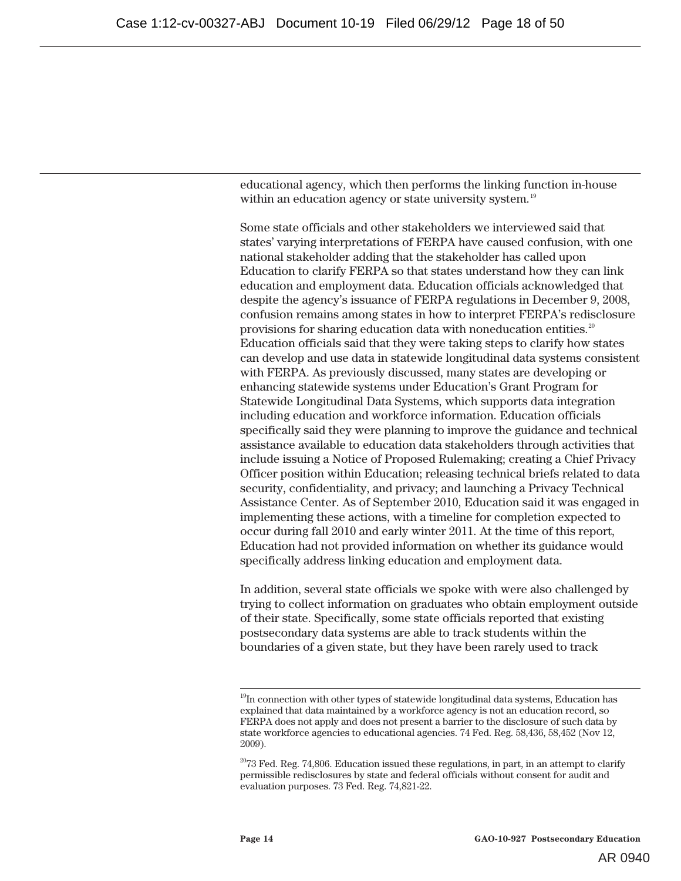educational agency, which then performs the linking function in-house within an education agency or state university system.[19]

Some state officials and other stakeholders we interviewed said that states' varying interpretations of FERPA have caused confusion, with one national stakeholder adding that the stakeholder has called upon Education to clarify FERPA so that states understand how they can link education and employment data. Education officials acknowledged that despite the agency's issuance of FERPA regulations in December 9, 2008, confusion remains among states in how to interpret FERPA's redisclosure provisions for sharing education data with noneducation entities.[20] Education officials said that they were taking steps to clarify how states can develop and use data in statewide longitudinal data systems consistent with FERPA. As previously discussed, many states are developing or enhancing statewide systems under Education's Grant Program for Statewide Longitudinal Data Systems, which supports data integration including education and workforce information. Education officials specifically said they were planning to improve the guidance and technical assistance available to education data stakeholders through activities that include issuing a Notice of Proposed Rulemaking; creating a Chief Privacy Officer position within Education; releasing technical briefs related to data security, confidentiality, and privacy; and launching a Privacy Technical Assistance Center. As of September 2010, Education said it was engaged in implementing these actions, with a timeline for completion expected to occur during fall 2010 and early winter 2011. At the time of this report, Education had not provided information on whether its guidance would specifically address linking education and employment data.

In addition, several state officials we spoke with were also challenged by trying to collect information on graduates who obtain employment outside of their state. Specifically, some state officials reported that existing postsecondary data systems are able to track students within the boundaries of a given state, but they have been rarely used to track

---

[19] In connection with other types of statewide longitudinal data systems, Education has explained that data maintained by a workforce agency is not an education record, so FERPA does not apply and does not present a barrier to the disclosure of such data by state workforce agencies to educational agencies. 74 Fed. Reg. 58,436, 58,452 (Nov 12, 2009).

[20] 73 Fed. Reg. 74,806. Education issued these regulations, in part, in an attempt to clarify permissible redisclosures by state and federal officials without consent for audit and evaluation purposes. 73 Fed. Reg. 74,821-22.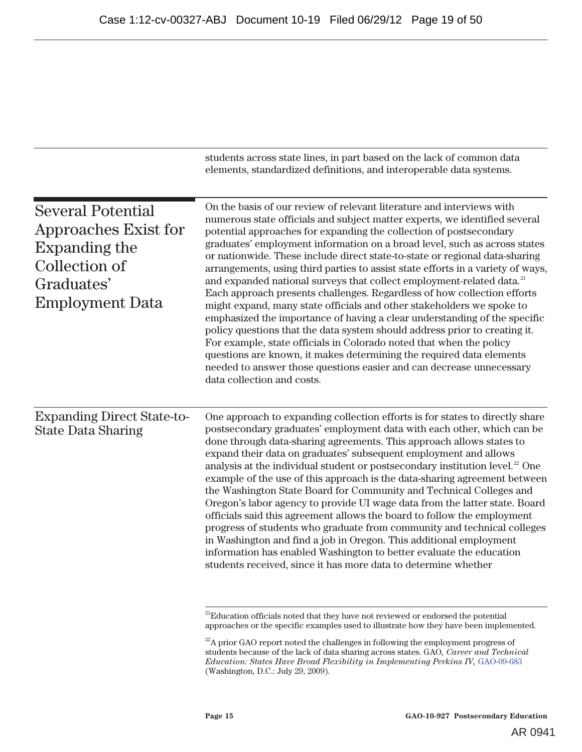students across state lines, in part based on the lack of common data elements, standardized definitions, and interoperable data systems.

## Several Potential Approaches Exist for Expanding the Collection of Graduates' Employment Data

On the basis of our review of relevant literature and interviews with numerous state officials and subject matter experts, we identified several potential approaches for expanding the collection of postsecondary graduates' employment information on a broad level, such as across states or nationwide. These include direct state-to-state or regional data-sharing arrangements, using third parties to assist state efforts in a variety of ways, and expanded national surveys that collect employment-related data.[21] Each approach presents challenges. Regardless of how collection efforts might expand, many state officials and other stakeholders we spoke to emphasized the importance of having a clear understanding of the specific policy questions that the data system should address prior to creating it. For example, state officials in Colorado noted that when the policy questions are known, it makes determining the required data elements needed to answer those questions easier and can decrease unnecessary data collection and costs.

### Expanding Direct State-to-State Data Sharing

One approach to expanding collection efforts is for states to directly share postsecondary graduates' employment data with each other, which can be done through data-sharing agreements. This approach allows states to expand their data on graduates' subsequent employment and allows analysis at the individual student or postsecondary institution level.[22] One example of the use of this approach is the data-sharing agreement between the Washington State Board for Community and Technical Colleges and Oregon's labor agency to provide UI wage data from the latter state. Board officials said this agreement allows the board to follow the employment progress of students who graduate from community and technical colleges in Washington and find a job in Oregon. This additional employment information has enabled Washington to better evaluate the education students received, since it has more data to determine whether

[21] Education officials noted that they have not reviewed or endorsed the potential approaches or the specific examples used to illustrate how they have been implemented.

[22] A prior GAO report noted the challenges in following the employment progress of students because of the lack of data sharing across states. GAO, *Career and Technical Education: States Have Broad Flexibility in Implementing Perkins IV*, GAO-09-683 (Washington, D.C.: July 29, 2009).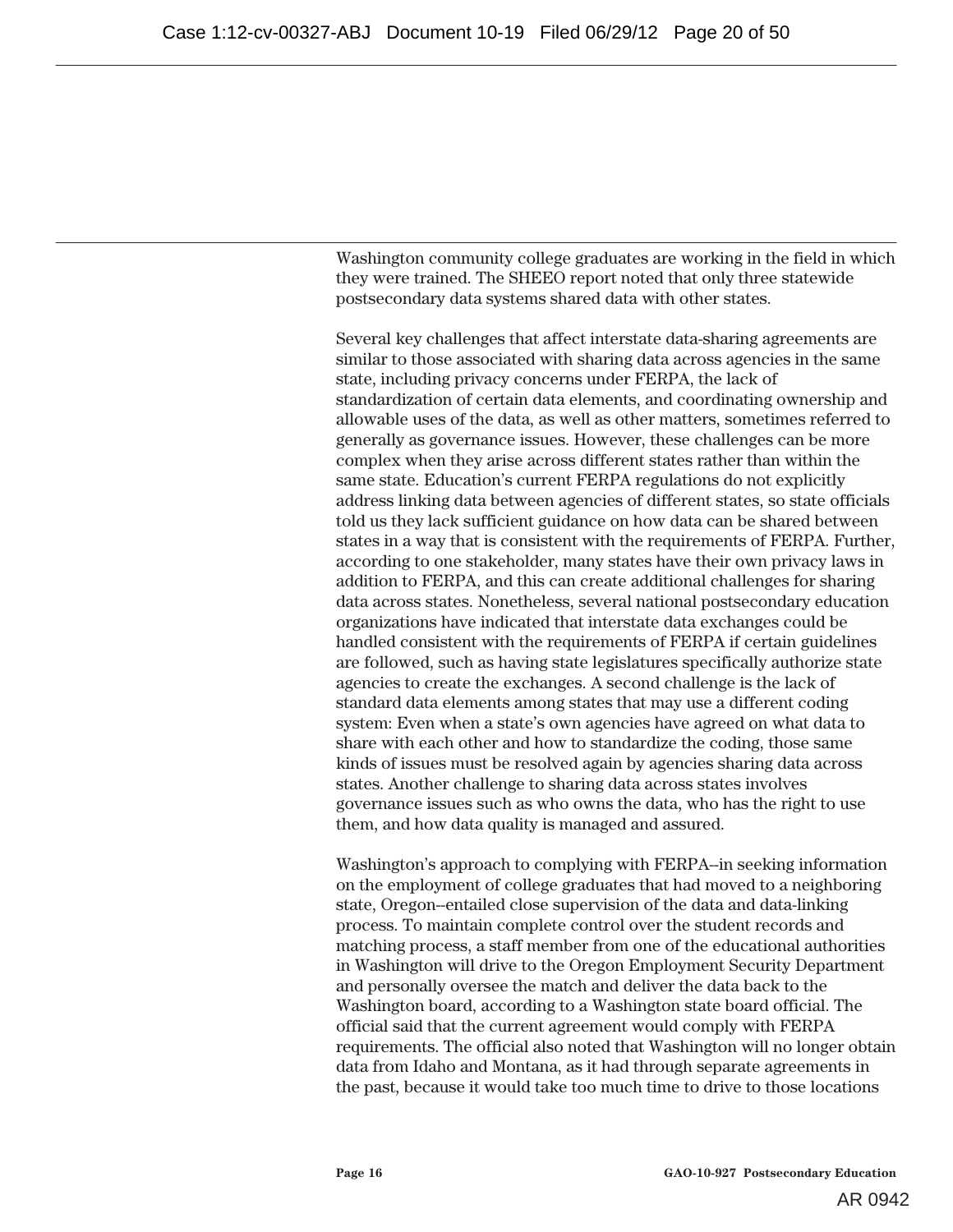Washington community college graduates are working in the field in which they were trained. The SHEEO report noted that only three statewide postsecondary data systems shared data with other states.

Several key challenges that affect interstate data-sharing agreements are similar to those associated with sharing data across agencies in the same state, including privacy concerns under FERPA, the lack of standardization of certain data elements, and coordinating ownership and allowable uses of the data, as well as other matters, sometimes referred to generally as governance issues. However, these challenges can be more complex when they arise across different states rather than within the same state. Education's current FERPA regulations do not explicitly address linking data between agencies of different states, so state officials told us they lack sufficient guidance on how data can be shared between states in a way that is consistent with the requirements of FERPA. Further, according to one stakeholder, many states have their own privacy laws in addition to FERPA, and this can create additional challenges for sharing data across states. Nonetheless, several national postsecondary education organizations have indicated that interstate data exchanges could be handled consistent with the requirements of FERPA if certain guidelines are followed, such as having state legislatures specifically authorize state agencies to create the exchanges. A second challenge is the lack of standard data elements among states that may use a different coding system: Even when a state's own agencies have agreed on what data to share with each other and how to standardize the coding, those same kinds of issues must be resolved again by agencies sharing data across states. Another challenge to sharing data across states involves governance issues such as who owns the data, who has the right to use them, and how data quality is managed and assured.

Washington's approach to complying with FERPA--in seeking information on the employment of college graduates that had moved to a neighboring state, Oregon--entailed close supervision of the data and data-linking process. To maintain complete control over the student records and matching process, a staff member from one of the educational authorities in Washington will drive to the Oregon Employment Security Department and personally oversee the match and deliver the data back to the Washington board, according to a Washington state board official. The official said that the current agreement would comply with FERPA requirements. The official also noted that Washington will no longer obtain data from Idaho and Montana, as it had through separate agreements in the past, because it would take too much time to drive to those locations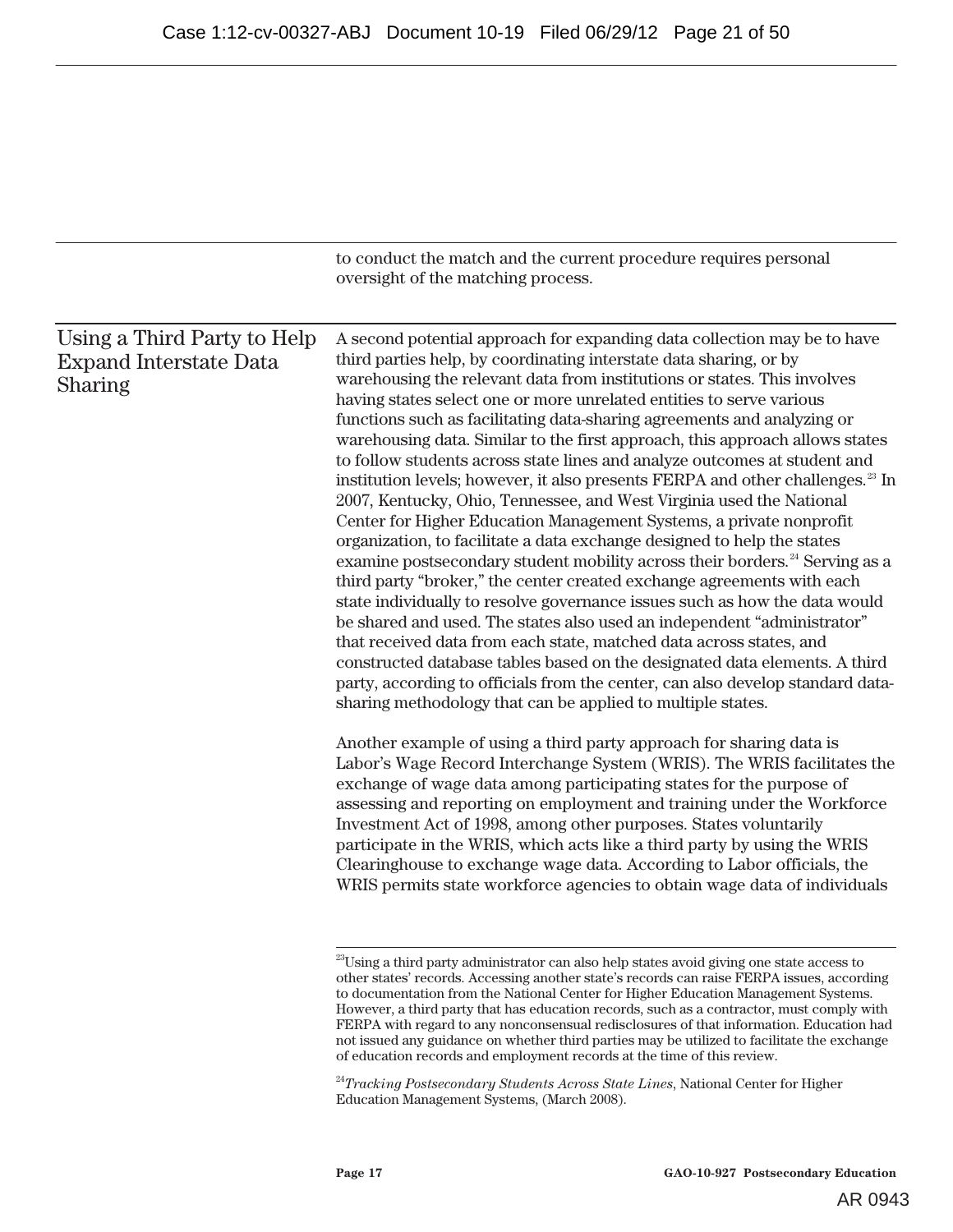to conduct the match and the current procedure requires personal oversight of the matching process.

## Using a Third Party to Help Expand Interstate Data Sharing

A second potential approach for expanding data collection may be to have third parties help, by coordinating interstate data sharing, or by warehousing the relevant data from institutions or states. This involves having states select one or more unrelated entities to serve various functions such as facilitating data-sharing agreements and analyzing or warehousing data. Similar to the first approach, this approach allows states to follow students across state lines and analyze outcomes at student and institution levels; however, it also presents FERPA and other challenges.[23] In 2007, Kentucky, Ohio, Tennessee, and West Virginia used the National Center for Higher Education Management Systems, a private nonprofit organization, to facilitate a data exchange designed to help the states examine postsecondary student mobility across their borders.[24] Serving as a third party "broker," the center created exchange agreements with each state individually to resolve governance issues such as how the data would be shared and used. The states also used an independent "administrator" that received data from each state, matched data across states, and constructed database tables based on the designated data elements. A third party, according to officials from the center, can also develop standard data-sharing methodology that can be applied to multiple states.

Another example of using a third party approach for sharing data is Labor's Wage Record Interchange System (WRIS). The WRIS facilitates the exchange of wage data among participating states for the purpose of assessing and reporting on employment and training under the Workforce Investment Act of 1998, among other purposes. States voluntarily participate in the WRIS, which acts like a third party by using the WRIS Clearinghouse to exchange wage data. According to Labor officials, the WRIS permits state workforce agencies to obtain wage data of individuals

---

[23] Using a third party administrator can also help states avoid giving one state access to other states' records. Accessing another state's records can raise FERPA issues, according to documentation from the National Center for Higher Education Management Systems. However, a third party that has education records, such as a contractor, must comply with FERPA with regard to any nonconsensual redisclosures of that information. Education had not issued any guidance on whether third parties may be utilized to facilitate the exchange of education records and employment records at the time of this review.

[24] *Tracking Postsecondary Students Across State Lines*, National Center for Higher Education Management Systems, (March 2008).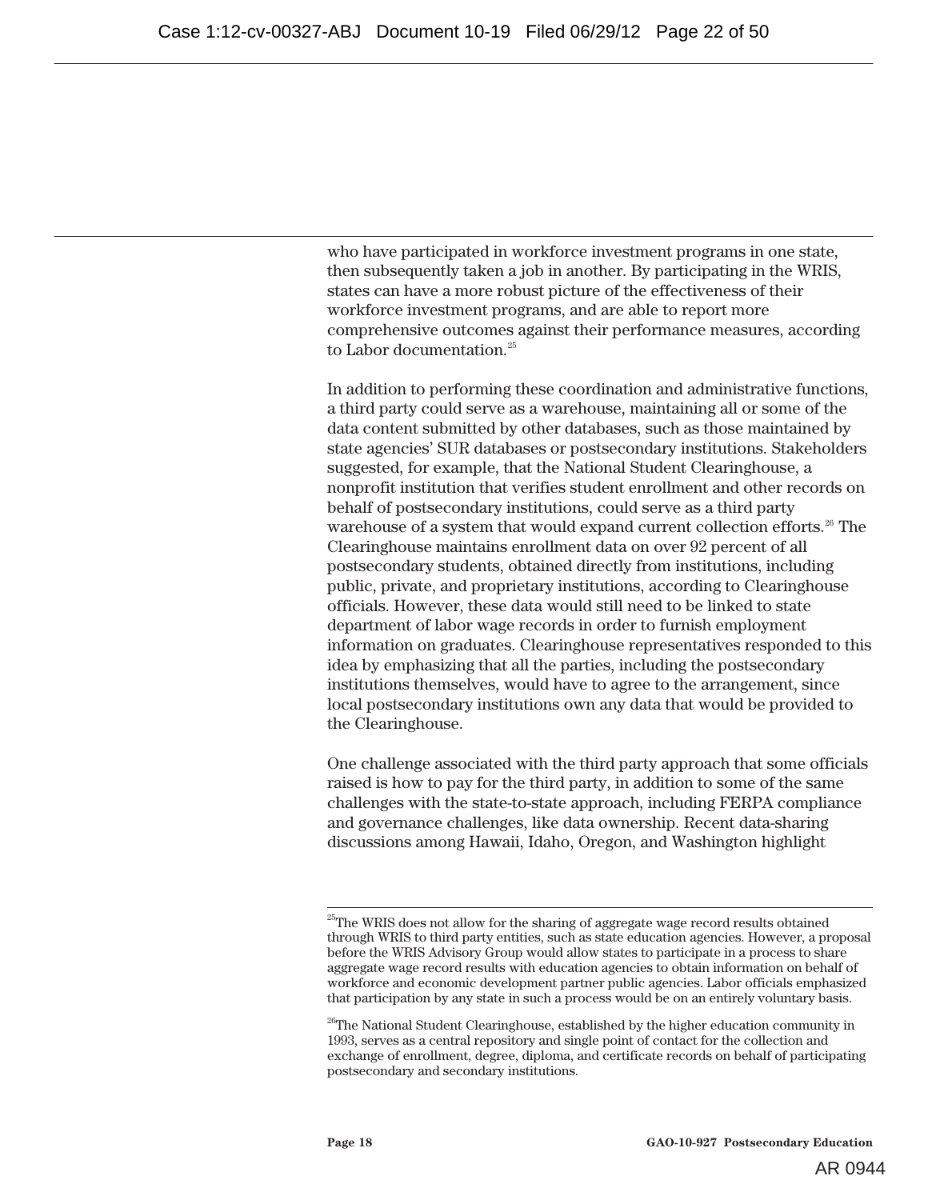who have participated in workforce investment programs in one state, then subsequently taken a job in another. By participating in the WRIS, states can have a more robust picture of the effectiveness of their workforce investment programs, and are able to report more comprehensive outcomes against their performance measures, according to Labor documentation.[25]

In addition to performing these coordination and administrative functions, a third party could serve as a warehouse, maintaining all or some of the data content submitted by other databases, such as those maintained by state agencies' SUR databases or postsecondary institutions. Stakeholders suggested, for example, that the National Student Clearinghouse, a nonprofit institution that verifies student enrollment and other records on behalf of postsecondary institutions, could serve as a third party warehouse of a system that would expand current collection efforts.[26] The Clearinghouse maintains enrollment data on over 92 percent of all postsecondary students, obtained directly from institutions, including public, private, and proprietary institutions, according to Clearinghouse officials. However, these data would still need to be linked to state department of labor wage records in order to furnish employment information on graduates. Clearinghouse representatives responded to this idea by emphasizing that all the parties, including the postsecondary institutions themselves, would have to agree to the arrangement, since local postsecondary institutions own any data that would be provided to the Clearinghouse.

One challenge associated with the third party approach that some officials raised is how to pay for the third party, in addition to some of the same challenges with the state-to-state approach, including FERPA compliance and governance challenges, like data ownership. Recent data-sharing discussions among Hawaii, Idaho, Oregon, and Washington highlight

---

[25]The WRIS does not allow for the sharing of aggregate wage record results obtained through WRIS to third party entities, such as state education agencies. However, a proposal before the WRIS Advisory Group would allow states to participate in a process to share aggregate wage record results with education agencies to obtain information on behalf of workforce and economic development partner public agencies. Labor officials emphasized that participation by any state in such a process would be on an entirely voluntary basis.

[26]The National Student Clearinghouse, established by the higher education community in 1993, serves as a central repository and single point of contact for the collection and exchange of enrollment, degree, diploma, and certificate records on behalf of participating postsecondary and secondary institutions.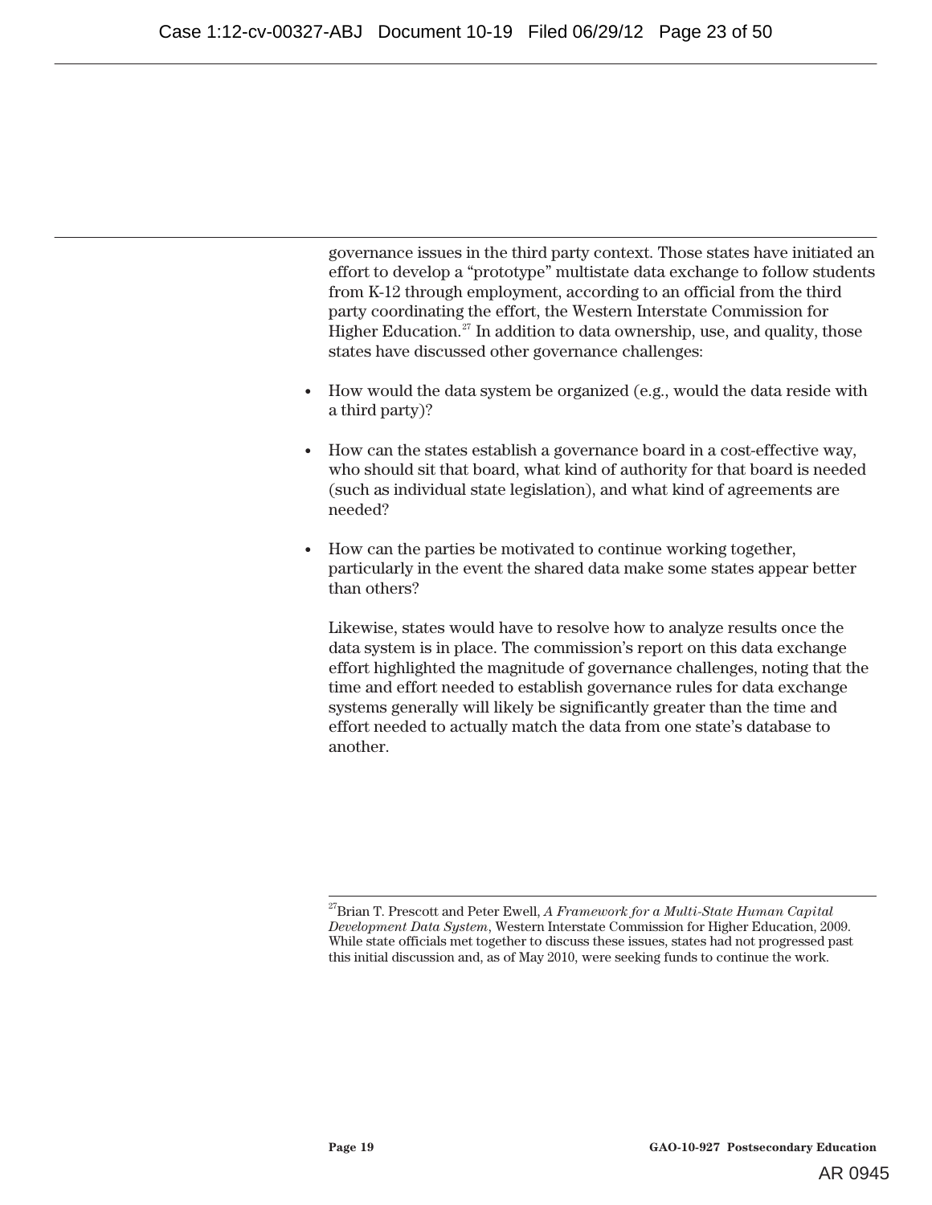governance issues in the third party context. Those states have initiated an effort to develop a "prototype" multistate data exchange to follow students from K-12 through employment, according to an official from the third party coordinating the effort, the Western Interstate Commission for Higher Education.[27] In addition to data ownership, use, and quality, those states have discussed other governance challenges:

- How would the data system be organized (e.g., would the data reside with a third party)?
- How can the states establish a governance board in a cost-effective way, who should sit that board, what kind of authority for that board is needed (such as individual state legislation), and what kind of agreements are needed?
- How can the parties be motivated to continue working together, particularly in the event the shared data make some states appear better than others?

Likewise, states would have to resolve how to analyze results once the data system is in place. The commission's report on this data exchange effort highlighted the magnitude of governance challenges, noting that the time and effort needed to establish governance rules for data exchange systems generally will likely be significantly greater than the time and effort needed to actually match the data from one state's database to another.

---

[27]Brian T. Prescott and Peter Ewell, *A Framework for a Multi-State Human Capital Development Data System*, Western Interstate Commission for Higher Education, 2009. While state officials met together to discuss these issues, states had not progressed past this initial discussion and, as of May 2010, were seeking funds to continue the work.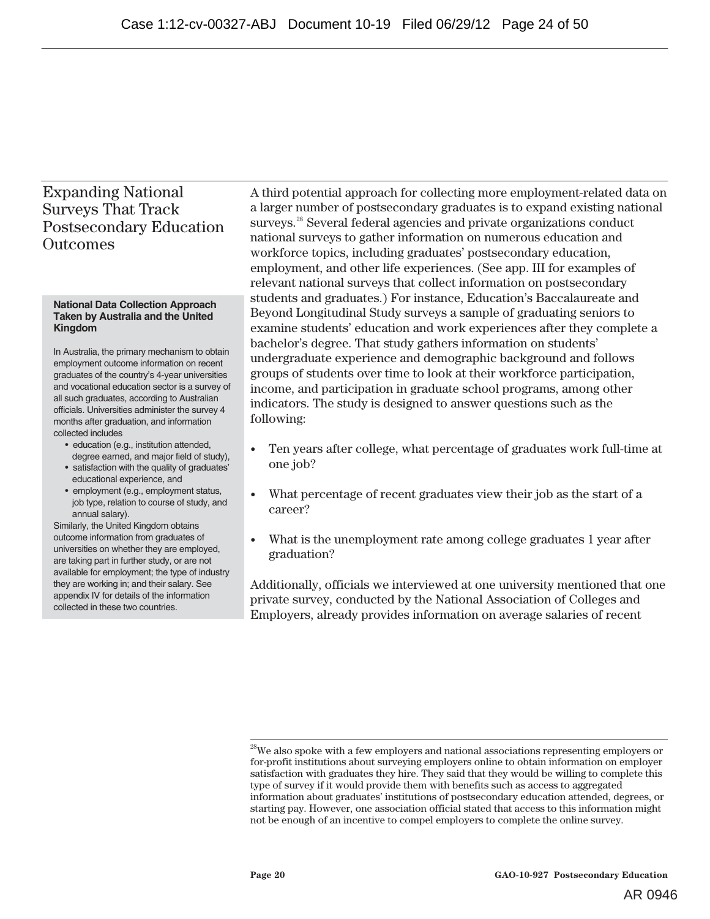## Expanding National Surveys That Track Postsecondary Education Outcomes

A third potential approach for collecting more employment-related data on a larger number of postsecondary graduates is to expand existing national surveys.[28] Several federal agencies and private organizations conduct national surveys to gather information on numerous education and workforce topics, including graduates' postsecondary education, employment, and other life experiences. (See app. III for examples of relevant national surveys that collect information on postsecondary students and graduates.) For instance, Education's Baccalaureate and Beyond Longitudinal Study surveys a sample of graduating seniors to examine students' education and work experiences after they complete a bachelor's degree. That study gathers information on students' undergraduate experience and demographic background and follows groups of students over time to look at their workforce participation, income, and participation in graduate school programs, among other indicators. The study is designed to answer questions such as the following:

- Ten years after college, what percentage of graduates work full-time at one job?
- What percentage of recent graduates view their job as the start of a career?
- What is the unemployment rate among college graduates 1 year after graduation?

Additionally, officials we interviewed at one university mentioned that one private survey, conducted by the National Association of Colleges and Employers, already provides information on average salaries of recent

**National Data Collection Approach Taken by Australia and the United Kingdom**

In Australia, the primary mechanism to obtain employment outcome information on recent graduates of the country's 4-year universities and vocational education sector is a survey of all such graduates, according to Australian officials. Universities administer the survey 4 months after graduation, and information collected includes

- education (e.g., institution attended, degree earned, and major field of study),
- satisfaction with the quality of graduates' educational experience, and
- employment (e.g., employment status, job type, relation to course of study, and annual salary).

Similarly, the United Kingdom obtains outcome information from graduates of universities on whether they are employed, are taking part in further study, or are not available for employment; the type of industry they are working in; and their salary. See appendix IV for details of the information collected in these two countries.

[28] We also spoke with a few employers and national associations representing employers or for-profit institutions about surveying employers online to obtain information on employer satisfaction with graduates they hire. They said that they would be willing to complete this type of survey if it would provide them with benefits such as access to aggregated information about graduates' institutions of postsecondary education attended, degrees, or starting pay. However, one association official stated that access to this information might not be enough of an incentive to compel employers to complete the online survey.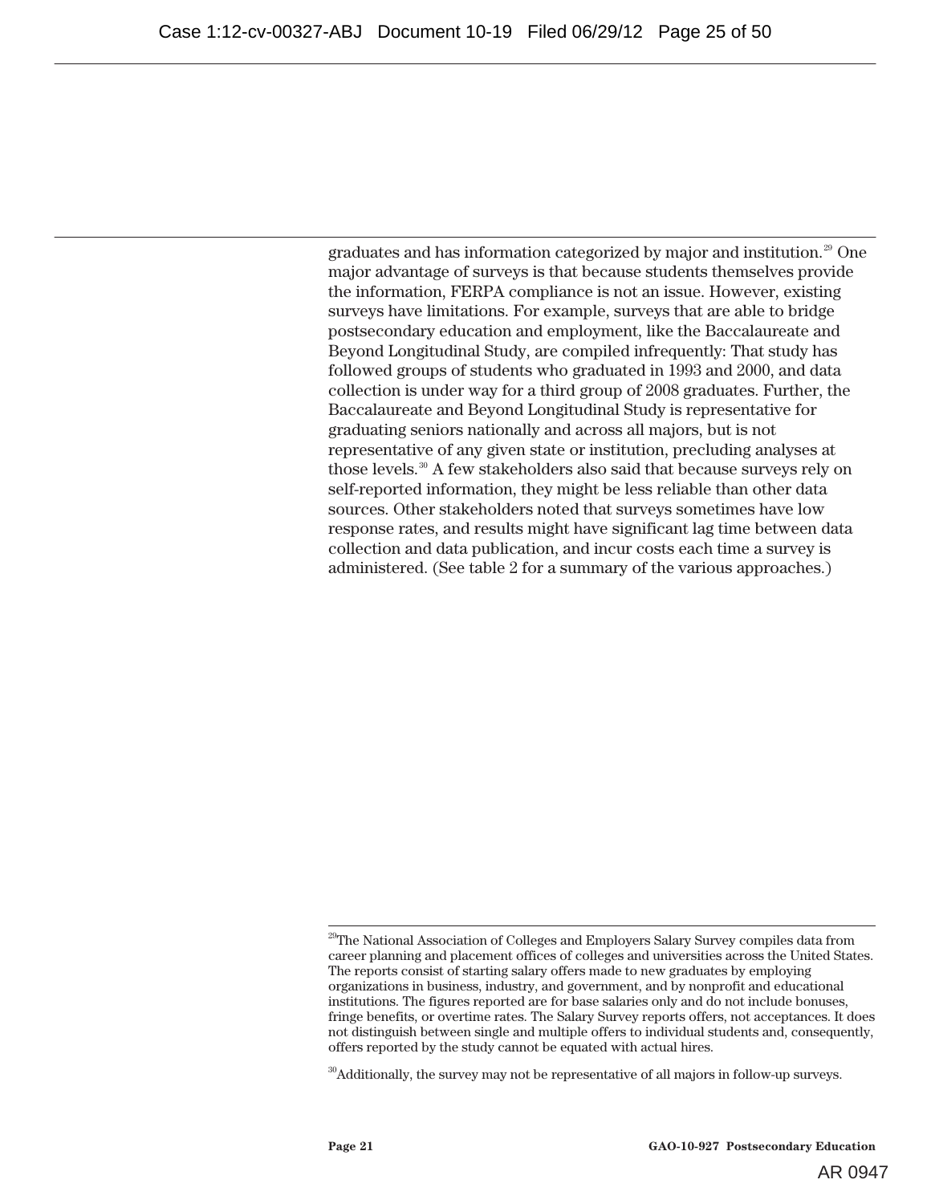graduates and has information categorized by major and institution.[29] One major advantage of surveys is that because students themselves provide the information, FERPA compliance is not an issue. However, existing surveys have limitations. For example, surveys that are able to bridge postsecondary education and employment, like the Baccalaureate and Beyond Longitudinal Study, are compiled infrequently: That study has followed groups of students who graduated in 1993 and 2000, and data collection is under way for a third group of 2008 graduates. Further, the Baccalaureate and Beyond Longitudinal Study is representative for graduating seniors nationally and across all majors, but is not representative of any given state or institution, precluding analyses at those levels.[30] A few stakeholders also said that because surveys rely on self-reported information, they might be less reliable than other data sources. Other stakeholders noted that surveys sometimes have low response rates, and results might have significant lag time between data collection and data publication, and incur costs each time a survey is administered. (See table 2 for a summary of the various approaches.)

---

[29]The National Association of Colleges and Employers Salary Survey compiles data from career planning and placement offices of colleges and universities across the United States. The reports consist of starting salary offers made to new graduates by employing organizations in business, industry, and government, and by nonprofit and educational institutions. The figures reported are for base salaries only and do not include bonuses, fringe benefits, or overtime rates. The Salary Survey reports offers, not acceptances. It does not distinguish between single and multiple offers to individual students and, consequently, offers reported by the study cannot be equated with actual hires.

[30]Additionally, the survey may not be representative of all majors in follow-up surveys.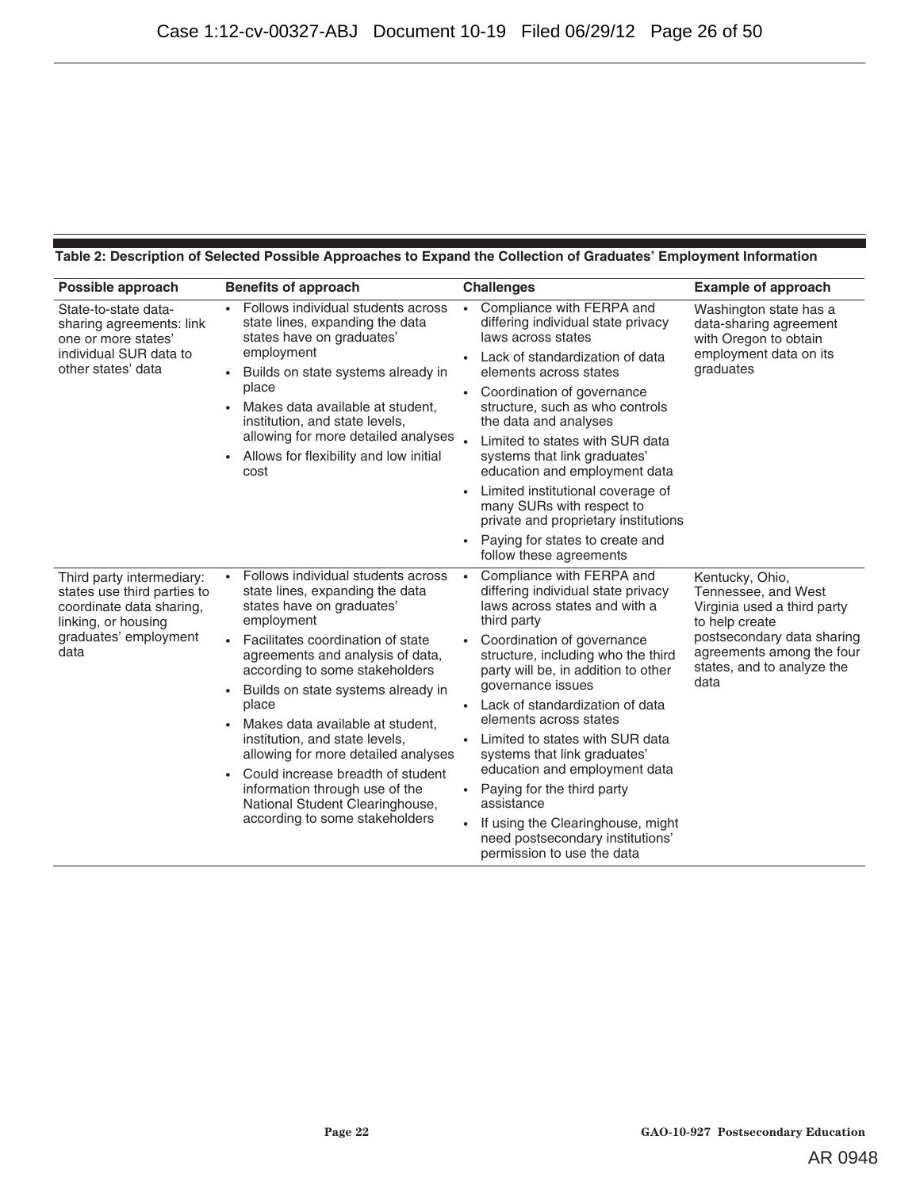**Table 2: Description of Selected Possible Approaches to Expand the Collection of Graduates' Employment Information**

| Possible approach | Benefits of approach | Challenges | Example of approach |
|---|---|---|---|
| State-to-state data-sharing agreements: link one or more states' individual SUR data to other states' data | • Follows individual students across state lines, expanding the data states have on graduates' employment<br>• Builds on state systems already in place<br>• Makes data available at student, institution, and state levels, allowing for more detailed analyses<br>• Allows for flexibility and low initial cost | • Compliance with FERPA and differing individual state privacy laws across states<br>• Lack of standardization of data elements across states<br>• Coordination of governance structure, such as who controls the data and analyses<br>• Limited to states with SUR data systems that link graduates' education and employment data<br>• Limited institutional coverage of many SURs with respect to private and proprietary institutions<br>• Paying for states to create and follow these agreements | Washington state has a data-sharing agreement with Oregon to obtain employment data on its graduates |
| Third party intermediary: states use third parties to coordinate data sharing, linking, or housing graduates' employment data | • Follows individual students across state lines, expanding the data states have on graduates' employment<br>• Facilitates coordination of state agreements and analysis of data, according to some stakeholders<br>• Builds on state systems already in place<br>• Makes data available at student, institution, and state levels, allowing for more detailed analyses<br>• Could increase breadth of student information through use of the National Student Clearinghouse, according to some stakeholders | • Compliance with FERPA and differing individual state privacy laws across states and with a third party<br>• Coordination of governance structure, including who the third party will be, in addition to other governance issues<br>• Lack of standardization of data elements across states<br>• Limited to states with SUR data systems that link graduates' education and employment data<br>• Paying for the third party assistance<br>• If using the Clearinghouse, might need postsecondary institutions' permission to use the data | Kentucky, Ohio, Tennessee, and West Virginia used a third party to help create postsecondary data sharing agreements among the four states, and to analyze the data |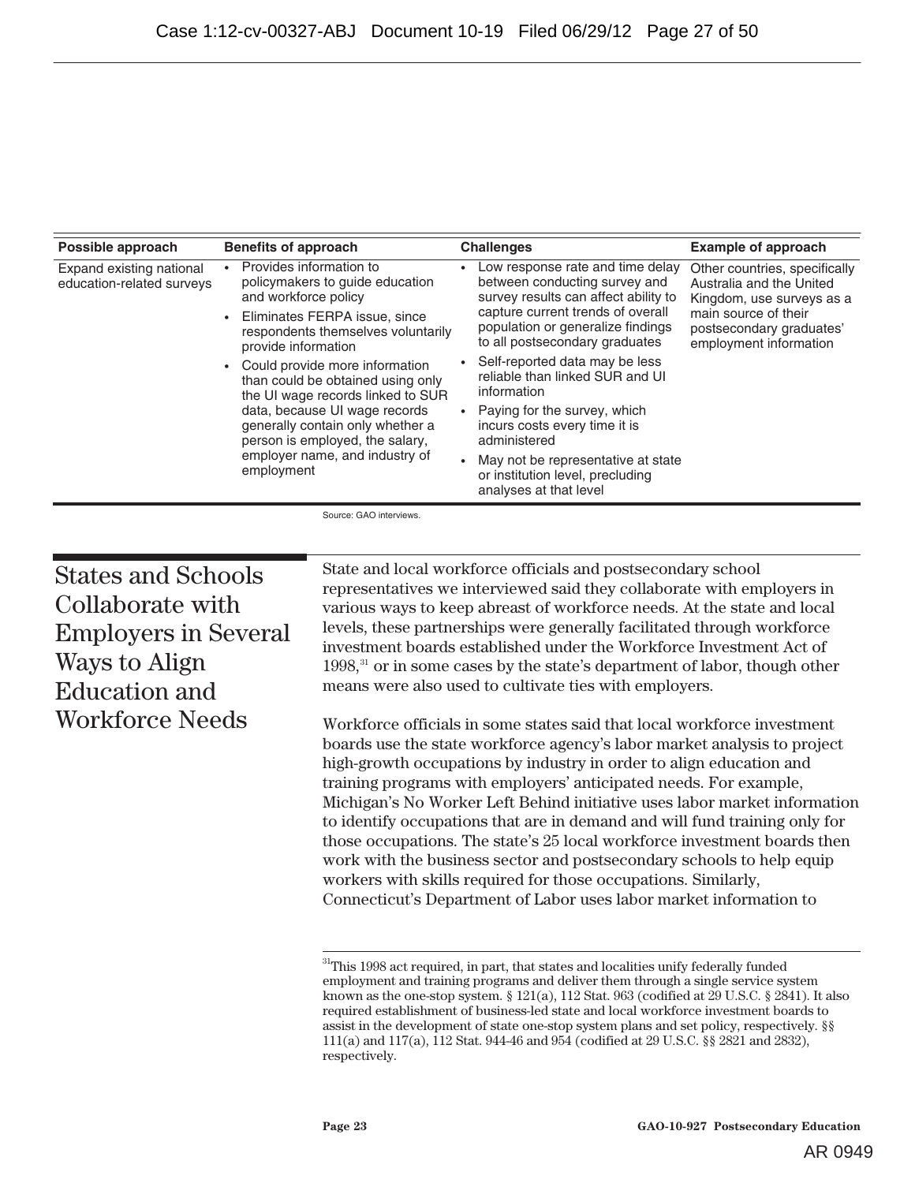| Possible approach | Benefits of approach | Challenges | Example of approach |
|---|---|---|---|
| Expand existing national education-related surveys | • Provides information to policymakers to guide education and workforce policy<br>• Eliminates FERPA issue, since respondents themselves voluntarily provide information<br>• Could provide more information than could be obtained using only the UI wage records linked to SUR data, because UI wage records generally contain only whether a person is employed, the salary, employer name, and industry of employment | • Low response rate and time delay between conducting survey and survey results can affect ability to capture current trends of overall population or generalize findings to all postsecondary graduates<br>• Self-reported data may be less reliable than linked SUR and UI information<br>• Paying for the survey, which incurs costs every time it is administered<br>• May not be representative at state or institution level, precluding analyses at that level | Other countries, specifically Australia and the United Kingdom, use surveys as a main source of their postsecondary graduates' employment information |

Source: GAO interviews.

## States and Schools Collaborate with Employers in Several Ways to Align Education and Workforce Needs

State and local workforce officials and postsecondary school representatives we interviewed said they collaborate with employers in various ways to keep abreast of workforce needs. At the state and local levels, these partnerships were generally facilitated through workforce investment boards established under the Workforce Investment Act of 1998,[31] or in some cases by the state's department of labor, though other means were also used to cultivate ties with employers.

Workforce officials in some states said that local workforce investment boards use the state workforce agency's labor market analysis to project high-growth occupations by industry in order to align education and training programs with employers' anticipated needs. For example, Michigan's No Worker Left Behind initiative uses labor market information to identify occupations that are in demand and will fund training only for those occupations. The state's 25 local workforce investment boards then work with the business sector and postsecondary schools to help equip workers with skills required for those occupations. Similarly, Connecticut's Department of Labor uses labor market information to

[31] This 1998 act required, in part, that states and localities unify federally funded employment and training programs and deliver them through a single service system known as the one-stop system. § 121(a), 112 Stat. 963 (codified at 29 U.S.C. § 2841). It also required establishment of business-led state and local workforce investment boards to assist in the development of state one-stop system plans and set policy, respectively. §§ 111(a) and 117(a), 112 Stat. 944-46 and 954 (codified at 29 U.S.C. §§ 2821 and 2832), respectively.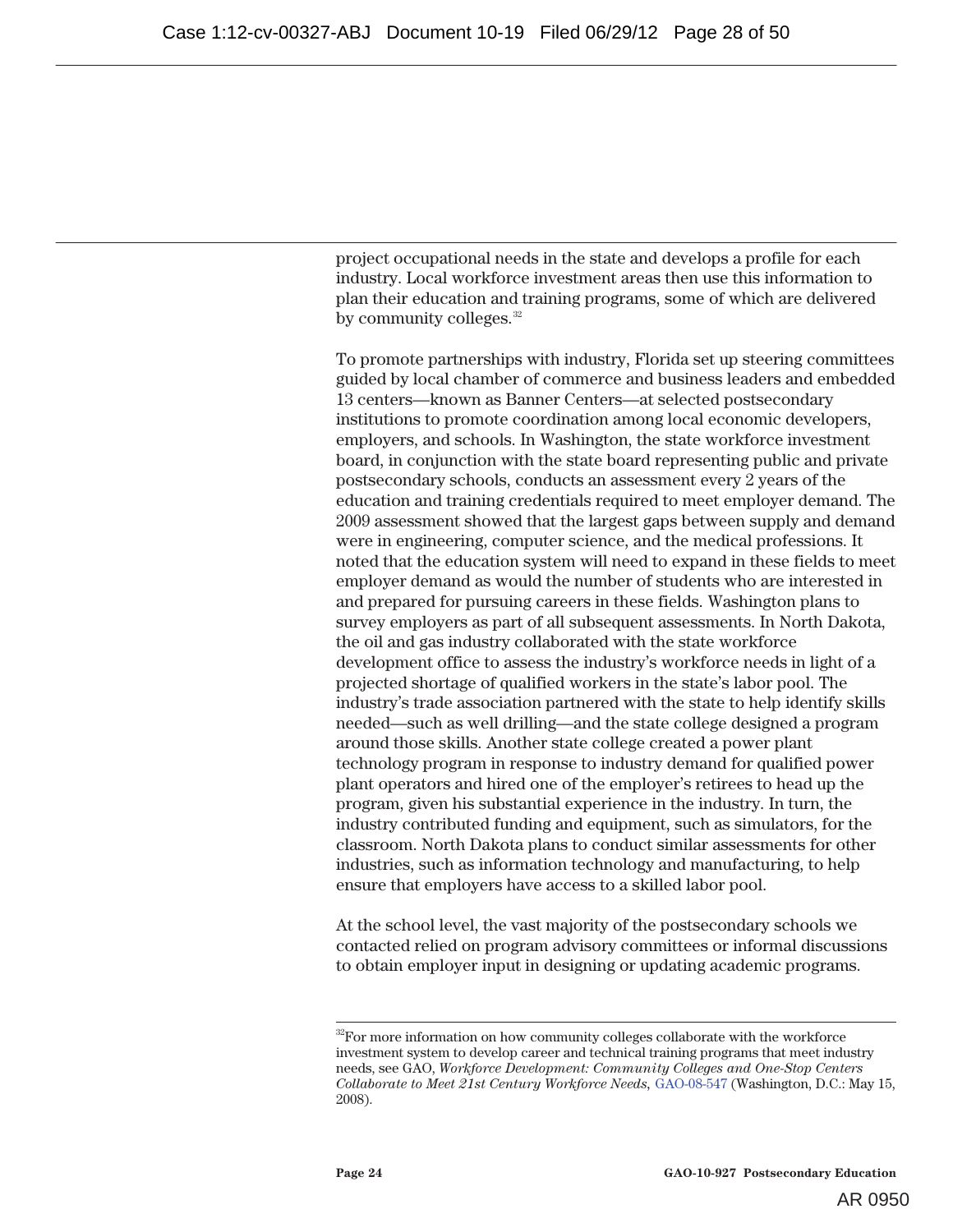project occupational needs in the state and develops a profile for each industry. Local workforce investment areas then use this information to plan their education and training programs, some of which are delivered by community colleges.[32]

To promote partnerships with industry, Florida set up steering committees guided by local chamber of commerce and business leaders and embedded 13 centers—known as Banner Centers—at selected postsecondary institutions to promote coordination among local economic developers, employers, and schools. In Washington, the state workforce investment board, in conjunction with the state board representing public and private postsecondary schools, conducts an assessment every 2 years of the education and training credentials required to meet employer demand. The 2009 assessment showed that the largest gaps between supply and demand were in engineering, computer science, and the medical professions. It noted that the education system will need to expand in these fields to meet employer demand as would the number of students who are interested in and prepared for pursuing careers in these fields. Washington plans to survey employers as part of all subsequent assessments. In North Dakota, the oil and gas industry collaborated with the state workforce development office to assess the industry's workforce needs in light of a projected shortage of qualified workers in the state's labor pool. The industry's trade association partnered with the state to help identify skills needed—such as well drilling—and the state college designed a program around those skills. Another state college created a power plant technology program in response to industry demand for qualified power plant operators and hired one of the employer's retirees to head up the program, given his substantial experience in the industry. In turn, the industry contributed funding and equipment, such as simulators, for the classroom. North Dakota plans to conduct similar assessments for other industries, such as information technology and manufacturing, to help ensure that employers have access to a skilled labor pool.

At the school level, the vast majority of the postsecondary schools we contacted relied on program advisory committees or informal discussions to obtain employer input in designing or updating academic programs.

---

[32]For more information on how community colleges collaborate with the workforce investment system to develop career and technical training programs that meet industry needs, see GAO, *Workforce Development: Community Colleges and One-Stop Centers Collaborate to Meet 21st Century Workforce Needs*, GAO-08-547 (Washington, D.C.: May 15, 2008).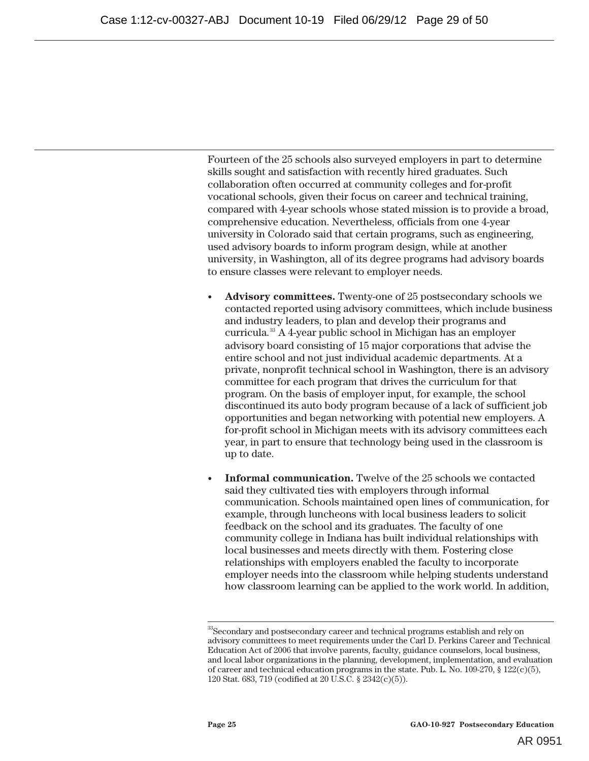Fourteen of the 25 schools also surveyed employers in part to determine skills sought and satisfaction with recently hired graduates. Such collaboration often occurred at community colleges and for-profit vocational schools, given their focus on career and technical training, compared with 4-year schools whose stated mission is to provide a broad, comprehensive education. Nevertheless, officials from one 4-year university in Colorado said that certain programs, such as engineering, used advisory boards to inform program design, while at another university, in Washington, all of its degree programs had advisory boards to ensure classes were relevant to employer needs.

- **Advisory committees.** Twenty-one of 25 postsecondary schools we contacted reported using advisory committees, which include business and industry leaders, to plan and develop their programs and curricula.[33] A 4-year public school in Michigan has an employer advisory board consisting of 15 major corporations that advise the entire school and not just individual academic departments. At a private, nonprofit technical school in Washington, there is an advisory committee for each program that drives the curriculum for that program. On the basis of employer input, for example, the school discontinued its auto body program because of a lack of sufficient job opportunities and began networking with potential new employers. A for-profit school in Michigan meets with its advisory committees each year, in part to ensure that technology being used in the classroom is up to date.

- **Informal communication.** Twelve of the 25 schools we contacted said they cultivated ties with employers through informal communication. Schools maintained open lines of communication, for example, through luncheons with local business leaders to solicit feedback on the school and its graduates. The faculty of one community college in Indiana has built individual relationships with local businesses and meets directly with them. Fostering close relationships with employers enabled the faculty to incorporate employer needs into the classroom while helping students understand how classroom learning can be applied to the work world. In addition,

[33] Secondary and postsecondary career and technical programs establish and rely on advisory committees to meet requirements under the Carl D. Perkins Career and Technical Education Act of 2006 that involve parents, faculty, guidance counselors, local business, and local labor organizations in the planning, development, implementation, and evaluation of career and technical education programs in the state. Pub. L. No. 109-270, § 122(c)(5), 120 Stat. 683, 719 (codified at 20 U.S.C. § 2342(c)(5)).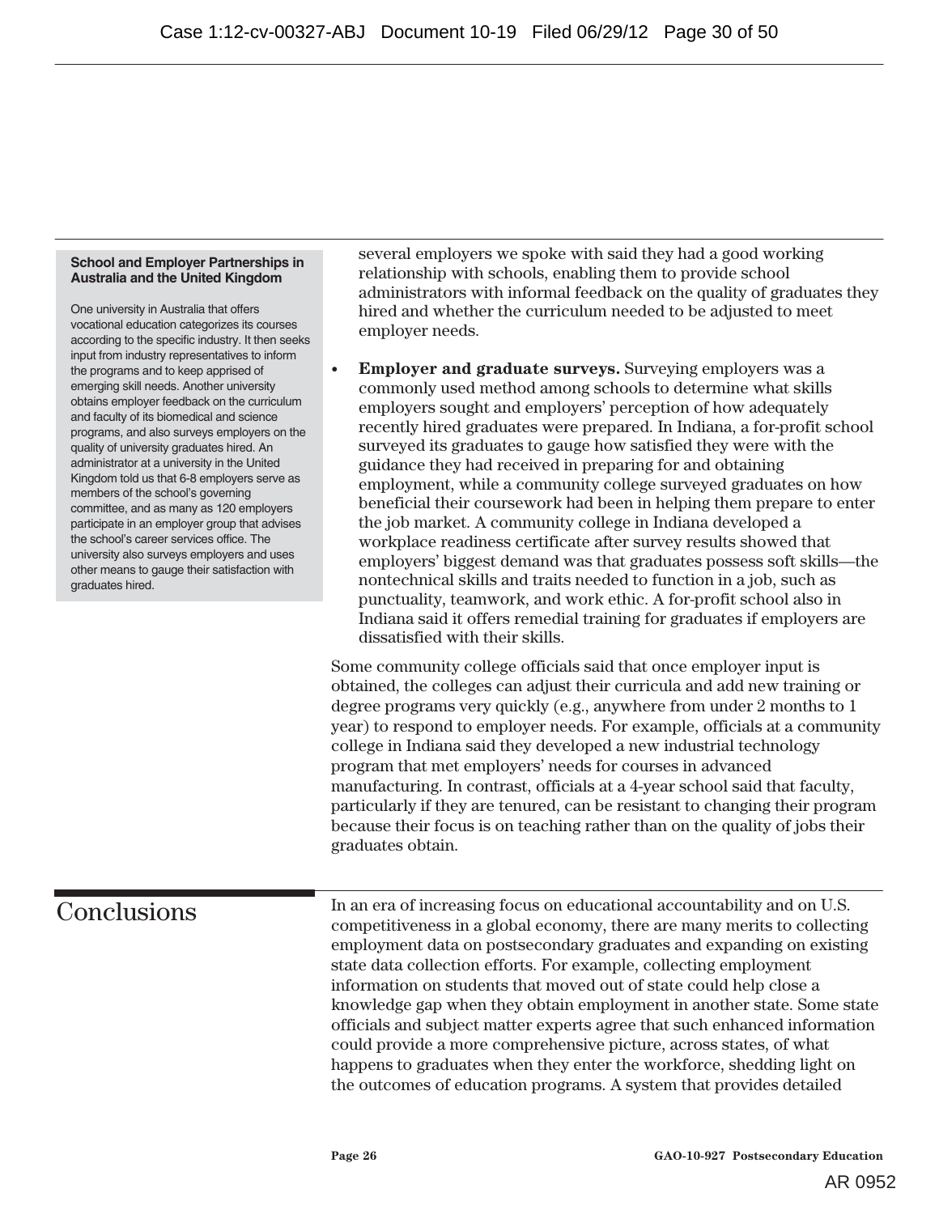> **School and Employer Partnerships in Australia and the United Kingdom**
>
> One university in Australia that offers vocational education categorizes its courses according to the specific industry. It then seeks input from industry representatives to inform the programs and to keep apprised of emerging skill needs. Another university obtains employer feedback on the curriculum and faculty of its biomedical and science programs, and also surveys employers on the quality of university graduates hired. An administrator at a university in the United Kingdom told us that 6-8 employers serve as members of the school's governing committee, and as many as 120 employers participate in an employer group that advises the school's career services office. The university also surveys employers and uses other means to gauge their satisfaction with graduates hired.

several employers we spoke with said they had a good working relationship with schools, enabling them to provide school administrators with informal feedback on the quality of graduates they hired and whether the curriculum needed to be adjusted to meet employer needs.

- **Employer and graduate surveys.** Surveying employers was a commonly used method among schools to determine what skills employers sought and employers' perception of how adequately recently hired graduates were prepared. In Indiana, a for-profit school surveyed its graduates to gauge how satisfied they were with the guidance they had received in preparing for and obtaining employment, while a community college surveyed graduates on how beneficial their coursework had been in helping them prepare to enter the job market. A community college in Indiana developed a workplace readiness certificate after survey results showed that employers' biggest demand was that graduates possess soft skills—the nontechnical skills and traits needed to function in a job, such as punctuality, teamwork, and work ethic. A for-profit school also in Indiana said it offers remedial training for graduates if employers are dissatisfied with their skills.

Some community college officials said that once employer input is obtained, the colleges can adjust their curricula and add new training or degree programs very quickly (e.g., anywhere from under 2 months to 1 year) to respond to employer needs. For example, officials at a community college in Indiana said they developed a new industrial technology program that met employers' needs for courses in advanced manufacturing. In contrast, officials at a 4-year school said that faculty, particularly if they are tenured, can be resistant to changing their program because their focus is on teaching rather than on the quality of jobs their graduates obtain.

## Conclusions

In an era of increasing focus on educational accountability and on U.S. competitiveness in a global economy, there are many merits to collecting employment data on postsecondary graduates and expanding on existing state data collection efforts. For example, collecting employment information on students that moved out of state could help close a knowledge gap when they obtain employment in another state. Some state officials and subject matter experts agree that such enhanced information could provide a more comprehensive picture, across states, of what happens to graduates when they enter the workforce, shedding light on the outcomes of education programs. A system that provides detailed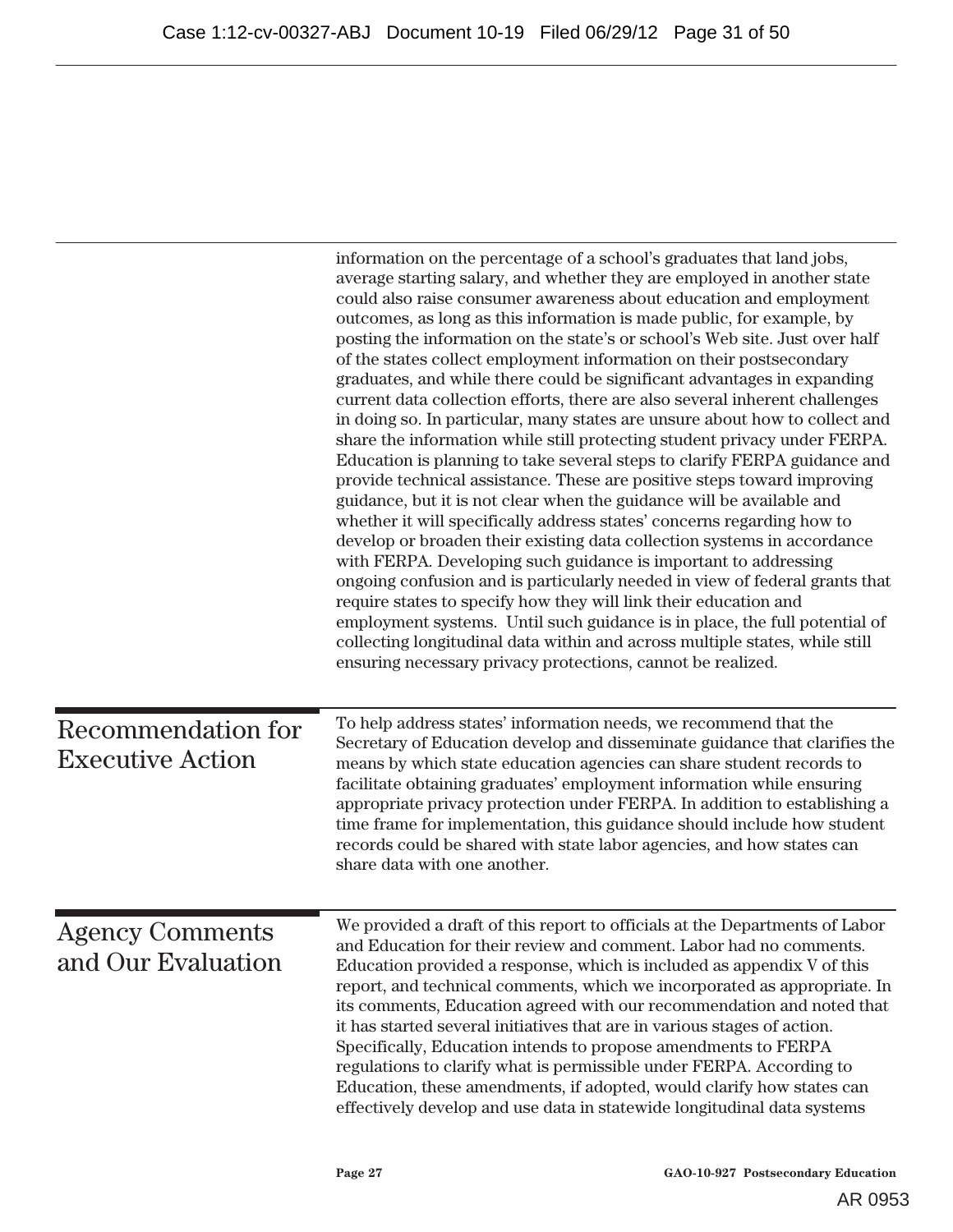information on the percentage of a school's graduates that land jobs, average starting salary, and whether they are employed in another state could also raise consumer awareness about education and employment outcomes, as long as this information is made public, for example, by posting the information on the state's or school's Web site. Just over half of the states collect employment information on their postsecondary graduates, and while there could be significant advantages in expanding current data collection efforts, there are also several inherent challenges in doing so. In particular, many states are unsure about how to collect and share the information while still protecting student privacy under FERPA. Education is planning to take several steps to clarify FERPA guidance and provide technical assistance. These are positive steps toward improving guidance, but it is not clear when the guidance will be available and whether it will specifically address states' concerns regarding how to develop or broaden their existing data collection systems in accordance with FERPA. Developing such guidance is important to addressing ongoing confusion and is particularly needed in view of federal grants that require states to specify how they will link their education and employment systems. Until such guidance is in place, the full potential of collecting longitudinal data within and across multiple states, while still ensuring necessary privacy protections, cannot be realized.

## Recommendation for Executive Action

To help address states' information needs, we recommend that the Secretary of Education develop and disseminate guidance that clarifies the means by which state education agencies can share student records to facilitate obtaining graduates' employment information while ensuring appropriate privacy protection under FERPA. In addition to establishing a time frame for implementation, this guidance should include how student records could be shared with state labor agencies, and how states can share data with one another.

## Agency Comments and Our Evaluation

We provided a draft of this report to officials at the Departments of Labor and Education for their review and comment. Labor had no comments. Education provided a response, which is included as appendix V of this report, and technical comments, which we incorporated as appropriate. In its comments, Education agreed with our recommendation and noted that it has started several initiatives that are in various stages of action. Specifically, Education intends to propose amendments to FERPA regulations to clarify what is permissible under FERPA. According to Education, these amendments, if adopted, would clarify how states can effectively develop and use data in statewide longitudinal data systems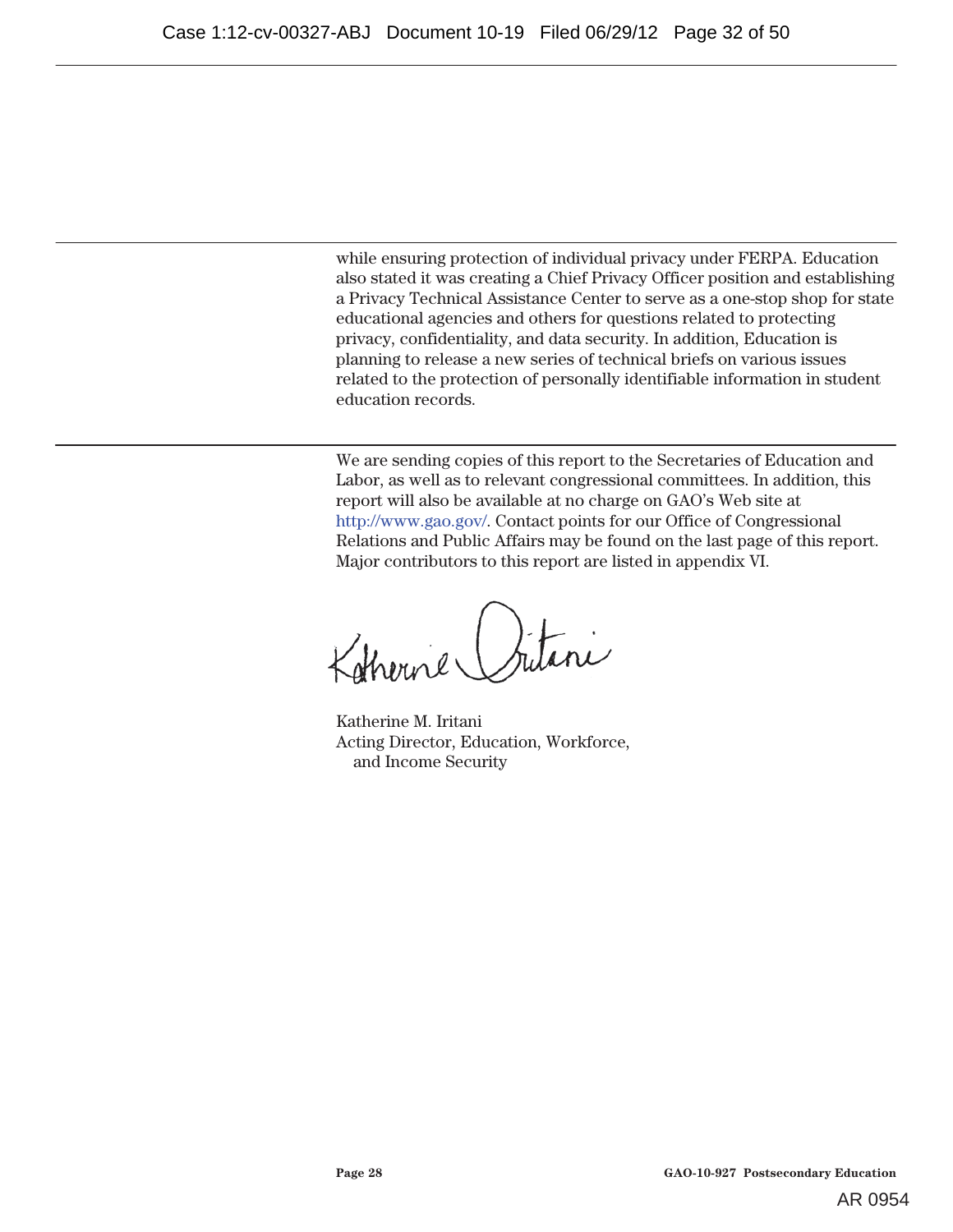while ensuring protection of individual privacy under FERPA. Education also stated it was creating a Chief Privacy Officer position and establishing a Privacy Technical Assistance Center to serve as a one-stop shop for state educational agencies and others for questions related to protecting privacy, confidentiality, and data security. In addition, Education is planning to release a new series of technical briefs on various issues related to the protection of personally identifiable information in student education records.

We are sending copies of this report to the Secretaries of Education and Labor, as well as to relevant congressional committees. In addition, this report will also be available at no charge on GAO's Web site at http://www.gao.gov/. Contact points for our Office of Congressional Relations and Public Affairs may be found on the last page of this report. Major contributors to this report are listed in appendix VI.

Katherine M. Iritani
Acting Director, Education, Workforce, and Income Security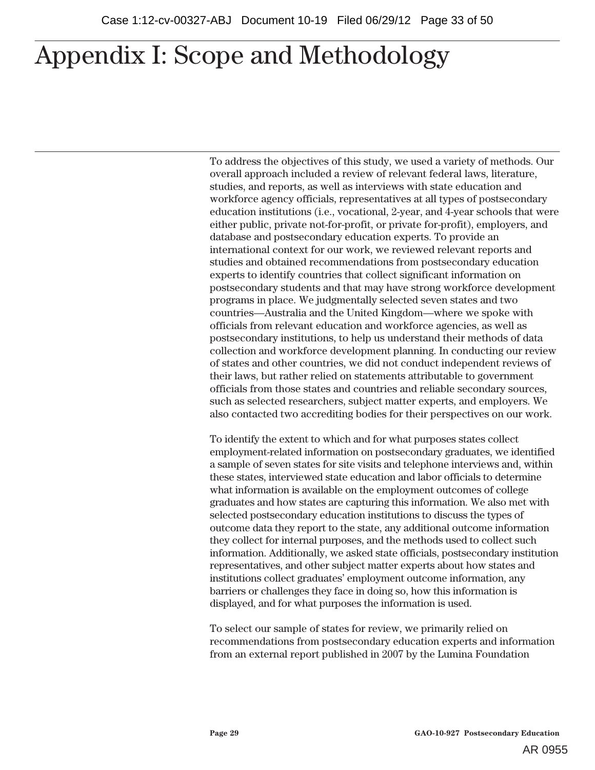# Appendix I: Scope and Methodology

To address the objectives of this study, we used a variety of methods. Our overall approach included a review of relevant federal laws, literature, studies, and reports, as well as interviews with state education and workforce agency officials, representatives at all types of postsecondary education institutions (i.e., vocational, 2-year, and 4-year schools that were either public, private not-for-profit, or private for-profit), employers, and database and postsecondary education experts. To provide an international context for our work, we reviewed relevant reports and studies and obtained recommendations from postsecondary education experts to identify countries that collect significant information on postsecondary students and that may have strong workforce development programs in place. We judgmentally selected seven states and two countries—Australia and the United Kingdom—where we spoke with officials from relevant education and workforce agencies, as well as postsecondary institutions, to help us understand their methods of data collection and workforce development planning. In conducting our review of states and other countries, we did not conduct independent reviews of their laws, but rather relied on statements attributable to government officials from those states and countries and reliable secondary sources, such as selected researchers, subject matter experts, and employers. We also contacted two accrediting bodies for their perspectives on our work.

To identify the extent to which and for what purposes states collect employment-related information on postsecondary graduates, we identified a sample of seven states for site visits and telephone interviews and, within these states, interviewed state education and labor officials to determine what information is available on the employment outcomes of college graduates and how states are capturing this information. We also met with selected postsecondary education institutions to discuss the types of outcome data they report to the state, any additional outcome information they collect for internal purposes, and the methods used to collect such information. Additionally, we asked state officials, postsecondary institution representatives, and other subject matter experts about how states and institutions collect graduates' employment outcome information, any barriers or challenges they face in doing so, how this information is displayed, and for what purposes the information is used.

To select our sample of states for review, we primarily relied on recommendations from postsecondary education experts and information from an external report published in 2007 by the Lumina Foundation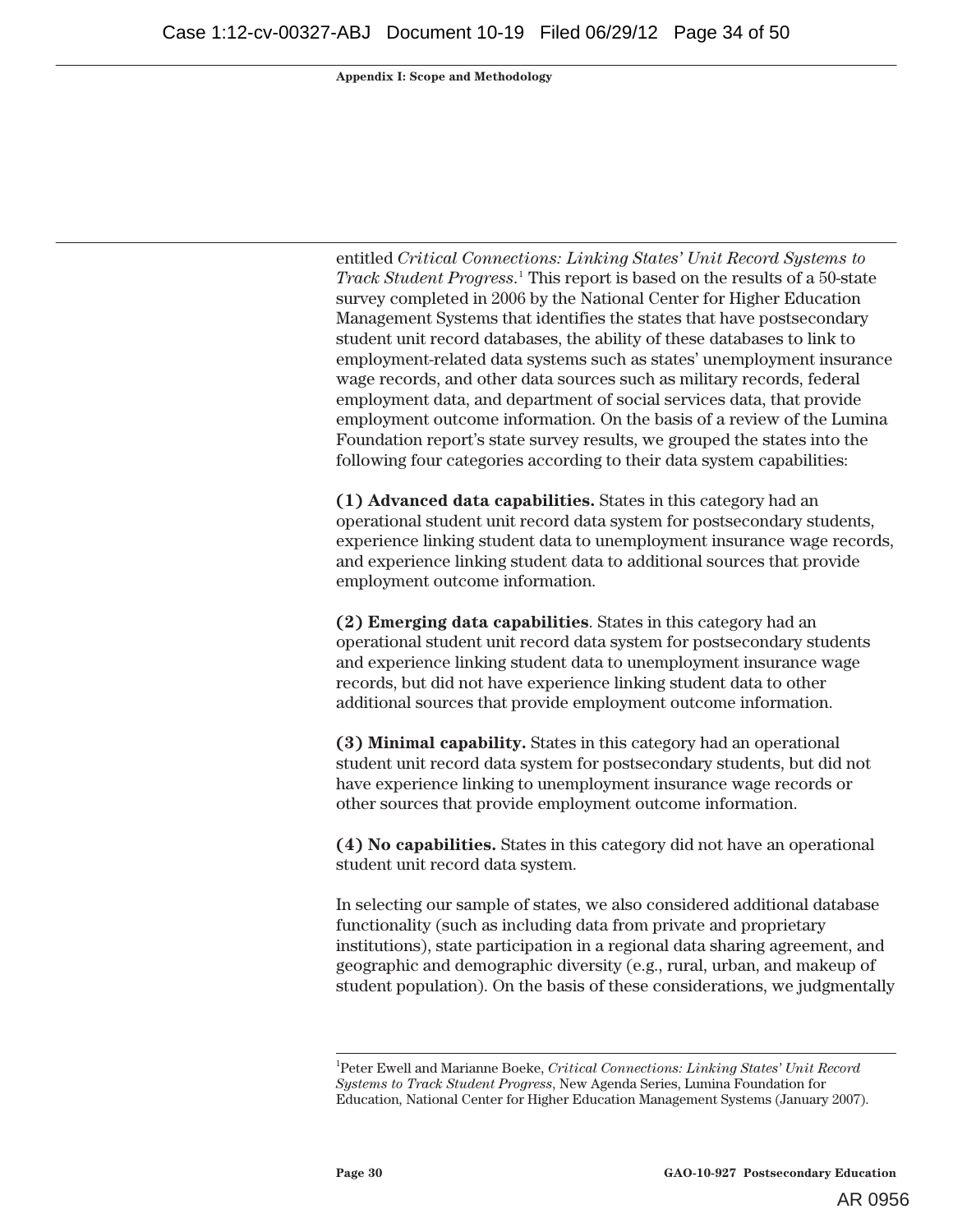entitled *Critical Connections: Linking States' Unit Record Systems to Track Student Progress*.[1] This report is based on the results of a 50-state survey completed in 2006 by the National Center for Higher Education Management Systems that identifies the states that have postsecondary student unit record databases, the ability of these databases to link to employment-related data systems such as states' unemployment insurance wage records, and other data sources such as military records, federal employment data, and department of social services data, that provide employment outcome information. On the basis of a review of the Lumina Foundation report's state survey results, we grouped the states into the following four categories according to their data system capabilities:

**(1) Advanced data capabilities.** States in this category had an operational student unit record data system for postsecondary students, experience linking student data to unemployment insurance wage records, and experience linking student data to additional sources that provide employment outcome information.

**(2) Emerging data capabilities**. States in this category had an operational student unit record data system for postsecondary students and experience linking student data to unemployment insurance wage records, but did not have experience linking student data to other additional sources that provide employment outcome information.

**(3) Minimal capability.** States in this category had an operational student unit record data system for postsecondary students, but did not have experience linking to unemployment insurance wage records or other sources that provide employment outcome information.

**(4) No capabilities.** States in this category did not have an operational student unit record data system.

In selecting our sample of states, we also considered additional database functionality (such as including data from private and proprietary institutions), state participation in a regional data sharing agreement, and geographic and demographic diversity (e.g., rural, urban, and makeup of student population). On the basis of these considerations, we judgmentally

[1] Peter Ewell and Marianne Boeke, *Critical Connections: Linking States' Unit Record Systems to Track Student Progress*, New Agenda Series, Lumina Foundation for Education, National Center for Higher Education Management Systems (January 2007).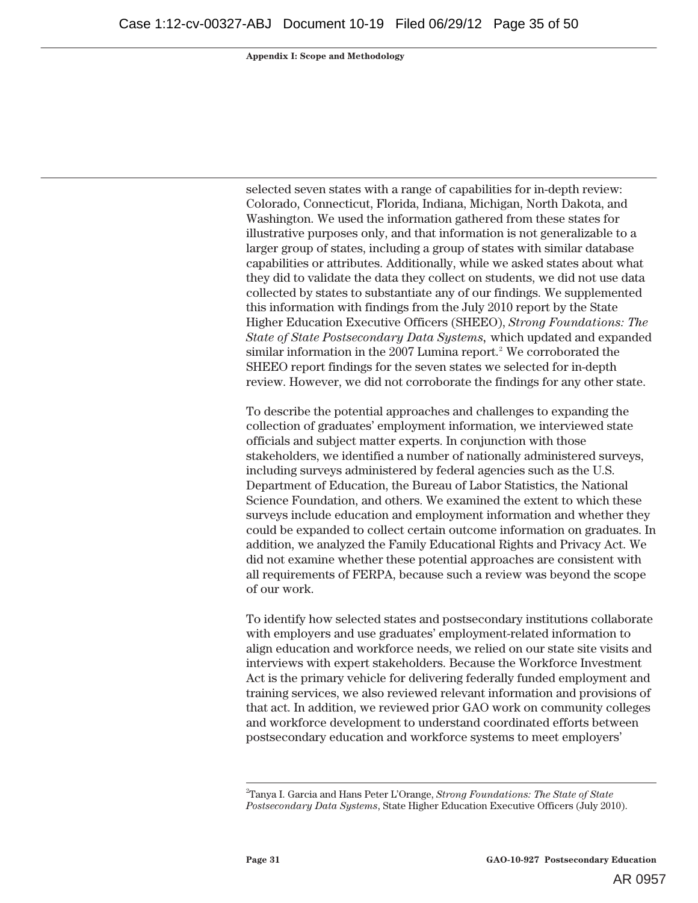selected seven states with a range of capabilities for in-depth review: Colorado, Connecticut, Florida, Indiana, Michigan, North Dakota, and Washington. We used the information gathered from these states for illustrative purposes only, and that information is not generalizable to a larger group of states, including a group of states with similar database capabilities or attributes. Additionally, while we asked states about what they did to validate the data they collect on students, we did not use data collected by states to substantiate any of our findings. We supplemented this information with findings from the July 2010 report by the State Higher Education Executive Officers (SHEEO), *Strong Foundations: The State of State Postsecondary Data Systems*, which updated and expanded similar information in the 2007 Lumina report.[2] We corroborated the SHEEO report findings for the seven states we selected for in-depth review. However, we did not corroborate the findings for any other state.

To describe the potential approaches and challenges to expanding the collection of graduates' employment information, we interviewed state officials and subject matter experts. In conjunction with those stakeholders, we identified a number of nationally administered surveys, including surveys administered by federal agencies such as the U.S. Department of Education, the Bureau of Labor Statistics, the National Science Foundation, and others. We examined the extent to which these surveys include education and employment information and whether they could be expanded to collect certain outcome information on graduates. In addition, we analyzed the Family Educational Rights and Privacy Act. We did not examine whether these potential approaches are consistent with all requirements of FERPA, because such a review was beyond the scope of our work.

To identify how selected states and postsecondary institutions collaborate with employers and use graduates' employment-related information to align education and workforce needs, we relied on our state site visits and interviews with expert stakeholders. Because the Workforce Investment Act is the primary vehicle for delivering federally funded employment and training services, we also reviewed relevant information and provisions of that act. In addition, we reviewed prior GAO work on community colleges and workforce development to understand coordinated efforts between postsecondary education and workforce systems to meet employers'

---

[2] Tanya I. Garcia and Hans Peter L'Orange, *Strong Foundations: The State of State Postsecondary Data Systems*, State Higher Education Executive Officers (July 2010).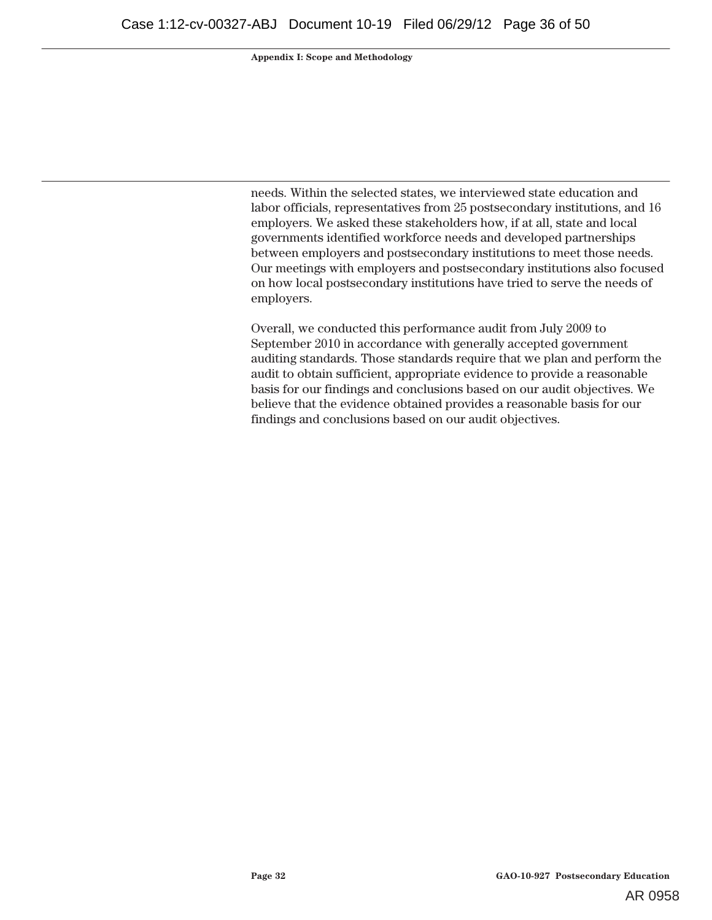needs. Within the selected states, we interviewed state education and labor officials, representatives from 25 postsecondary institutions, and 16 employers. We asked these stakeholders how, if at all, state and local governments identified workforce needs and developed partnerships between employers and postsecondary institutions to meet those needs. Our meetings with employers and postsecondary institutions also focused on how local postsecondary institutions have tried to serve the needs of employers.

Overall, we conducted this performance audit from July 2009 to September 2010 in accordance with generally accepted government auditing standards. Those standards require that we plan and perform the audit to obtain sufficient, appropriate evidence to provide a reasonable basis for our findings and conclusions based on our audit objectives. We believe that the evidence obtained provides a reasonable basis for our findings and conclusions based on our audit objectives.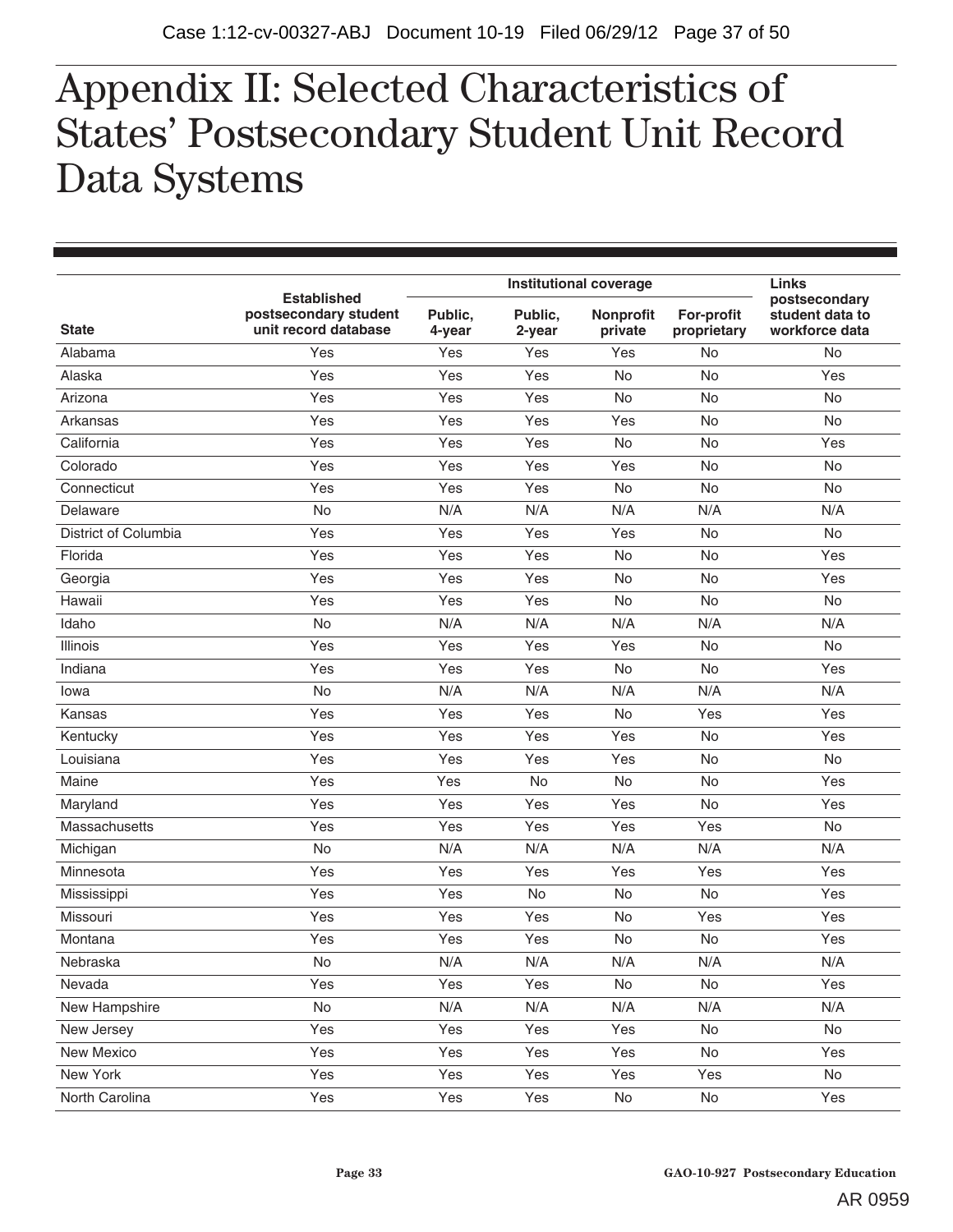# Appendix II: Selected Characteristics of States' Postsecondary Student Unit Record Data Systems

| State | Established postsecondary student unit record database | Institutional coverage | | | | Links postsecondary student data to workforce data |
|---|---|---|---|---|---|---|
| | | Public, 4-year | Public, 2-year | Nonprofit private | For-profit proprietary | |
| Alabama | Yes | Yes | Yes | Yes | No | No |
| Alaska | Yes | Yes | Yes | No | No | Yes |
| Arizona | Yes | Yes | Yes | No | No | No |
| Arkansas | Yes | Yes | Yes | Yes | No | No |
| California | Yes | Yes | Yes | No | No | Yes |
| Colorado | Yes | Yes | Yes | Yes | No | No |
| Connecticut | Yes | Yes | Yes | No | No | No |
| Delaware | No | N/A | N/A | N/A | N/A | N/A |
| District of Columbia | Yes | Yes | Yes | Yes | No | No |
| Florida | Yes | Yes | Yes | No | No | Yes |
| Georgia | Yes | Yes | Yes | No | No | Yes |
| Hawaii | Yes | Yes | Yes | No | No | No |
| Idaho | No | N/A | N/A | N/A | N/A | N/A |
| Illinois | Yes | Yes | Yes | Yes | No | No |
| Indiana | Yes | Yes | Yes | No | No | Yes |
| Iowa | No | N/A | N/A | N/A | N/A | N/A |
| Kansas | Yes | Yes | Yes | No | Yes | Yes |
| Kentucky | Yes | Yes | Yes | Yes | No | Yes |
| Louisiana | Yes | Yes | Yes | Yes | No | No |
| Maine | Yes | Yes | No | No | No | Yes |
| Maryland | Yes | Yes | Yes | Yes | No | Yes |
| Massachusetts | Yes | Yes | Yes | Yes | Yes | No |
| Michigan | No | N/A | N/A | N/A | N/A | N/A |
| Minnesota | Yes | Yes | Yes | Yes | Yes | Yes |
| Mississippi | Yes | Yes | No | No | No | Yes |
| Missouri | Yes | Yes | Yes | No | Yes | Yes |
| Montana | Yes | Yes | Yes | No | No | Yes |
| Nebraska | No | N/A | N/A | N/A | N/A | N/A |
| Nevada | Yes | Yes | Yes | No | No | Yes |
| New Hampshire | No | N/A | N/A | N/A | N/A | N/A |
| New Jersey | Yes | Yes | Yes | Yes | No | No |
| New Mexico | Yes | Yes | Yes | Yes | No | Yes |
| New York | Yes | Yes | Yes | Yes | Yes | No |
| North Carolina | Yes | Yes | Yes | No | No | Yes |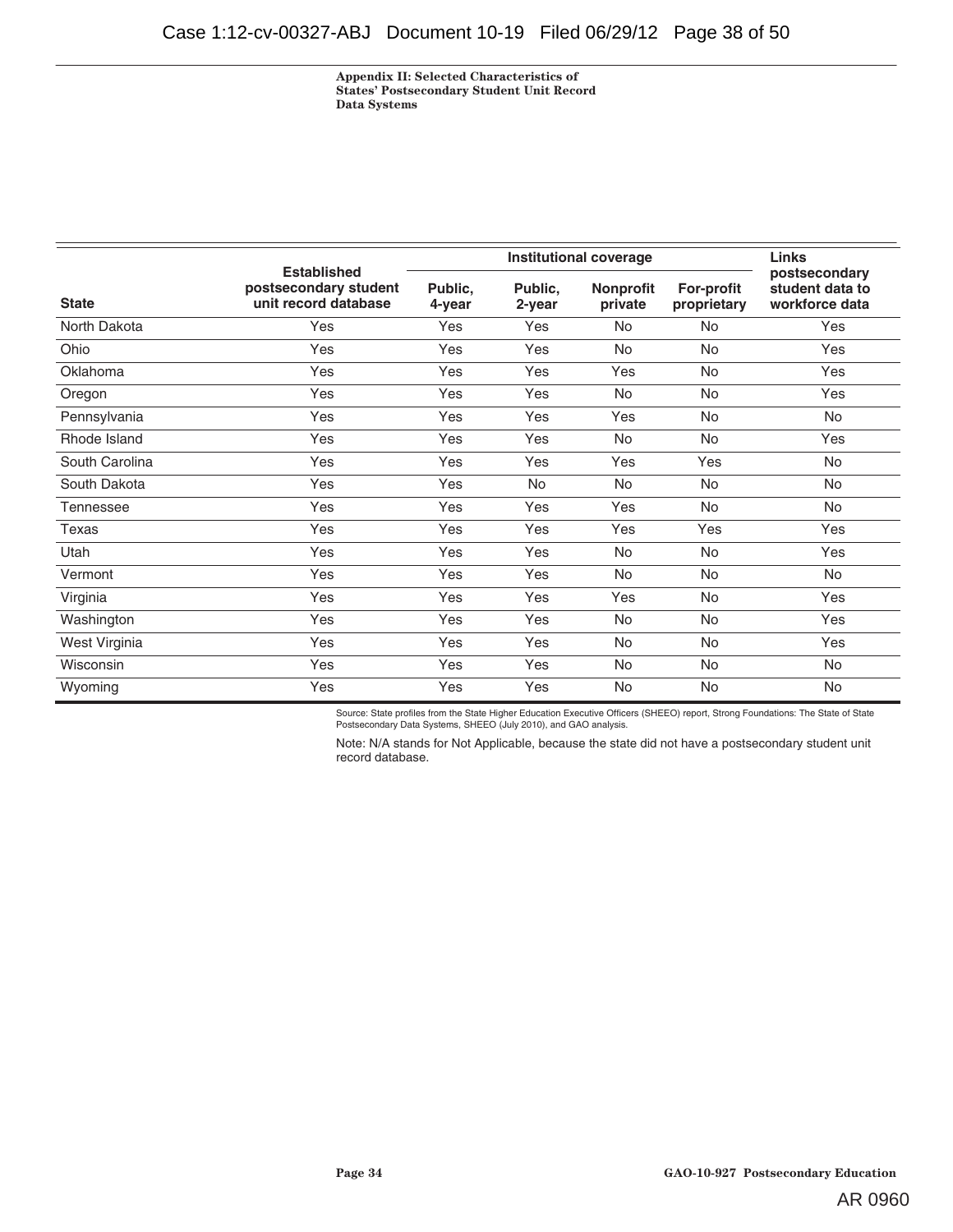Appendix II: Selected Characteristics of States' Postsecondary Student Unit Record Data Systems

| State | Established postsecondary student unit record database | Institutional coverage | | | | Links postsecondary student data to workforce data |
|---|---|---|---|---|---|---|
| | | Public, 4-year | Public, 2-year | Nonprofit private | For-profit proprietary | |
| North Dakota | Yes | Yes | Yes | No | No | Yes |
| Ohio | Yes | Yes | Yes | No | No | Yes |
| Oklahoma | Yes | Yes | Yes | Yes | No | Yes |
| Oregon | Yes | Yes | Yes | No | No | Yes |
| Pennsylvania | Yes | Yes | Yes | Yes | No | No |
| Rhode Island | Yes | Yes | Yes | No | No | Yes |
| South Carolina | Yes | Yes | Yes | Yes | Yes | No |
| South Dakota | Yes | Yes | No | No | No | No |
| Tennessee | Yes | Yes | Yes | Yes | No | No |
| Texas | Yes | Yes | Yes | Yes | Yes | Yes |
| Utah | Yes | Yes | Yes | No | No | Yes |
| Vermont | Yes | Yes | Yes | No | No | No |
| Virginia | Yes | Yes | Yes | Yes | No | Yes |
| Washington | Yes | Yes | Yes | No | No | Yes |
| West Virginia | Yes | Yes | Yes | No | No | Yes |
| Wisconsin | Yes | Yes | Yes | No | No | No |
| Wyoming | Yes | Yes | Yes | No | No | No |

Source: State profiles from the State Higher Education Executive Officers (SHEEO) report, Strong Foundations: The State of State Postsecondary Data Systems, SHEEO (July 2010), and GAO analysis.

Note: N/A stands for Not Applicable, because the state did not have a postsecondary student unit record database.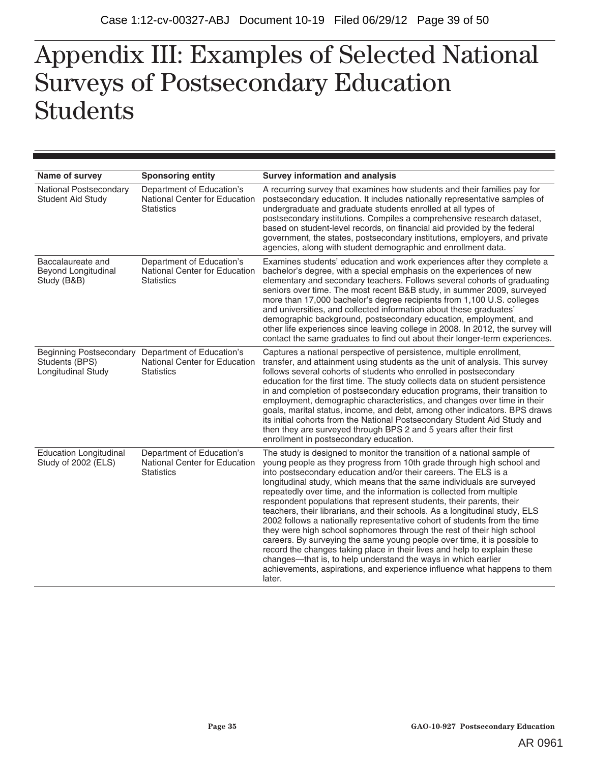# Appendix III: Examples of Selected National Surveys of Postsecondary Education Students

| Name of survey | Sponsoring entity | Survey information and analysis |
|---|---|---|
| National Postsecondary Student Aid Study | Department of Education's National Center for Education Statistics | A recurring survey that examines how students and their families pay for postsecondary education. It includes nationally representative samples of undergraduate and graduate students enrolled at all types of postsecondary institutions. Compiles a comprehensive research dataset, based on student-level records, on financial aid provided by the federal government, the states, postsecondary institutions, employers, and private agencies, along with student demographic and enrollment data. |
| Baccalaureate and Beyond Longitudinal Study (B&B) | Department of Education's National Center for Education Statistics | Examines students' education and work experiences after they complete a bachelor's degree, with a special emphasis on the experiences of new elementary and secondary teachers. Follows several cohorts of graduating seniors over time. The most recent B&B study, in summer 2009, surveyed more than 17,000 bachelor's degree recipients from 1,100 U.S. colleges and universities, and collected information about these graduates' demographic background, postsecondary education, employment, and other life experiences since leaving college in 2008. In 2012, the survey will contact the same graduates to find out about their longer-term experiences. |
| Beginning Postsecondary Students (BPS) Longitudinal Study | Department of Education's National Center for Education Statistics | Captures a national perspective of persistence, multiple enrollment, transfer, and attainment using students as the unit of analysis. This survey follows several cohorts of students who enrolled in postsecondary education for the first time. The study collects data on student persistence in and completion of postsecondary education programs, their transition to employment, demographic characteristics, and changes over time in their goals, marital status, income, and debt, among other indicators. BPS draws its initial cohorts from the National Postsecondary Student Aid Study and then they are surveyed through BPS 2 and 5 years after their first enrollment in postsecondary education. |
| Education Longitudinal Study of 2002 (ELS) | Department of Education's National Center for Education Statistics | The study is designed to monitor the transition of a national sample of young people as they progress from 10th grade through high school and into postsecondary education and/or their careers. The ELS is a longitudinal study, which means that the same individuals are surveyed repeatedly over time, and the information is collected from multiple respondent populations that represent students, their parents, their teachers, their librarians, and their schools. As a longitudinal study, ELS 2002 follows a nationally representative cohort of students from the time they were high school sophomores through the rest of their high school careers. By surveying the same young people over time, it is possible to record the changes taking place in their lives and help to explain these changes—that is, to help understand the ways in which earlier achievements, aspirations, and experience influence what happens to them later. |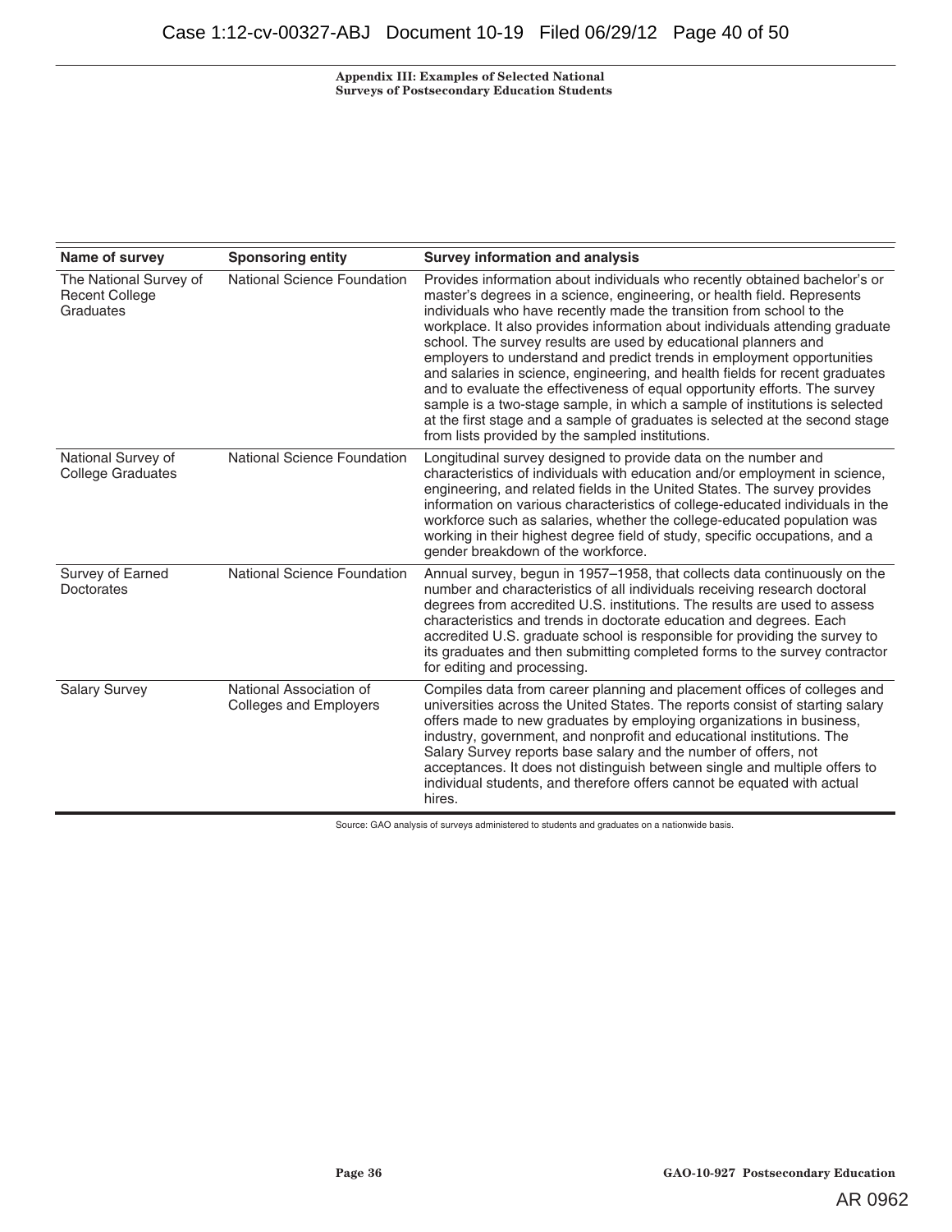| Name of survey | Sponsoring entity | Survey information and analysis |
| --- | --- | --- |
| The National Survey of Recent College Graduates | National Science Foundation | Provides information about individuals who recently obtained bachelor's or master's degrees in a science, engineering, or health field. Represents individuals who have recently made the transition from school to the workplace. It also provides information about individuals attending graduate school. The survey results are used by educational planners and employers to understand and predict trends in employment opportunities and salaries in science, engineering, and health fields for recent graduates and to evaluate the effectiveness of equal opportunity efforts. The survey sample is a two-stage sample, in which a sample of institutions is selected at the first stage and a sample of graduates is selected at the second stage from lists provided by the sampled institutions. |
| National Survey of College Graduates | National Science Foundation | Longitudinal survey designed to provide data on the number and characteristics of individuals with education and/or employment in science, engineering, and related fields in the United States. The survey provides information on various characteristics of college-educated individuals in the workforce such as salaries, whether the college-educated population was working in their highest degree field of study, specific occupations, and a gender breakdown of the workforce. |
| Survey of Earned Doctorates | National Science Foundation | Annual survey, begun in 1957–1958, that collects data continuously on the number and characteristics of all individuals receiving research doctoral degrees from accredited U.S. institutions. The results are used to assess characteristics and trends in doctorate education and degrees. Each accredited U.S. graduate school is responsible for providing the survey to its graduates and then submitting completed forms to the survey contractor for editing and processing. |
| Salary Survey | National Association of Colleges and Employers | Compiles data from career planning and placement offices of colleges and universities across the United States. The reports consist of starting salary offers made to new graduates by employing organizations in business, industry, government, and nonprofit and educational institutions. The Salary Survey reports base salary and the number of offers, not acceptances. It does not distinguish between single and multiple offers to individual students, and therefore offers cannot be equated with actual hires. |

Source: GAO analysis of surveys administered to students and graduates on a nationwide basis.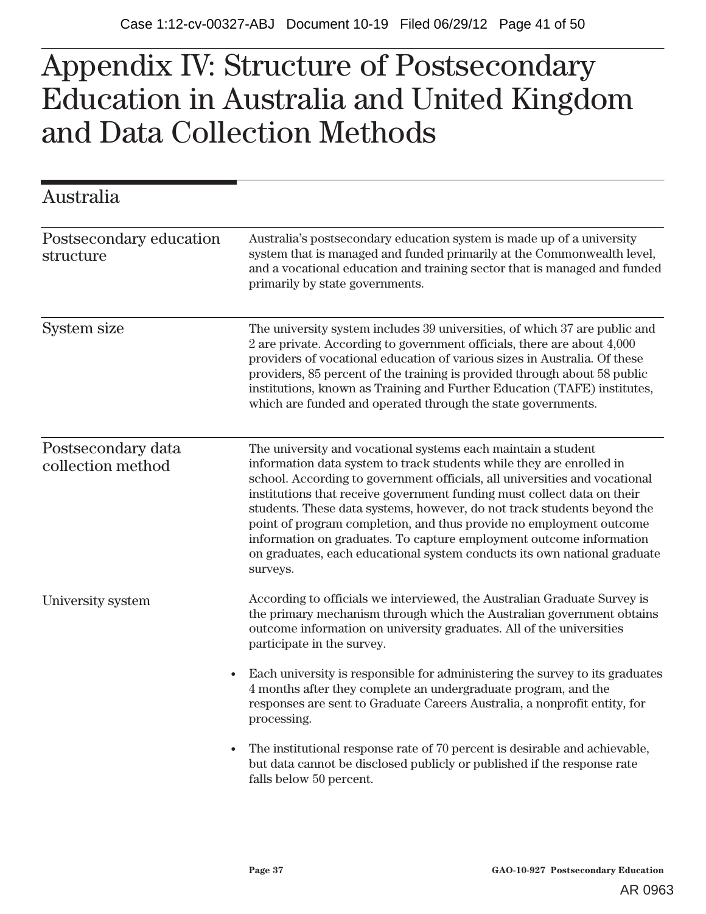# Appendix IV: Structure of Postsecondary Education in Australia and United Kingdom and Data Collection Methods

## Australia

### Postsecondary education structure

Australia's postsecondary education system is made up of a university system that is managed and funded primarily at the Commonwealth level, and a vocational education and training sector that is managed and funded primarily by state governments.

### System size

The university system includes 39 universities, of which 37 are public and 2 are private. According to government officials, there are about 4,000 providers of vocational education of various sizes in Australia. Of these providers, 85 percent of the training is provided through about 58 public institutions, known as Training and Further Education (TAFE) institutes, which are funded and operated through the state governments.

### Postsecondary data collection method

The university and vocational systems each maintain a student information data system to track students while they are enrolled in school. According to government officials, all universities and vocational institutions that receive government funding must collect data on their students. These data systems, however, do not track students beyond the point of program completion, and thus provide no employment outcome information on graduates. To capture employment outcome information on graduates, each educational system conducts its own national graduate surveys.

#### University system

According to officials we interviewed, the Australian Graduate Survey is the primary mechanism through which the Australian government obtains outcome information on university graduates. All of the universities participate in the survey.

- Each university is responsible for administering the survey to its graduates 4 months after they complete an undergraduate program, and the responses are sent to Graduate Careers Australia, a nonprofit entity, for processing.
- The institutional response rate of 70 percent is desirable and achievable, but data cannot be disclosed publicly or published if the response rate falls below 50 percent.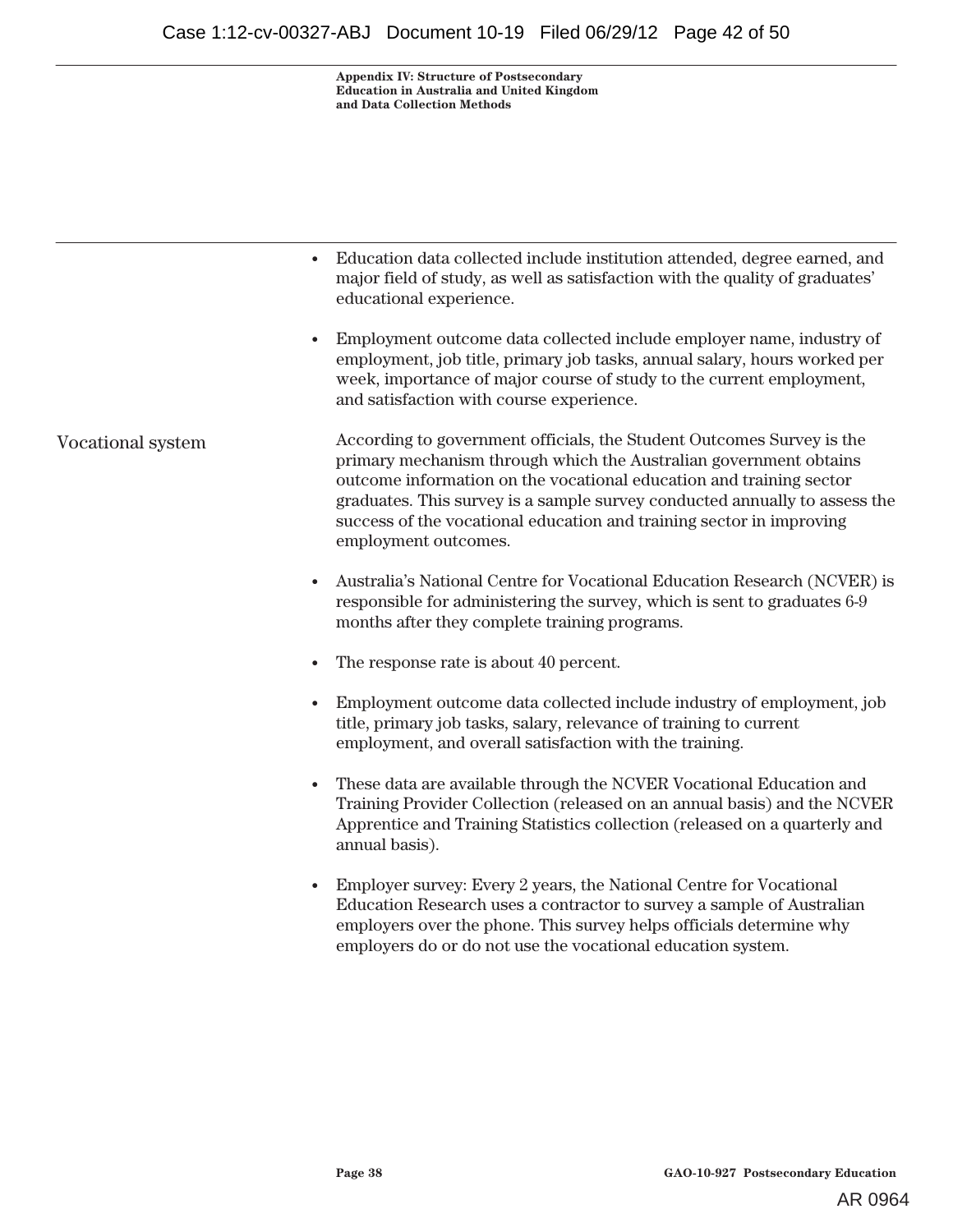- Education data collected include institution attended, degree earned, and major field of study, as well as satisfaction with the quality of graduates' educational experience.
- Employment outcome data collected include employer name, industry of employment, job title, primary job tasks, annual salary, hours worked per week, importance of major course of study to the current employment, and satisfaction with course experience.

### Vocational system

According to government officials, the Student Outcomes Survey is the primary mechanism through which the Australian government obtains outcome information on the vocational education and training sector graduates. This survey is a sample survey conducted annually to assess the success of the vocational education and training sector in improving employment outcomes.

- Australia's National Centre for Vocational Education Research (NCVER) is responsible for administering the survey, which is sent to graduates 6-9 months after they complete training programs.
- The response rate is about 40 percent.
- Employment outcome data collected include industry of employment, job title, primary job tasks, salary, relevance of training to current employment, and overall satisfaction with the training.
- These data are available through the NCVER Vocational Education and Training Provider Collection (released on an annual basis) and the NCVER Apprentice and Training Statistics collection (released on a quarterly and annual basis).
- Employer survey: Every 2 years, the National Centre for Vocational Education Research uses a contractor to survey a sample of Australian employers over the phone. This survey helps officials determine why employers do or do not use the vocational education system.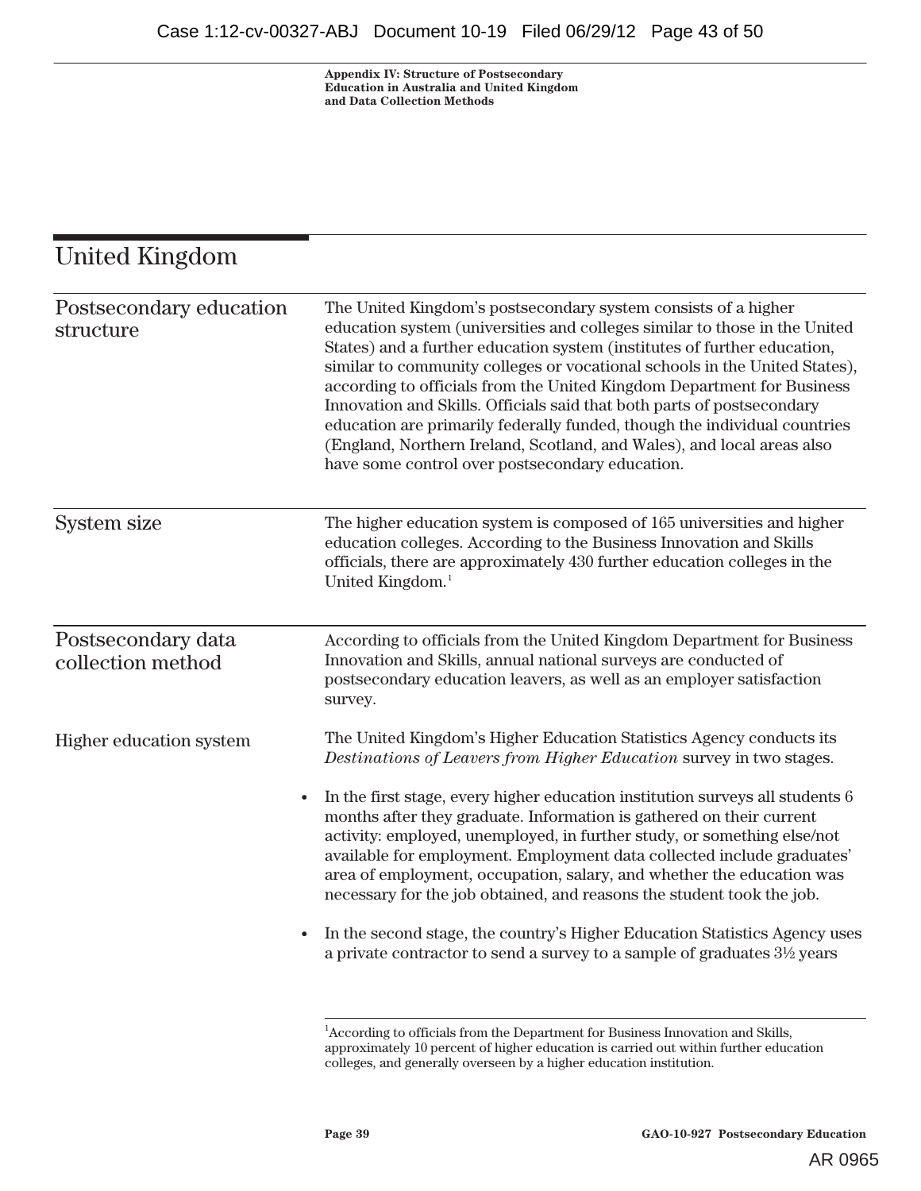## United Kingdom

### Postsecondary education structure

The United Kingdom's postsecondary system consists of a higher education system (universities and colleges similar to those in the United States) and a further education system (institutes of further education, similar to community colleges or vocational schools in the United States), according to officials from the United Kingdom Department for Business Innovation and Skills. Officials said that both parts of postsecondary education are primarily federally funded, though the individual countries (England, Northern Ireland, Scotland, and Wales), and local areas also have some control over postsecondary education.

### System size

The higher education system is composed of 165 universities and higher education colleges. According to the Business Innovation and Skills officials, there are approximately 430 further education colleges in the United Kingdom.[1]

### Postsecondary data collection method

According to officials from the United Kingdom Department for Business Innovation and Skills, annual national surveys are conducted of postsecondary education leavers, as well as an employer satisfaction survey.

#### Higher education system

The United Kingdom's Higher Education Statistics Agency conducts its *Destinations of Leavers from Higher Education* survey in two stages.

- In the first stage, every higher education institution surveys all students 6 months after they graduate. Information is gathered on their current activity: employed, unemployed, in further study, or something else/not available for employment. Employment data collected include graduates' area of employment, occupation, salary, and whether the education was necessary for the job obtained, and reasons the student took the job.
- In the second stage, the country's Higher Education Statistics Agency uses a private contractor to send a survey to a sample of graduates 3½ years

[1]According to officials from the Department for Business Innovation and Skills, approximately 10 percent of higher education is carried out within further education colleges, and generally overseen by a higher education institution.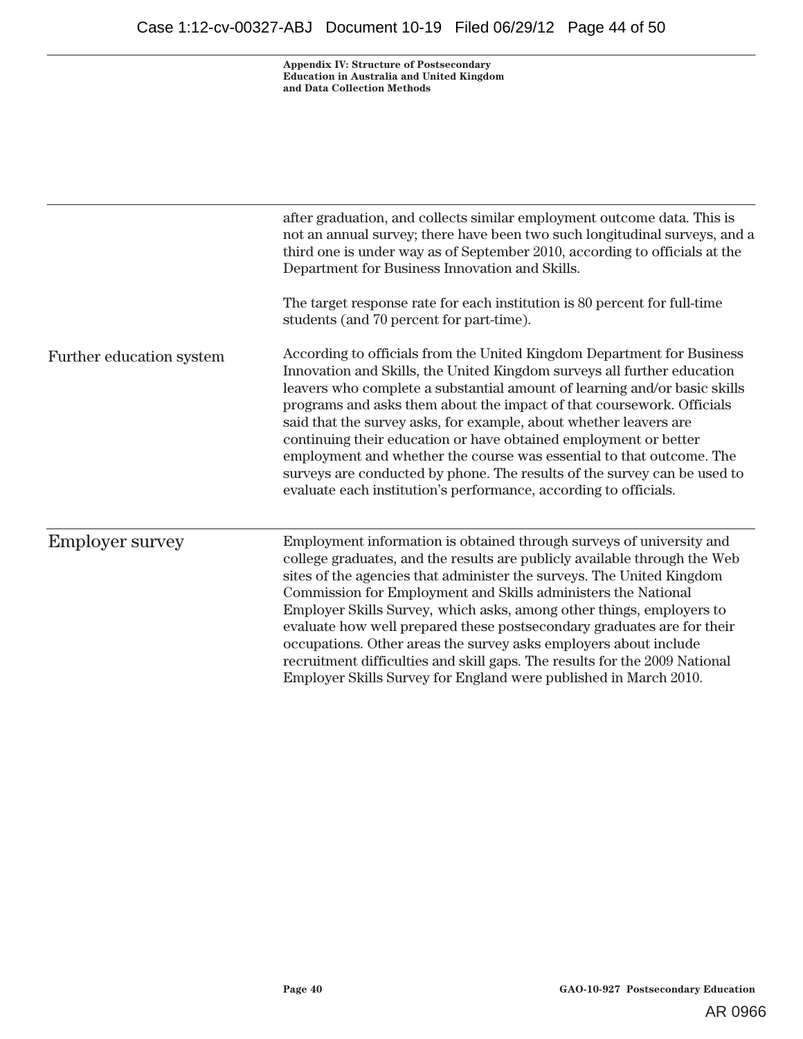after graduation, and collects similar employment outcome data. This is not an annual survey; there have been two such longitudinal surveys, and a third one is under way as of September 2010, according to officials at the Department for Business Innovation and Skills.

The target response rate for each institution is 80 percent for full-time students (and 70 percent for part-time).

### Further education system

According to officials from the United Kingdom Department for Business Innovation and Skills, the United Kingdom surveys all further education leavers who complete a substantial amount of learning and/or basic skills programs and asks them about the impact of that coursework. Officials said that the survey asks, for example, about whether leavers are continuing their education or have obtained employment or better employment and whether the course was essential to that outcome. The surveys are conducted by phone. The results of the survey can be used to evaluate each institution's performance, according to officials.

## Employer survey

Employment information is obtained through surveys of university and college graduates, and the results are publicly available through the Web sites of the agencies that administer the surveys. The United Kingdom Commission for Employment and Skills administers the National Employer Skills Survey, which asks, among other things, employers to evaluate how well prepared these postsecondary graduates are for their occupations. Other areas the survey asks employers about include recruitment difficulties and skill gaps. The results for the 2009 National Employer Skills Survey for England were published in March 2010.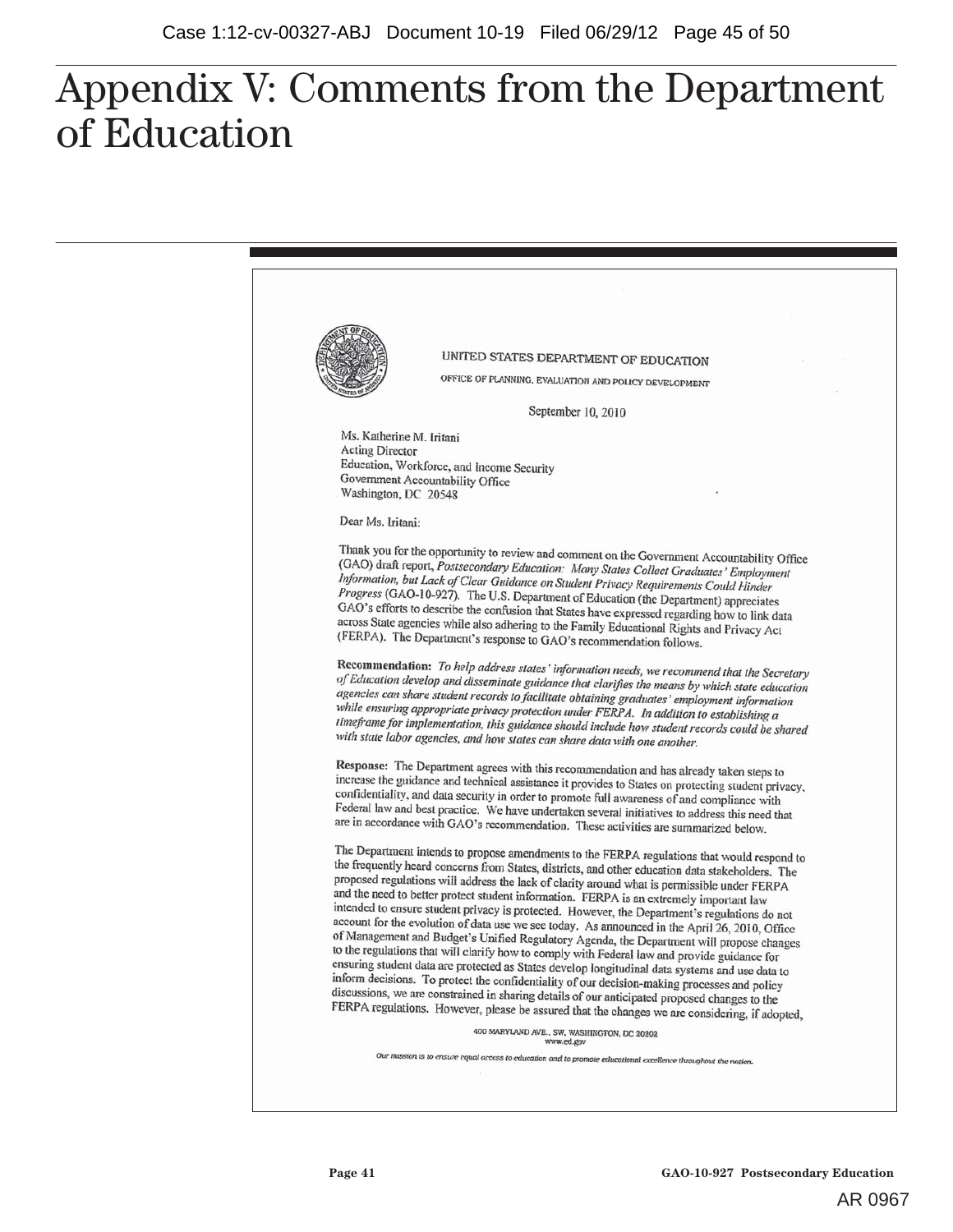# Appendix V: Comments from the Department of Education

UNITED STATES DEPARTMENT OF EDUCATION

OFFICE OF PLANNING, EVALUATION AND POLICY DEVELOPMENT

September 10, 2010

Ms. Katherine M. Iritani
Acting Director
Education, Workforce, and Income Security
Government Accountability Office
Washington, DC 20548

Dear Ms. Iritani:

Thank you for the opportunity to review and comment on the Government Accountability Office (GAO) draft report, *Postsecondary Education: Many States Collect Graduates' Employment Information, but Lack of Clear Guidance on Student Privacy Requirements Could Hinder Progress* (GAO-10-927). The U.S. Department of Education (the Department) appreciates GAO's efforts to describe the confusion that States have expressed regarding how to link data across State agencies while also adhering to the Family Educational Rights and Privacy Act (FERPA). The Department's response to GAO's recommendation follows.

**Recommendation:** *To help address states' information needs, we recommend that the Secretary of Education develop and disseminate guidance that clarifies the means by which state education agencies can share student records to facilitate obtaining graduates' employment information while ensuring appropriate privacy protection under FERPA. In addition to establishing a timeframe for implementation, this guidance should include how student records could be shared with state labor agencies, and how states can share data with one another.*

**Response:** The Department agrees with this recommendation and has already taken steps to increase the guidance and technical assistance it provides to States on protecting student privacy, confidentiality, and data security in order to promote full awareness of and compliance with Federal law and best practice. We have undertaken several initiatives to address this need that are in accordance with GAO's recommendation. These activities are summarized below.

The Department intends to propose amendments to the FERPA regulations that would respond to the frequently heard concerns from States, districts, and other education data stakeholders. The proposed regulations will address the lack of clarity around what is permissible under FERPA and the need to better protect student information. FERPA is an extremely important law intended to ensure student privacy is protected. However, the Department's regulations do not account for the evolution of data use we see today. As announced in the April 26, 2010, Office of Management and Budget's Unified Regulatory Agenda, the Department will propose changes to the regulations that will clarify how to comply with Federal law and provide guidance for ensuring student data are protected as States develop longitudinal data systems and use data to inform decisions. To protect the confidentiality of our decision-making processes and policy discussions, we are constrained in sharing details of our anticipated proposed changes to the FERPA regulations. However, please be assured that the changes we are considering, if adopted,

400 MARYLAND AVE., SW, WASHINGTON, DC 20202
www.ed.gov

*Our mission is to ensure equal access to education and to promote educational excellence throughout the nation.*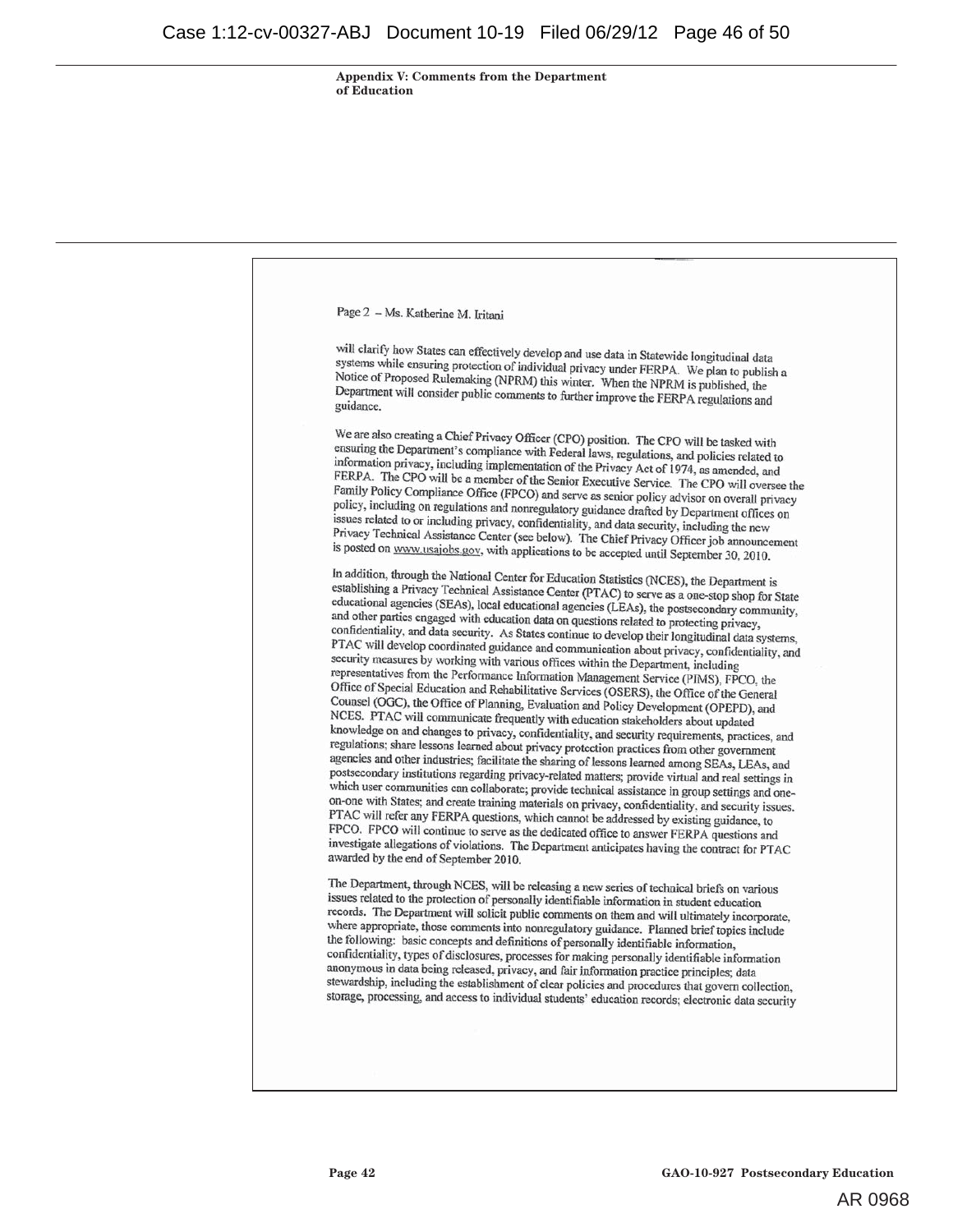**Appendix V: Comments from the Department of Education**

Page 2 – Ms. Katherine M. Iritani

will clarify how States can effectively develop and use data in Statewide longitudinal data systems while ensuring protection of individual privacy under FERPA. We plan to publish a Notice of Proposed Rulemaking (NPRM) this winter. When the NPRM is published, the Department will consider public comments to further improve the FERPA regulations and guidance.

We are also creating a Chief Privacy Officer (CPO) position. The CPO will be tasked with ensuring the Department's compliance with Federal laws, regulations, and policies related to information privacy, including implementation of the Privacy Act of 1974, as amended, and FERPA. The CPO will be a member of the Senior Executive Service. The CPO will oversee the Family Policy Compliance Office (FPCO) and serve as senior policy advisor on overall privacy policy, including on regulations and nonregulatory guidance drafted by Department offices on issues related to or including privacy, confidentiality, and data security, including the new Privacy Technical Assistance Center (see below). The Chief Privacy Officer job announcement is posted on www.usajobs.gov, with applications to be accepted until September 30, 2010.

In addition, through the National Center for Education Statistics (NCES), the Department is establishing a Privacy Technical Assistance Center (PTAC) to serve as a one-stop shop for State educational agencies (SEAs), local educational agencies (LEAs), the postsecondary community, and other parties engaged with education data on questions related to protecting privacy, confidentiality, and data security. As States continue to develop their longitudinal data systems, PTAC will develop coordinated guidance and communication about privacy, confidentiality, and security measures by working with various offices within the Department, including representatives from the Performance Information Management Service (PIMS), FPCO, the Office of Special Education and Rehabilitative Services (OSERS), the Office of the General Counsel (OGC), the Office of Planning, Evaluation and Policy Development (OPEPD), and NCES. PTAC will communicate frequently with education stakeholders about updated knowledge on and changes to privacy, confidentiality, and security requirements, practices, and regulations; share lessons learned about privacy protection practices from other government agencies and other industries; facilitate the sharing of lessons learned among SEAs, LEAs, and postsecondary institutions regarding privacy-related matters; provide virtual and real settings in which user communities can collaborate; provide technical assistance in group settings and one-on-one with States; and create training materials on privacy, confidentiality, and security issues. PTAC will refer any FERPA questions, which cannot be addressed by existing guidance, to FPCO. FPCO will continue to serve as the dedicated office to answer FERPA questions and investigate allegations of violations. The Department anticipates having the contract for PTAC awarded by the end of September 2010.

The Department, through NCES, will be releasing a new series of technical briefs on various issues related to the protection of personally identifiable information in student education records. The Department will solicit public comments on them and will ultimately incorporate, where appropriate, those comments into nonregulatory guidance. Planned brief topics include the following: basic concepts and definitions of personally identifiable information, confidentiality, types of disclosures, processes for making personally identifiable information anonymous in data being released, privacy, and fair information practice principles; data stewardship, including the establishment of clear policies and procedures that govern collection, storage, processing, and access to individual students' education records; electronic data security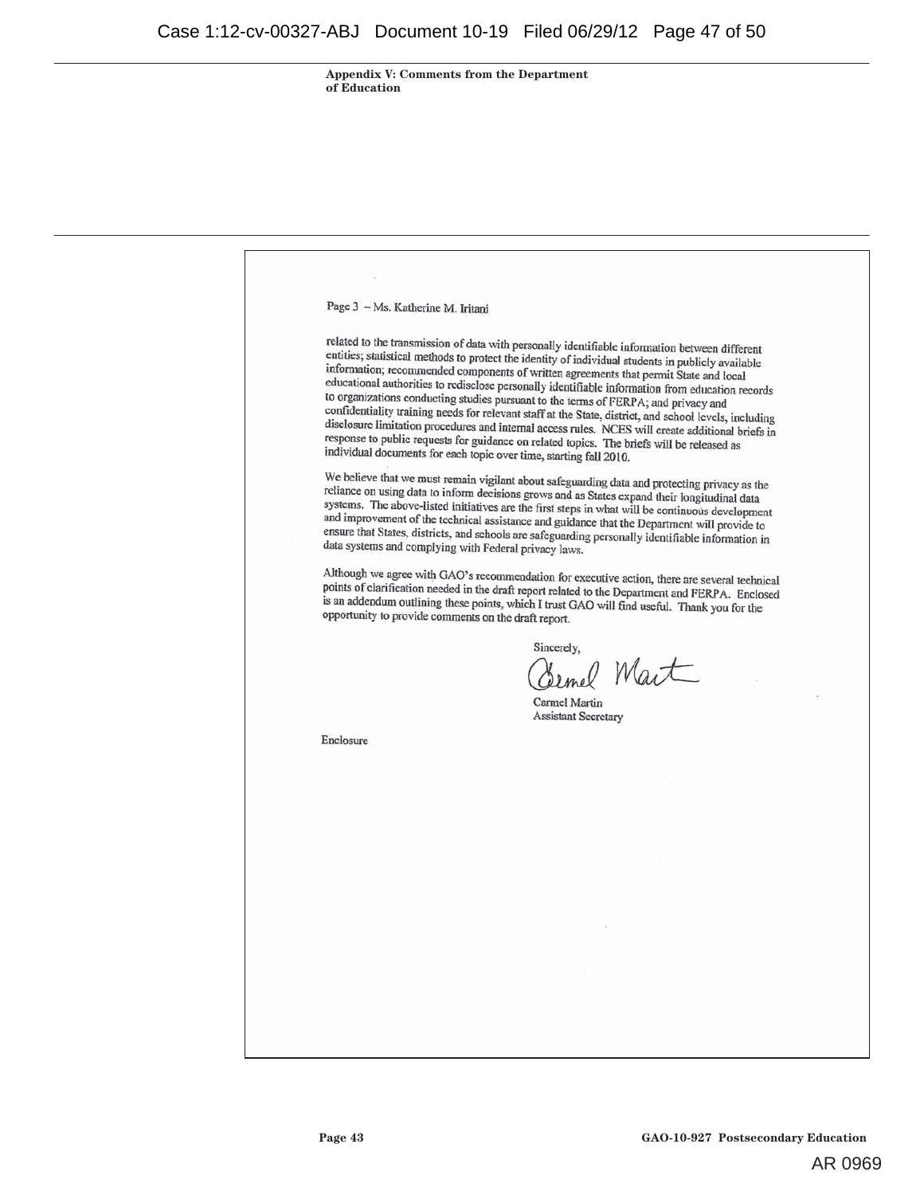Appendix V: Comments from the Department of Education

Page 3 – Ms. Katherine M. Iritani

related to the transmission of data with personally identifiable information between different entities; statistical methods to protect the identity of individual students in publicly available information; recommended components of written agreements that permit State and local educational authorities to redisclose personally identifiable information from education records to organizations conducting studies pursuant to the terms of FERPA; and privacy and confidentiality training needs for relevant staff at the State, district, and school levels, including disclosure limitation procedures and internal access rules. NCES will create additional briefs in response to public requests for guidance on related topics. The briefs will be released as individual documents for each topic over time, starting fall 2010.

We believe that we must remain vigilant about safeguarding data and protecting privacy as the reliance on using data to inform decisions grows and as States expand their longitudinal data systems. The above-listed initiatives are the first steps in what will be continuous development and improvement of the technical assistance and guidance that the Department will provide to ensure that States, districts, and schools are safeguarding personally identifiable information in data systems and complying with Federal privacy laws.

Although we agree with GAO's recommendation for executive action, there are several technical points of clarification needed in the draft report related to the Department and FERPA. Enclosed is an addendum outlining these points, which I trust GAO will find useful. Thank you for the opportunity to provide comments on the draft report.

Sincerely,

Carmel Martin
Assistant Secretary

Enclosure

AR 0969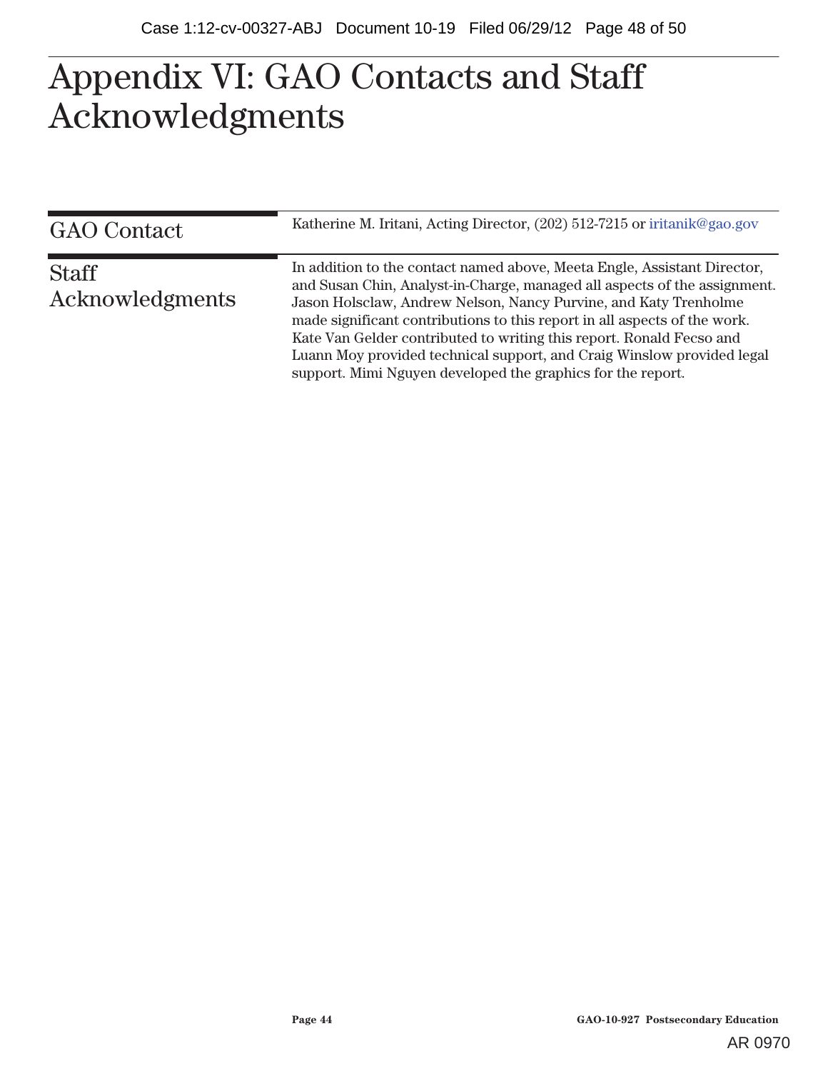# Appendix VI: GAO Contacts and Staff Acknowledgments

## GAO Contact

Katherine M. Iritani, Acting Director, (202) 512-7215 or iritanik@gao.gov

## Staff Acknowledgments

In addition to the contact named above, Meeta Engle, Assistant Director, and Susan Chin, Analyst-in-Charge, managed all aspects of the assignment. Jason Holsclaw, Andrew Nelson, Nancy Purvine, and Katy Trenholme made significant contributions to this report in all aspects of the work. Kate Van Gelder contributed to writing this report. Ronald Fecso and Luann Moy provided technical support, and Craig Winslow provided legal support. Mimi Nguyen developed the graphics for the report.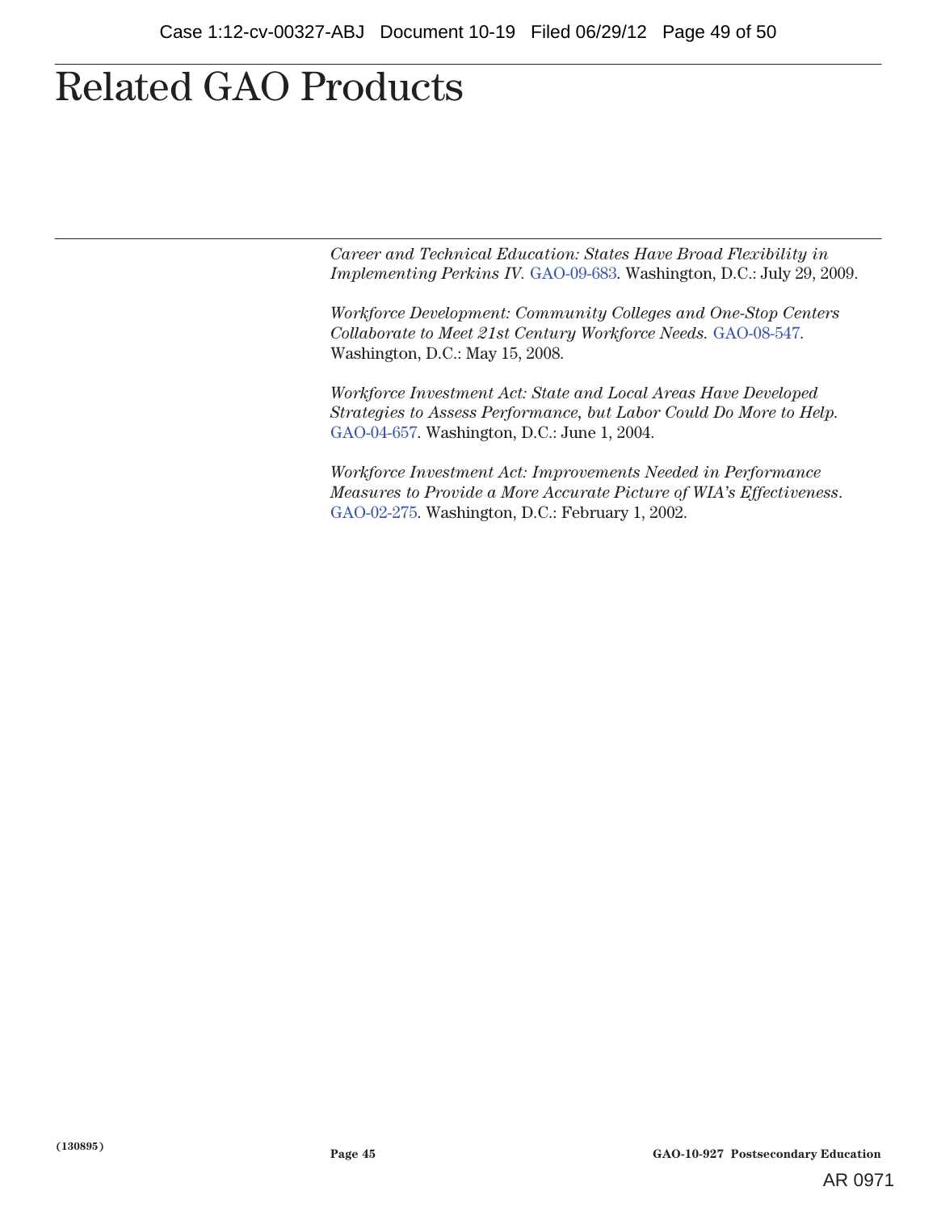# Related GAO Products

*Career and Technical Education: States Have Broad Flexibility in Implementing Perkins IV.* GAO-09-683. Washington, D.C.: July 29, 2009.

*Workforce Development: Community Colleges and One-Stop Centers Collaborate to Meet 21st Century Workforce Needs.* GAO-08-547. Washington, D.C.: May 15, 2008.

*Workforce Investment Act: State and Local Areas Have Developed Strategies to Assess Performance, but Labor Could Do More to Help.* GAO-04-657. Washington, D.C.: June 1, 2004.

*Workforce Investment Act: Improvements Needed in Performance Measures to Provide a More Accurate Picture of WIA's Effectiveness*. GAO-02-275. Washington, D.C.: February 1, 2002.

(130895)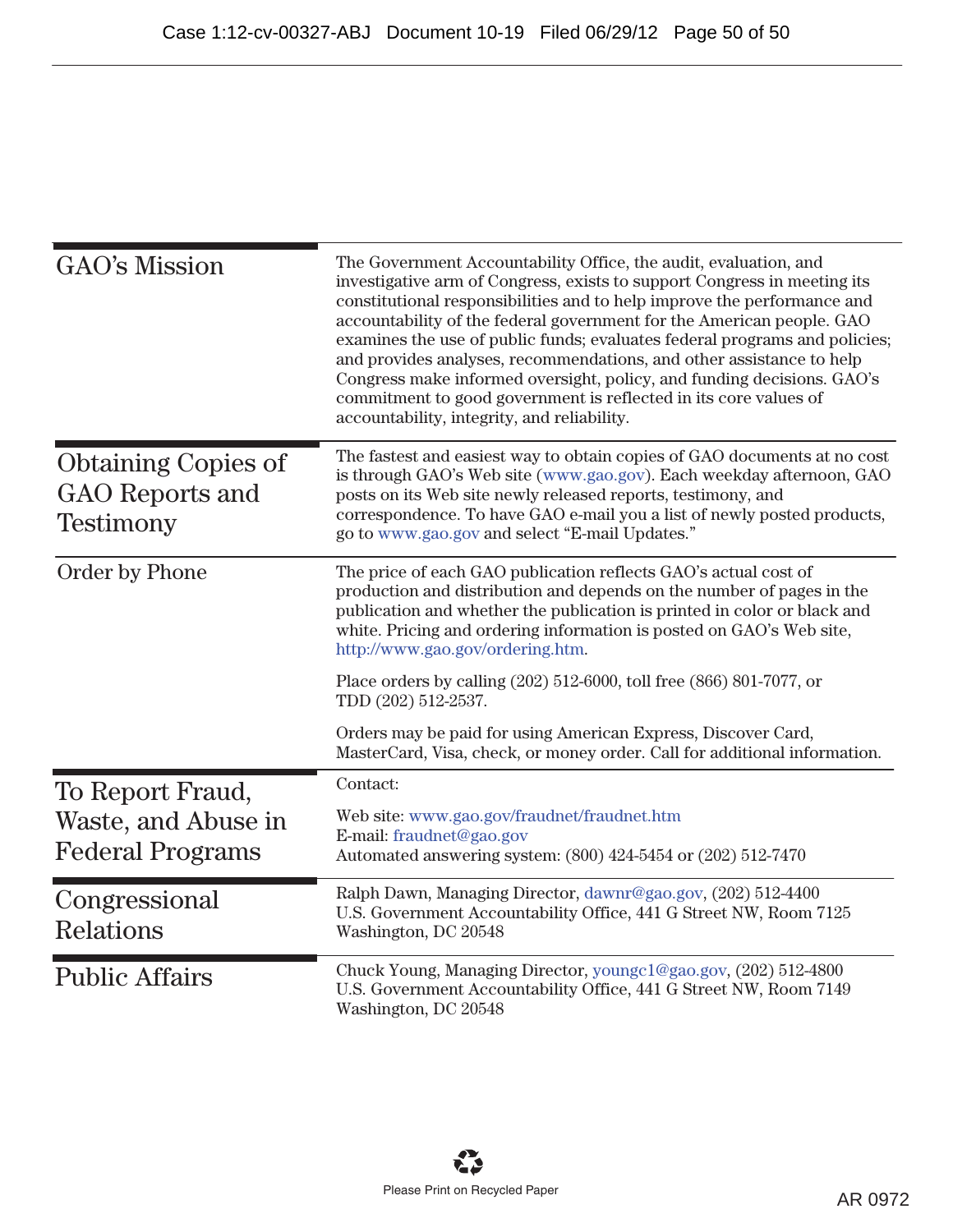## GAO's Mission

The Government Accountability Office, the audit, evaluation, and investigative arm of Congress, exists to support Congress in meeting its constitutional responsibilities and to help improve the performance and accountability of the federal government for the American people. GAO examines the use of public funds; evaluates federal programs and policies; and provides analyses, recommendations, and other assistance to help Congress make informed oversight, policy, and funding decisions. GAO's commitment to good government is reflected in its core values of accountability, integrity, and reliability.

## Obtaining Copies of GAO Reports and Testimony

The fastest and easiest way to obtain copies of GAO documents at no cost is through GAO's Web site (www.gao.gov). Each weekday afternoon, GAO posts on its Web site newly released reports, testimony, and correspondence. To have GAO e-mail you a list of newly posted products, go to www.gao.gov and select "E-mail Updates."

### Order by Phone

The price of each GAO publication reflects GAO's actual cost of production and distribution and depends on the number of pages in the publication and whether the publication is printed in color or black and white. Pricing and ordering information is posted on GAO's Web site, http://www.gao.gov/ordering.htm.

Place orders by calling (202) 512-6000, toll free (866) 801-7077, or TDD (202) 512-2537.

Orders may be paid for using American Express, Discover Card, MasterCard, Visa, check, or money order. Call for additional information.

## To Report Fraud, Waste, and Abuse in Federal Programs

Contact:

Web site: www.gao.gov/fraudnet/fraudnet.htm
E-mail: fraudnet@gao.gov
Automated answering system: (800) 424-5454 or (202) 512-7470

## Congressional Relations

Ralph Dawn, Managing Director, dawnr@gao.gov, (202) 512-4400
U.S. Government Accountability Office, 441 G Street NW, Room 7125
Washington, DC 20548

## Public Affairs

Chuck Young, Managing Director, youngc1@gao.gov, (202) 512-4800
U.S. Government Accountability Office, 441 G Street NW, Room 7149
Washington, DC 20548

Please Print on Recycled Paper

AR 0972